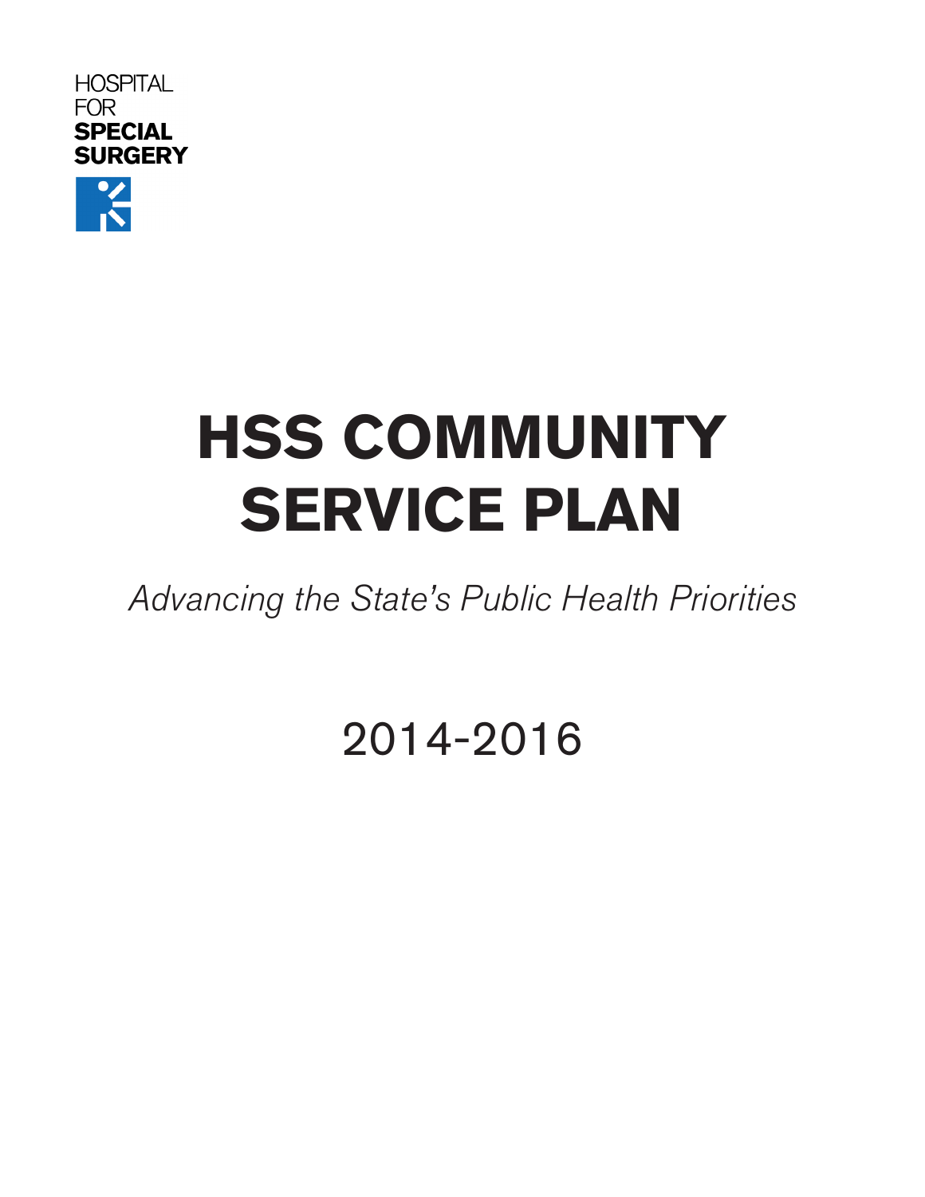HOSPITAL
FOR
**SPECIAL**
**SURGERY**

# HSS COMMUNITY SERVICE PLAN

*Advancing the State's Public Health Priorities*

2014-2016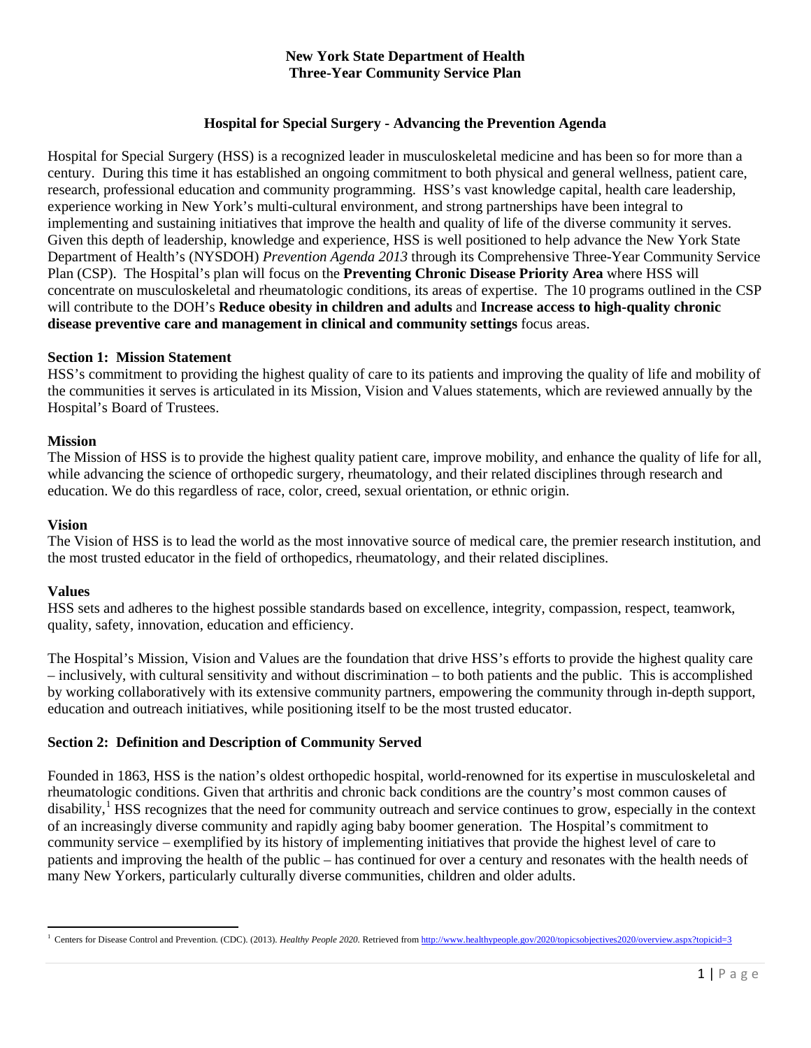**New York State Department of Health**
**Three-Year Community Service Plan**

**Hospital for Special Surgery - Advancing the Prevention Agenda**

Hospital for Special Surgery (HSS) is a recognized leader in musculoskeletal medicine and has been so for more than a century. During this time it has established an ongoing commitment to both physical and general wellness, patient care, research, professional education and community programming. HSS's vast knowledge capital, health care leadership, experience working in New York's multi-cultural environment, and strong partnerships have been integral to implementing and sustaining initiatives that improve the health and quality of life of the diverse community it serves. Given this depth of leadership, knowledge and experience, HSS is well positioned to help advance the New York State Department of Health's (NYSDOH) *Prevention Agenda 2013* through its Comprehensive Three-Year Community Service Plan (CSP). The Hospital's plan will focus on the **Preventing Chronic Disease Priority Area** where HSS will concentrate on musculoskeletal and rheumatologic conditions, its areas of expertise. The 10 programs outlined in the CSP will contribute to the DOH's **Reduce obesity in children and adults** and **Increase access to high-quality chronic disease preventive care and management in clinical and community settings** focus areas.

## Section 1: Mission Statement

HSS's commitment to providing the highest quality of care to its patients and improving the quality of life and mobility of the communities it serves is articulated in its Mission, Vision and Values statements, which are reviewed annually by the Hospital's Board of Trustees.

### Mission

The Mission of HSS is to provide the highest quality patient care, improve mobility, and enhance the quality of life for all, while advancing the science of orthopedic surgery, rheumatology, and their related disciplines through research and education. We do this regardless of race, color, creed, sexual orientation, or ethnic origin.

### Vision

The Vision of HSS is to lead the world as the most innovative source of medical care, the premier research institution, and the most trusted educator in the field of orthopedics, rheumatology, and their related disciplines.

### Values

HSS sets and adheres to the highest possible standards based on excellence, integrity, compassion, respect, teamwork, quality, safety, innovation, education and efficiency.

The Hospital's Mission, Vision and Values are the foundation that drive HSS's efforts to provide the highest quality care – inclusively, with cultural sensitivity and without discrimination – to both patients and the public. This is accomplished by working collaboratively with its extensive community partners, empowering the community through in-depth support, education and outreach initiatives, while positioning itself to be the most trusted educator.

## Section 2: Definition and Description of Community Served

Founded in 1863, HSS is the nation's oldest orthopedic hospital, world-renowned for its expertise in musculoskeletal and rheumatologic conditions. Given that arthritis and chronic back conditions are the country's most common causes of disability,[1] HSS recognizes that the need for community outreach and service continues to grow, especially in the context of an increasingly diverse community and rapidly aging baby boomer generation. The Hospital's commitment to community service – exemplified by its history of implementing initiatives that provide the highest level of care to patients and improving the health of the public – has continued for over a century and resonates with the health needs of many New Yorkers, particularly culturally diverse communities, children and older adults.

[1] Centers for Disease Control and Prevention. (CDC). (2013). *Healthy People 2020*. Retrieved from http://www.healthypeople.gov/2020/topicsobjectives2020/overview.aspx?topicid=3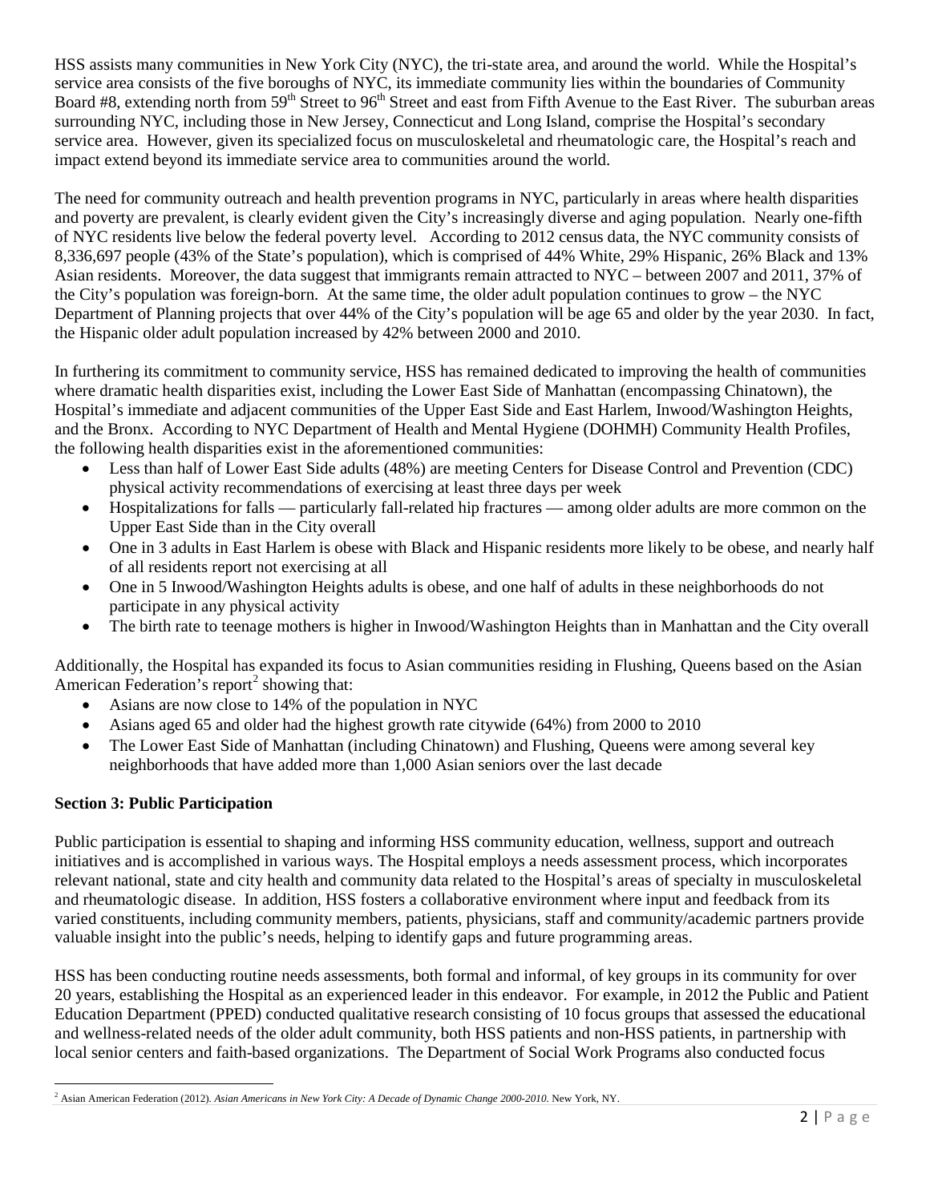HSS assists many communities in New York City (NYC), the tri-state area, and around the world. While the Hospital's service area consists of the five boroughs of NYC, its immediate community lies within the boundaries of Community Board #8, extending north from 59th Street to 96th Street and east from Fifth Avenue to the East River. The suburban areas surrounding NYC, including those in New Jersey, Connecticut and Long Island, comprise the Hospital's secondary service area. However, given its specialized focus on musculoskeletal and rheumatologic care, the Hospital's reach and impact extend beyond its immediate service area to communities around the world.

The need for community outreach and health prevention programs in NYC, particularly in areas where health disparities and poverty are prevalent, is clearly evident given the City's increasingly diverse and aging population. Nearly one-fifth of NYC residents live below the federal poverty level. According to 2012 census data, the NYC community consists of 8,336,697 people (43% of the State's population), which is comprised of 44% White, 29% Hispanic, 26% Black and 13% Asian residents. Moreover, the data suggest that immigrants remain attracted to NYC – between 2007 and 2011, 37% of the City's population was foreign-born. At the same time, the older adult population continues to grow – the NYC Department of Planning projects that over 44% of the City's population will be age 65 and older by the year 2030. In fact, the Hispanic older adult population increased by 42% between 2000 and 2010.

In furthering its commitment to community service, HSS has remained dedicated to improving the health of communities where dramatic health disparities exist, including the Lower East Side of Manhattan (encompassing Chinatown), the Hospital's immediate and adjacent communities of the Upper East Side and East Harlem, Inwood/Washington Heights, and the Bronx. According to NYC Department of Health and Mental Hygiene (DOHMH) Community Health Profiles, the following health disparities exist in the aforementioned communities:

- Less than half of Lower East Side adults (48%) are meeting Centers for Disease Control and Prevention (CDC) physical activity recommendations of exercising at least three days per week
- Hospitalizations for falls — particularly fall-related hip fractures — among older adults are more common on the Upper East Side than in the City overall
- One in 3 adults in East Harlem is obese with Black and Hispanic residents more likely to be obese, and nearly half of all residents report not exercising at all
- One in 5 Inwood/Washington Heights adults is obese, and one half of adults in these neighborhoods do not participate in any physical activity
- The birth rate to teenage mothers is higher in Inwood/Washington Heights than in Manhattan and the City overall

Additionally, the Hospital has expanded its focus to Asian communities residing in Flushing, Queens based on the Asian American Federation's report[2] showing that:

- Asians are now close to 14% of the population in NYC
- Asians aged 65 and older had the highest growth rate citywide (64%) from 2000 to 2010
- The Lower East Side of Manhattan (including Chinatown) and Flushing, Queens were among several key neighborhoods that have added more than 1,000 Asian seniors over the last decade

**Section 3: Public Participation**

Public participation is essential to shaping and informing HSS community education, wellness, support and outreach initiatives and is accomplished in various ways. The Hospital employs a needs assessment process, which incorporates relevant national, state and city health and community data related to the Hospital's areas of specialty in musculoskeletal and rheumatologic disease. In addition, HSS fosters a collaborative environment where input and feedback from its varied constituents, including community members, patients, physicians, staff and community/academic partners provide valuable insight into the public's needs, helping to identify gaps and future programming areas.

HSS has been conducting routine needs assessments, both formal and informal, of key groups in its community for over 20 years, establishing the Hospital as an experienced leader in this endeavor. For example, in 2012 the Public and Patient Education Department (PPED) conducted qualitative research consisting of 10 focus groups that assessed the educational and wellness-related needs of the older adult community, both HSS patients and non-HSS patients, in partnership with local senior centers and faith-based organizations. The Department of Social Work Programs also conducted focus

[2] Asian American Federation (2012). *Asian Americans in New York City: A Decade of Dynamic Change 2000-2010*. New York, NY.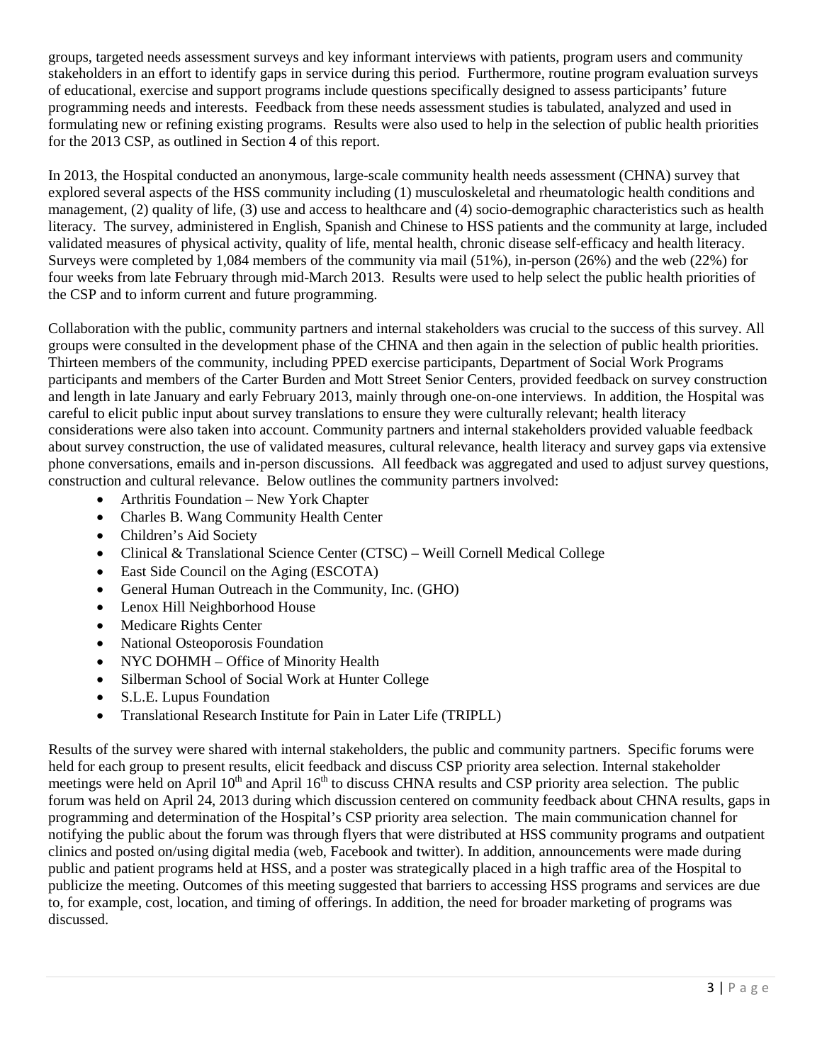groups, targeted needs assessment surveys and key informant interviews with patients, program users and community stakeholders in an effort to identify gaps in service during this period. Furthermore, routine program evaluation surveys of educational, exercise and support programs include questions specifically designed to assess participants' future programming needs and interests. Feedback from these needs assessment studies is tabulated, analyzed and used in formulating new or refining existing programs. Results were also used to help in the selection of public health priorities for the 2013 CSP, as outlined in Section 4 of this report.

In 2013, the Hospital conducted an anonymous, large-scale community health needs assessment (CHNA) survey that explored several aspects of the HSS community including (1) musculoskeletal and rheumatologic health conditions and management, (2) quality of life, (3) use and access to healthcare and (4) socio-demographic characteristics such as health literacy. The survey, administered in English, Spanish and Chinese to HSS patients and the community at large, included validated measures of physical activity, quality of life, mental health, chronic disease self-efficacy and health literacy. Surveys were completed by 1,084 members of the community via mail (51%), in-person (26%) and the web (22%) for four weeks from late February through mid-March 2013. Results were used to help select the public health priorities of the CSP and to inform current and future programming.

Collaboration with the public, community partners and internal stakeholders was crucial to the success of this survey. All groups were consulted in the development phase of the CHNA and then again in the selection of public health priorities. Thirteen members of the community, including PPED exercise participants, Department of Social Work Programs participants and members of the Carter Burden and Mott Street Senior Centers, provided feedback on survey construction and length in late January and early February 2013, mainly through one-on-one interviews. In addition, the Hospital was careful to elicit public input about survey translations to ensure they were culturally relevant; health literacy considerations were also taken into account. Community partners and internal stakeholders provided valuable feedback about survey construction, the use of validated measures, cultural relevance, health literacy and survey gaps via extensive phone conversations, emails and in-person discussions. All feedback was aggregated and used to adjust survey questions, construction and cultural relevance. Below outlines the community partners involved:

- Arthritis Foundation – New York Chapter
- Charles B. Wang Community Health Center
- Children's Aid Society
- Clinical & Translational Science Center (CTSC) – Weill Cornell Medical College
- East Side Council on the Aging (ESCOTA)
- General Human Outreach in the Community, Inc. (GHO)
- Lenox Hill Neighborhood House
- Medicare Rights Center
- National Osteoporosis Foundation
- NYC DOHMH – Office of Minority Health
- Silberman School of Social Work at Hunter College
- S.L.E. Lupus Foundation
- Translational Research Institute for Pain in Later Life (TRIPLL)

Results of the survey were shared with internal stakeholders, the public and community partners. Specific forums were held for each group to present results, elicit feedback and discuss CSP priority area selection. Internal stakeholder meetings were held on April 10th and April 16th to discuss CHNA results and CSP priority area selection. The public forum was held on April 24, 2013 during which discussion centered on community feedback about CHNA results, gaps in programming and determination of the Hospital's CSP priority area selection. The main communication channel for notifying the public about the forum was through flyers that were distributed at HSS community programs and outpatient clinics and posted on/using digital media (web, Facebook and twitter). In addition, announcements were made during public and patient programs held at HSS, and a poster was strategically placed in a high traffic area of the Hospital to publicize the meeting. Outcomes of this meeting suggested that barriers to accessing HSS programs and services are due to, for example, cost, location, and timing of offerings. In addition, the need for broader marketing of programs was discussed.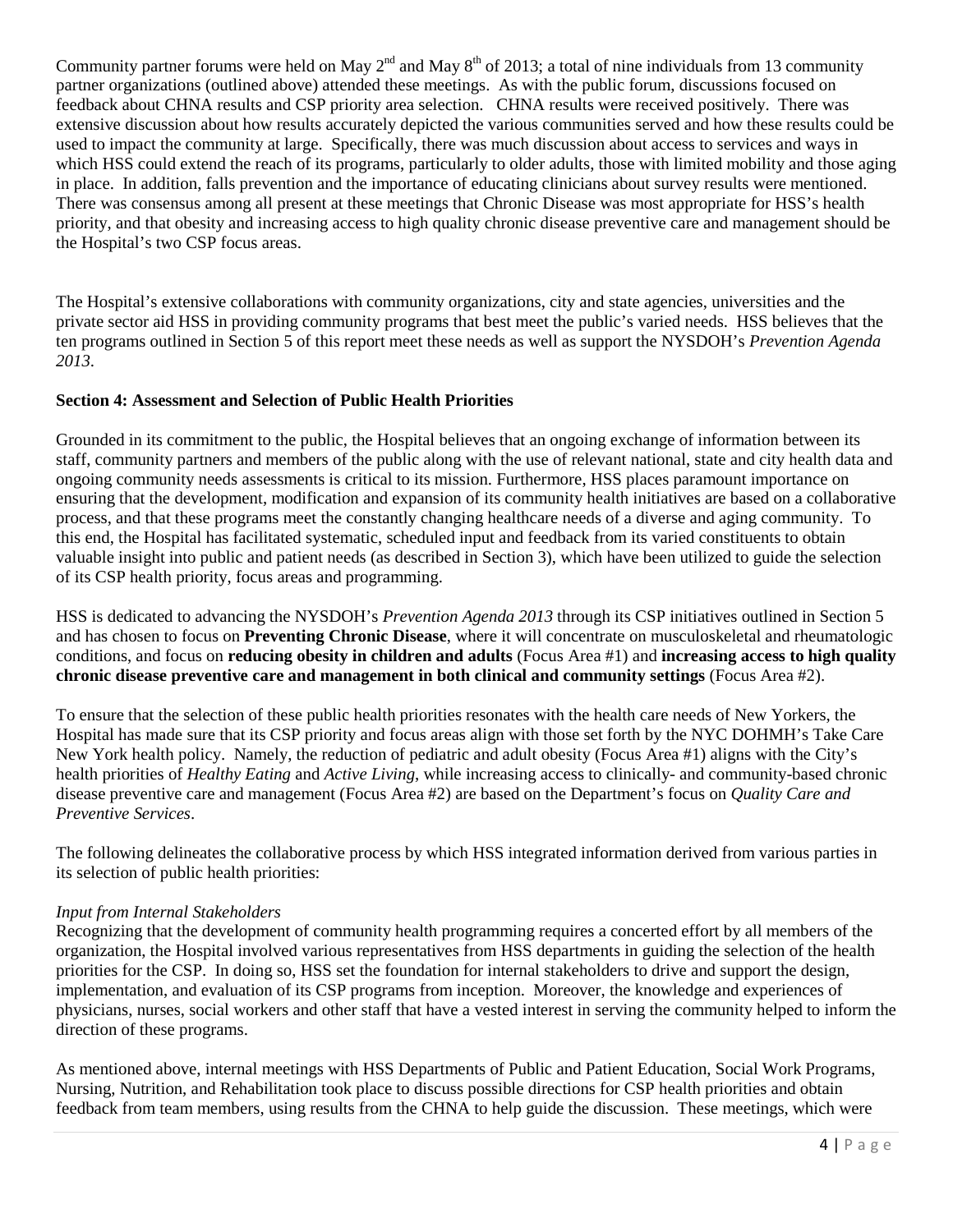Community partner forums were held on May 2nd and May 8th of 2013; a total of nine individuals from 13 community partner organizations (outlined above) attended these meetings. As with the public forum, discussions focused on feedback about CHNA results and CSP priority area selection. CHNA results were received positively. There was extensive discussion about how results accurately depicted the various communities served and how these results could be used to impact the community at large. Specifically, there was much discussion about access to services and ways in which HSS could extend the reach of its programs, particularly to older adults, those with limited mobility and those aging in place. In addition, falls prevention and the importance of educating clinicians about survey results were mentioned. There was consensus among all present at these meetings that Chronic Disease was most appropriate for HSS's health priority, and that obesity and increasing access to high quality chronic disease preventive care and management should be the Hospital's two CSP focus areas.

The Hospital's extensive collaborations with community organizations, city and state agencies, universities and the private sector aid HSS in providing community programs that best meet the public's varied needs. HSS believes that the ten programs outlined in Section 5 of this report meet these needs as well as support the NYSDOH's *Prevention Agenda 2013*.

**Section 4: Assessment and Selection of Public Health Priorities**

Grounded in its commitment to the public, the Hospital believes that an ongoing exchange of information between its staff, community partners and members of the public along with the use of relevant national, state and city health data and ongoing community needs assessments is critical to its mission. Furthermore, HSS places paramount importance on ensuring that the development, modification and expansion of its community health initiatives are based on a collaborative process, and that these programs meet the constantly changing healthcare needs of a diverse and aging community. To this end, the Hospital has facilitated systematic, scheduled input and feedback from its varied constituents to obtain valuable insight into public and patient needs (as described in Section 3), which have been utilized to guide the selection of its CSP health priority, focus areas and programming.

HSS is dedicated to advancing the NYSDOH's *Prevention Agenda 2013* through its CSP initiatives outlined in Section 5 and has chosen to focus on **Preventing Chronic Disease**, where it will concentrate on musculoskeletal and rheumatologic conditions, and focus on **reducing obesity in children and adults** (Focus Area #1) and **increasing access to high quality chronic disease preventive care and management in both clinical and community settings** (Focus Area #2).

To ensure that the selection of these public health priorities resonates with the health care needs of New Yorkers, the Hospital has made sure that its CSP priority and focus areas align with those set forth by the NYC DOHMH's Take Care New York health policy. Namely, the reduction of pediatric and adult obesity (Focus Area #1) aligns with the City's health priorities of *Healthy Eating* and *Active Living*, while increasing access to clinically- and community-based chronic disease preventive care and management (Focus Area #2) are based on the Department's focus on *Quality Care and Preventive Services*.

The following delineates the collaborative process by which HSS integrated information derived from various parties in its selection of public health priorities:

*Input from Internal Stakeholders*

Recognizing that the development of community health programming requires a concerted effort by all members of the organization, the Hospital involved various representatives from HSS departments in guiding the selection of the health priorities for the CSP. In doing so, HSS set the foundation for internal stakeholders to drive and support the design, implementation, and evaluation of its CSP programs from inception. Moreover, the knowledge and experiences of physicians, nurses, social workers and other staff that have a vested interest in serving the community helped to inform the direction of these programs.

As mentioned above, internal meetings with HSS Departments of Public and Patient Education, Social Work Programs, Nursing, Nutrition, and Rehabilitation took place to discuss possible directions for CSP health priorities and obtain feedback from team members, using results from the CHNA to help guide the discussion. These meetings, which were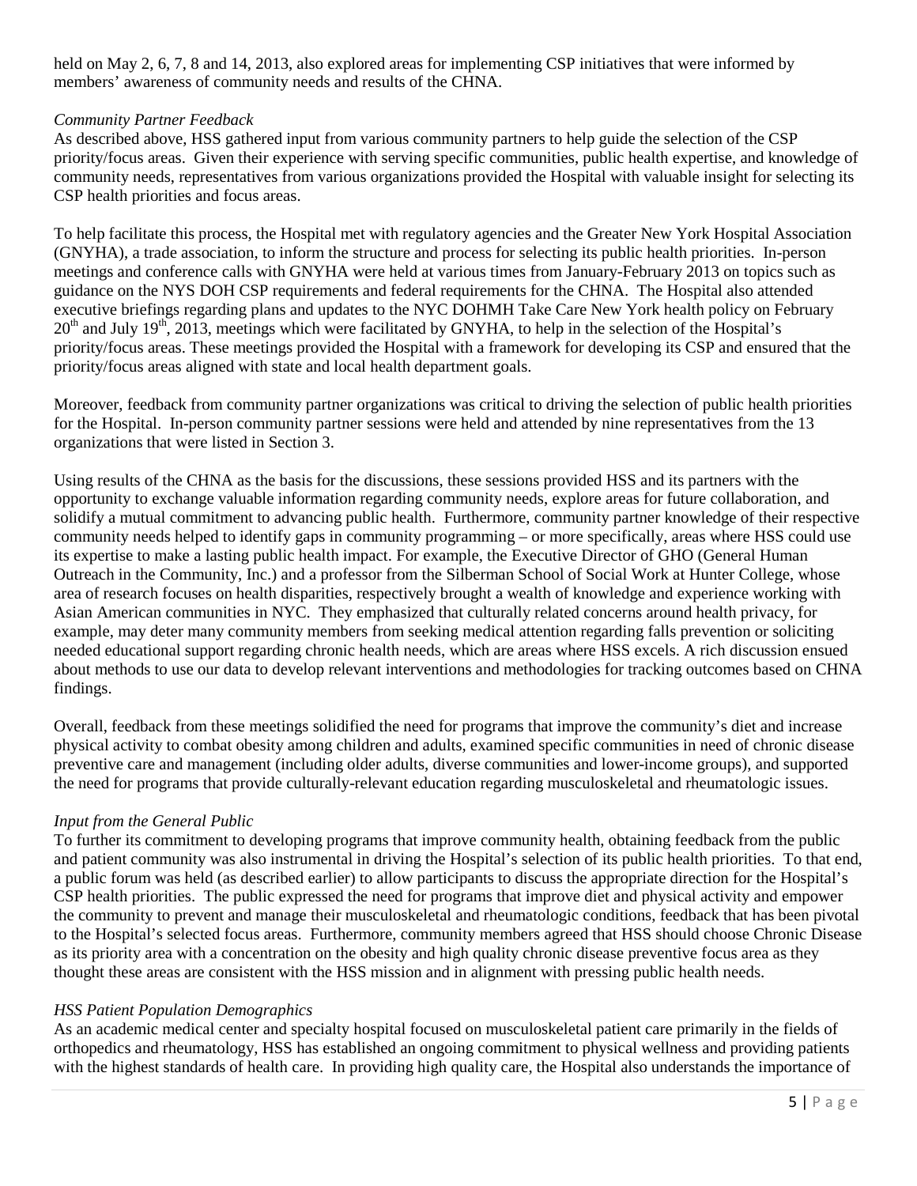held on May 2, 6, 7, 8 and 14, 2013, also explored areas for implementing CSP initiatives that were informed by members' awareness of community needs and results of the CHNA.

*Community Partner Feedback*

As described above, HSS gathered input from various community partners to help guide the selection of the CSP priority/focus areas. Given their experience with serving specific communities, public health expertise, and knowledge of community needs, representatives from various organizations provided the Hospital with valuable insight for selecting its CSP health priorities and focus areas.

To help facilitate this process, the Hospital met with regulatory agencies and the Greater New York Hospital Association (GNYHA), a trade association, to inform the structure and process for selecting its public health priorities. In-person meetings and conference calls with GNYHA were held at various times from January-February 2013 on topics such as guidance on the NYS DOH CSP requirements and federal requirements for the CHNA. The Hospital also attended executive briefings regarding plans and updates to the NYC DOHMH Take Care New York health policy on February 20th and July 19th, 2013, meetings which were facilitated by GNYHA, to help in the selection of the Hospital's priority/focus areas. These meetings provided the Hospital with a framework for developing its CSP and ensured that the priority/focus areas aligned with state and local health department goals.

Moreover, feedback from community partner organizations was critical to driving the selection of public health priorities for the Hospital. In-person community partner sessions were held and attended by nine representatives from the 13 organizations that were listed in Section 3.

Using results of the CHNA as the basis for the discussions, these sessions provided HSS and its partners with the opportunity to exchange valuable information regarding community needs, explore areas for future collaboration, and solidify a mutual commitment to advancing public health. Furthermore, community partner knowledge of their respective community needs helped to identify gaps in community programming – or more specifically, areas where HSS could use its expertise to make a lasting public health impact. For example, the Executive Director of GHO (General Human Outreach in the Community, Inc.) and a professor from the Silberman School of Social Work at Hunter College, whose area of research focuses on health disparities, respectively brought a wealth of knowledge and experience working with Asian American communities in NYC. They emphasized that culturally related concerns around health privacy, for example, may deter many community members from seeking medical attention regarding falls prevention or soliciting needed educational support regarding chronic health needs, which are areas where HSS excels. A rich discussion ensued about methods to use our data to develop relevant interventions and methodologies for tracking outcomes based on CHNA findings.

Overall, feedback from these meetings solidified the need for programs that improve the community's diet and increase physical activity to combat obesity among children and adults, examined specific communities in need of chronic disease preventive care and management (including older adults, diverse communities and lower-income groups), and supported the need for programs that provide culturally-relevant education regarding musculoskeletal and rheumatologic issues.

*Input from the General Public*

To further its commitment to developing programs that improve community health, obtaining feedback from the public and patient community was also instrumental in driving the Hospital's selection of its public health priorities. To that end, a public forum was held (as described earlier) to allow participants to discuss the appropriate direction for the Hospital's CSP health priorities. The public expressed the need for programs that improve diet and physical activity and empower the community to prevent and manage their musculoskeletal and rheumatologic conditions, feedback that has been pivotal to the Hospital's selected focus areas. Furthermore, community members agreed that HSS should choose Chronic Disease as its priority area with a concentration on the obesity and high quality chronic disease preventive focus area as they thought these areas are consistent with the HSS mission and in alignment with pressing public health needs.

*HSS Patient Population Demographics*

As an academic medical center and specialty hospital focused on musculoskeletal patient care primarily in the fields of orthopedics and rheumatology, HSS has established an ongoing commitment to physical wellness and providing patients with the highest standards of health care. In providing high quality care, the Hospital also understands the importance of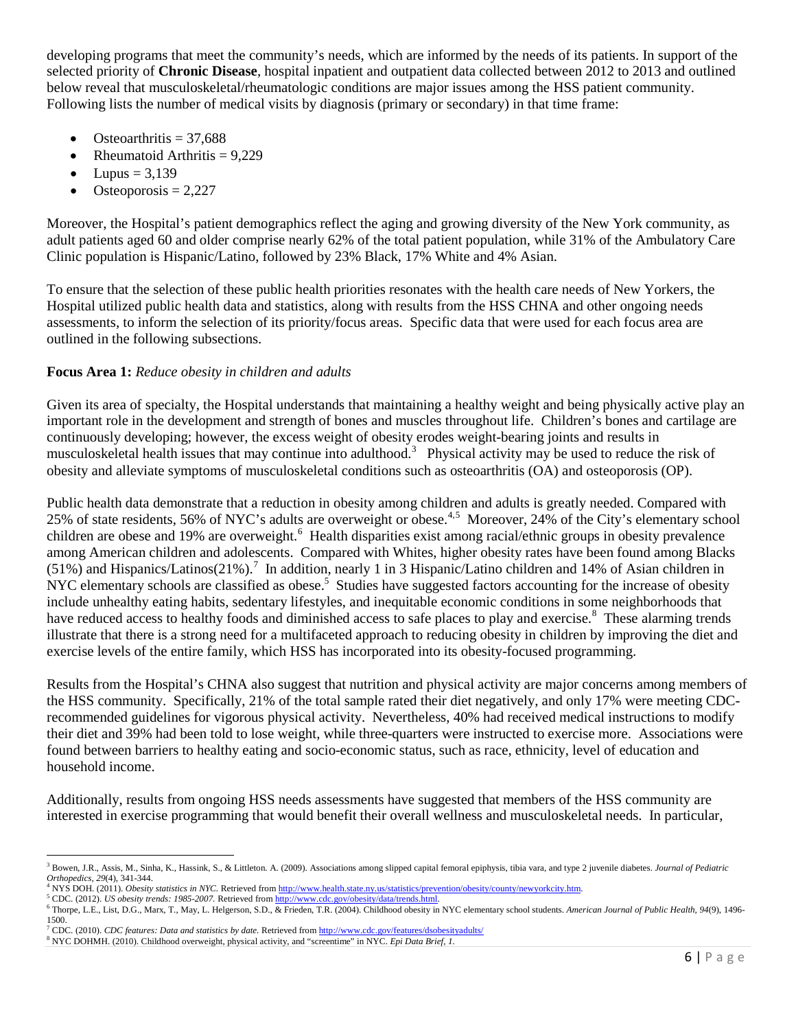developing programs that meet the community's needs, which are informed by the needs of its patients. In support of the selected priority of **Chronic Disease**, hospital inpatient and outpatient data collected between 2012 to 2013 and outlined below reveal that musculoskeletal/rheumatologic conditions are major issues among the HSS patient community. Following lists the number of medical visits by diagnosis (primary or secondary) in that time frame:

- Osteoarthritis = 37,688
- Rheumatoid Arthritis = 9,229
- Lupus = 3,139
- Osteoporosis = 2,227

Moreover, the Hospital's patient demographics reflect the aging and growing diversity of the New York community, as adult patients aged 60 and older comprise nearly 62% of the total patient population, while 31% of the Ambulatory Care Clinic population is Hispanic/Latino, followed by 23% Black, 17% White and 4% Asian.

To ensure that the selection of these public health priorities resonates with the health care needs of New Yorkers, the Hospital utilized public health data and statistics, along with results from the HSS CHNA and other ongoing needs assessments, to inform the selection of its priority/focus areas. Specific data that were used for each focus area are outlined in the following subsections.

**Focus Area 1:** *Reduce obesity in children and adults*

Given its area of specialty, the Hospital understands that maintaining a healthy weight and being physically active play an important role in the development and strength of bones and muscles throughout life. Children's bones and cartilage are continuously developing; however, the excess weight of obesity erodes weight-bearing joints and results in musculoskeletal health issues that may continue into adulthood.[3] Physical activity may be used to reduce the risk of obesity and alleviate symptoms of musculoskeletal conditions such as osteoarthritis (OA) and osteoporosis (OP).

Public health data demonstrate that a reduction in obesity among children and adults is greatly needed. Compared with 25% of state residents, 56% of NYC's adults are overweight or obese.[4,5] Moreover, 24% of the City's elementary school children are obese and 19% are overweight.[6] Health disparities exist among racial/ethnic groups in obesity prevalence among American children and adolescents. Compared with Whites, higher obesity rates have been found among Blacks (51%) and Hispanics/Latinos(21%).[7] In addition, nearly 1 in 3 Hispanic/Latino children and 14% of Asian children in NYC elementary schools are classified as obese.[5] Studies have suggested factors accounting for the increase of obesity include unhealthy eating habits, sedentary lifestyles, and inequitable economic conditions in some neighborhoods that have reduced access to healthy foods and diminished access to safe places to play and exercise.[8] These alarming trends illustrate that there is a strong need for a multifaceted approach to reducing obesity in children by improving the diet and exercise levels of the entire family, which HSS has incorporated into its obesity-focused programming.

Results from the Hospital's CHNA also suggest that nutrition and physical activity are major concerns among members of the HSS community. Specifically, 21% of the total sample rated their diet negatively, and only 17% were meeting CDC-recommended guidelines for vigorous physical activity. Nevertheless, 40% had received medical instructions to modify their diet and 39% had been told to lose weight, while three-quarters were instructed to exercise more. Associations were found between barriers to healthy eating and socio-economic status, such as race, ethnicity, level of education and household income.

Additionally, results from ongoing HSS needs assessments have suggested that members of the HSS community are interested in exercise programming that would benefit their overall wellness and musculoskeletal needs. In particular,

---

[3] Bowen, J.R., Assis, M., Sinha, K., Hassink, S., & Littleton. A. (2009). Associations among slipped capital femoral epiphysis, tibia vara, and type 2 juvenile diabetes. *Journal of Pediatric Orthopedics, 29*(4), 341-344.

[4] NYS DOH. (2011). *Obesity statistics in NYC*. Retrieved from http://www.health.state.ny.us/statistics/prevention/obesity/county/newyorkcity.htm.

[5] CDC. (2012). *US obesity trends: 1985-2007*. Retrieved from http://www.cdc.gov/obesity/data/trends.html.

[6] Thorpe, L.E., List, D.G., Marx, T., May, L. Helgerson, S.D., & Frieden, T.R. (2004). Childhood obesity in NYC elementary school students. *American Journal of Public Health, 94*(9), 1496-1500.

[7] CDC. (2010). *CDC features: Data and statistics by date*. Retrieved from http://www.cdc.gov/features/dsobesityadults/

[8] NYC DOHMH. (2010). Childhood overweight, physical activity, and "screentime" in NYC. *Epi Data Brief, 1*.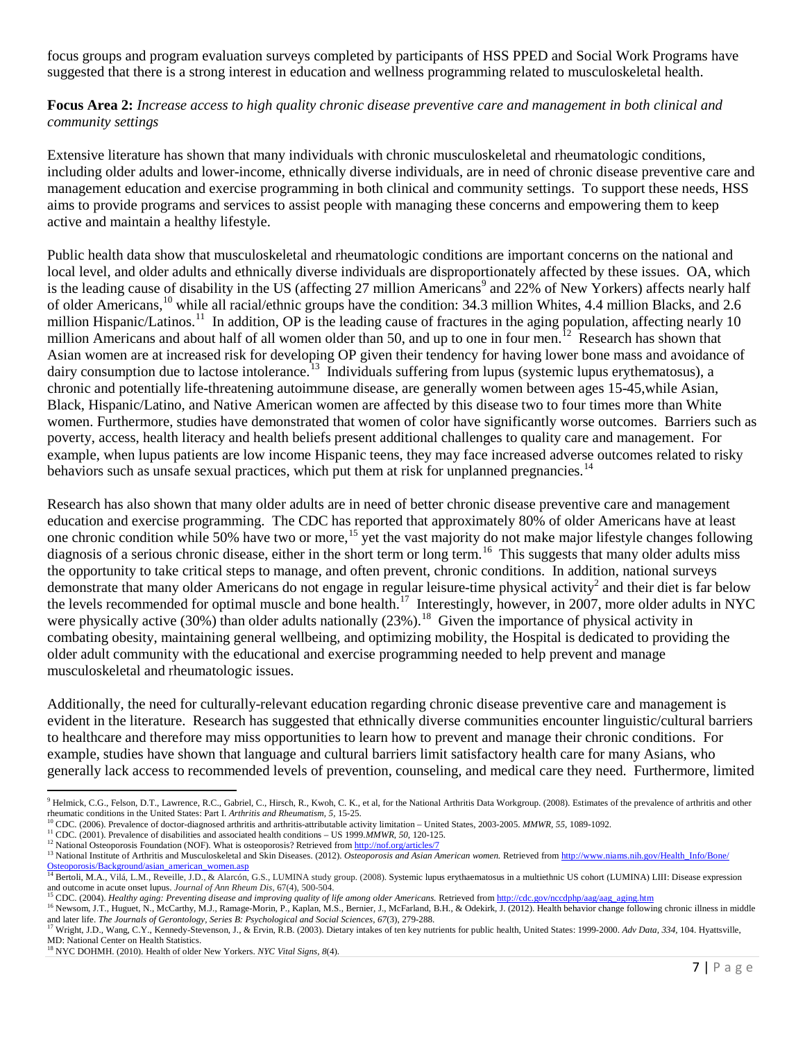focus groups and program evaluation surveys completed by participants of HSS PPED and Social Work Programs have suggested that there is a strong interest in education and wellness programming related to musculoskeletal health.

**Focus Area 2:** *Increase access to high quality chronic disease preventive care and management in both clinical and community settings*

Extensive literature has shown that many individuals with chronic musculoskeletal and rheumatologic conditions, including older adults and lower-income, ethnically diverse individuals, are in need of chronic disease preventive care and management education and exercise programming in both clinical and community settings. To support these needs, HSS aims to provide programs and services to assist people with managing these concerns and empowering them to keep active and maintain a healthy lifestyle.

Public health data show that musculoskeletal and rheumatologic conditions are important concerns on the national and local level, and older adults and ethnically diverse individuals are disproportionately affected by these issues. OA, which is the leading cause of disability in the US (affecting 27 million Americans[9] and 22% of New Yorkers) affects nearly half of older Americans,[10] while all racial/ethnic groups have the condition: 34.3 million Whites, 4.4 million Blacks, and 2.6 million Hispanic/Latinos.[11] In addition, OP is the leading cause of fractures in the aging population, affecting nearly 10 million Americans and about half of all women older than 50, and up to one in four men.[12] Research has shown that Asian women are at increased risk for developing OP given their tendency for having lower bone mass and avoidance of dairy consumption due to lactose intolerance.[13] Individuals suffering from lupus (systemic lupus erythematosus), a chronic and potentially life-threatening autoimmune disease, are generally women between ages 15-45,while Asian, Black, Hispanic/Latino, and Native American women are affected by this disease two to four times more than White women. Furthermore, studies have demonstrated that women of color have significantly worse outcomes. Barriers such as poverty, access, health literacy and health beliefs present additional challenges to quality care and management. For example, when lupus patients are low income Hispanic teens, they may face increased adverse outcomes related to risky behaviors such as unsafe sexual practices, which put them at risk for unplanned pregnancies.[14]

Research has also shown that many older adults are in need of better chronic disease preventive care and management education and exercise programming. The CDC has reported that approximately 80% of older Americans have at least one chronic condition while 50% have two or more,[15] yet the vast majority do not make major lifestyle changes following diagnosis of a serious chronic disease, either in the short term or long term.[16] This suggests that many older adults miss the opportunity to take critical steps to manage, and often prevent, chronic conditions. In addition, national surveys demonstrate that many older Americans do not engage in regular leisure-time physical activity[2] and their diet is far below the levels recommended for optimal muscle and bone health.[17] Interestingly, however, in 2007, more older adults in NYC were physically active (30%) than older adults nationally (23%).[18] Given the importance of physical activity in combating obesity, maintaining general wellbeing, and optimizing mobility, the Hospital is dedicated to providing the older adult community with the educational and exercise programming needed to help prevent and manage musculoskeletal and rheumatologic issues.

Additionally, the need for culturally-relevant education regarding chronic disease preventive care and management is evident in the literature. Research has suggested that ethnically diverse communities encounter linguistic/cultural barriers to healthcare and therefore may miss opportunities to learn how to prevent and manage their chronic conditions. For example, studies have shown that language and cultural barriers limit satisfactory health care for many Asians, who generally lack access to recommended levels of prevention, counseling, and medical care they need. Furthermore, limited

---

[9] Helmick, C.G., Felson, D.T., Lawrence, R.C., Gabriel, C., Hirsch, R., Kwoh, C. K., et al, for the National Arthritis Data Workgroup. (2008). Estimates of the prevalence of arthritis and other rheumatic conditions in the United States: Part I. *Arthritis and Rheumatism, 5*, 15-25.

[10] CDC. (2006). Prevalence of doctor-diagnosed arthritis and arthritis-attributable activity limitation – United States, 2003-2005. *MMWR, 55*, 1089-1092.

[11] CDC. (2001). Prevalence of disabilities and associated health conditions – US 1999.*MMWR, 50*, 120-125.

[12] National Osteoporosis Foundation (NOF). What is osteoporosis? Retrieved from http://nof.org/articles/7

[13] National Institute of Arthritis and Musculoskeletal and Skin Diseases. (2012). *Osteoporosis and Asian American women.* Retrieved from http://www.niams.nih.gov/Health_Info/Bone/Osteoporosis/Background/asian_american_women.asp

[14] Bertoli, M.A., Vilá, L.M., Reveille, J.D., & Alarcón, G.S., LUMINA study group. (2008). Systemic lupus erythaematosus in a multiethnic US cohort (LUMINA) LIII: Disease expression and outcome in acute onset lupus. *Journal of Ann Rheum Dis*, 67(4), 500-504.

[15] CDC. (2004). *Healthy aging: Preventing disease and improving quality of life among older Americans.* Retrieved from http://cdc.gov/nccdphp/aag/aag_aging.htm

[16] Newsom, J.T., Huguet, N., McCarthy, M.J., Ramage-Morin, P., Kaplan, M.S., Bernier, J., McFarland, B.H., & Odekirk, J. (2012). Health behavior change following chronic illness in middle and later life. *The Journals of Gerontology, Series B: Psychological and Social Sciences, 67*(3), 279-288.

[17] Wright, J.D., Wang, C.Y., Kennedy-Stevenson, J., & Ervin, R.B. (2003). Dietary intakes of ten key nutrients for public health, United States: 1999-2000. *Adv Data, 334*, 104. Hyattsville, MD: National Center on Health Statistics.

[18] NYC DOHMH. (2010). Health of older New Yorkers. *NYC Vital Signs, 8*(4).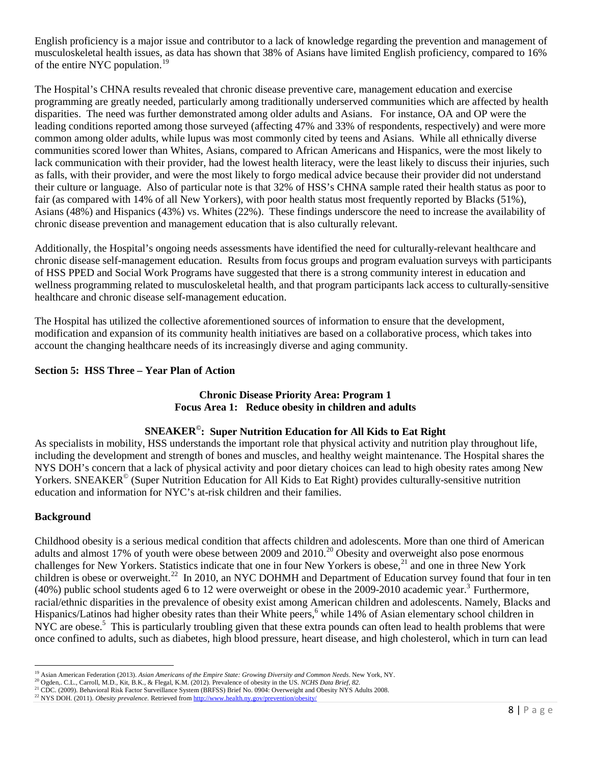English proficiency is a major issue and contributor to a lack of knowledge regarding the prevention and management of musculoskeletal health issues, as data has shown that 38% of Asians have limited English proficiency, compared to 16% of the entire NYC population.[19]

The Hospital's CHNA results revealed that chronic disease preventive care, management education and exercise programming are greatly needed, particularly among traditionally underserved communities which are affected by health disparities. The need was further demonstrated among older adults and Asians. For instance, OA and OP were the leading conditions reported among those surveyed (affecting 47% and 33% of respondents, respectively) and were more common among older adults, while lupus was most commonly cited by teens and Asians. While all ethnically diverse communities scored lower than Whites, Asians, compared to African Americans and Hispanics, were the most likely to lack communication with their provider, had the lowest health literacy, were the least likely to discuss their injuries, such as falls, with their provider, and were the most likely to forgo medical advice because their provider did not understand their culture or language. Also of particular note is that 32% of HSS's CHNA sample rated their health status as poor to fair (as compared with 14% of all New Yorkers), with poor health status most frequently reported by Blacks (51%), Asians (48%) and Hispanics (43%) vs. Whites (22%). These findings underscore the need to increase the availability of chronic disease prevention and management education that is also culturally relevant.

Additionally, the Hospital's ongoing needs assessments have identified the need for culturally-relevant healthcare and chronic disease self-management education. Results from focus groups and program evaluation surveys with participants of HSS PPED and Social Work Programs have suggested that there is a strong community interest in education and wellness programming related to musculoskeletal health, and that program participants lack access to culturally-sensitive healthcare and chronic disease self-management education.

The Hospital has utilized the collective aforementioned sources of information to ensure that the development, modification and expansion of its community health initiatives are based on a collaborative process, which takes into account the changing healthcare needs of its increasingly diverse and aging community.

## Section 5: HSS Three – Year Plan of Action

### Chronic Disease Priority Area: Program 1
### Focus Area 1: Reduce obesity in children and adults

### SNEAKER©: Super Nutrition Education for All Kids to Eat Right

As specialists in mobility, HSS understands the important role that physical activity and nutrition play throughout life, including the development and strength of bones and muscles, and healthy weight maintenance. The Hospital shares the NYS DOH's concern that a lack of physical activity and poor dietary choices can lead to high obesity rates among New Yorkers. SNEAKER© (Super Nutrition Education for All Kids to Eat Right) provides culturally-sensitive nutrition education and information for NYC's at-risk children and their families.

**Background**

Childhood obesity is a serious medical condition that affects children and adolescents. More than one third of American adults and almost 17% of youth were obese between 2009 and 2010.[20] Obesity and overweight also pose enormous challenges for New Yorkers. Statistics indicate that one in four New Yorkers is obese,[21] and one in three New York children is obese or overweight.[22] In 2010, an NYC DOHMH and Department of Education survey found that four in ten (40%) public school students aged 6 to 12 were overweight or obese in the 2009-2010 academic year.[3] Furthermore, racial/ethnic disparities in the prevalence of obesity exist among American children and adolescents. Namely, Blacks and Hispanics/Latinos had higher obesity rates than their White peers,[6] while 14% of Asian elementary school children in NYC are obese.[5] This is particularly troubling given that these extra pounds can often lead to health problems that were once confined to adults, such as diabetes, high blood pressure, heart disease, and high cholesterol, which in turn can lead

---

[19] Asian American Federation (2013). *Asian Americans of the Empire State: Growing Diversity and Common Needs*. New York, NY.
[20] Ogden,. C.L., Carroll, M.D., Kit, B.K., & Flegal, K.M. (2012). Prevalence of obesity in the US. *NCHS Data Brief, 82.*
[21] CDC. (2009). Behavioral Risk Factor Surveillance System (BRFSS) Brief No. 0904: Overweight and Obesity NYS Adults 2008.
[22] NYS DOH. (2011). *Obesity prevalence.* Retrieved from http://www.health.ny.gov/prevention/obesity/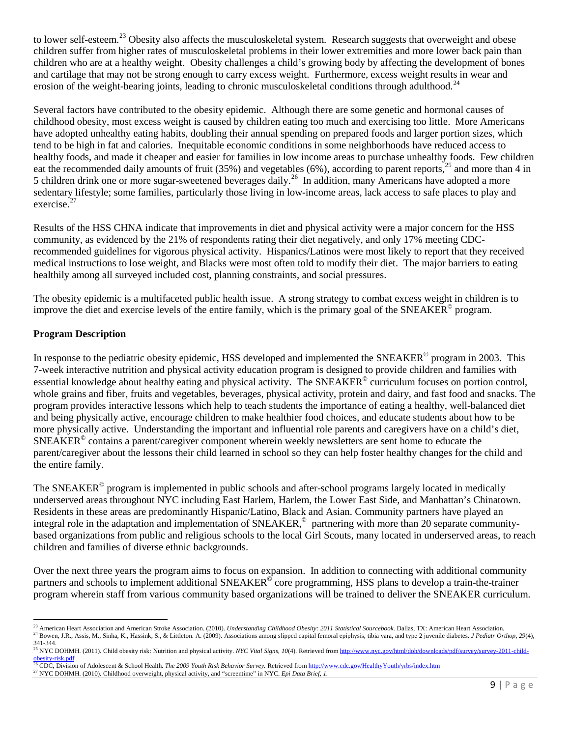to lower self-esteem.[23] Obesity also affects the musculoskeletal system. Research suggests that overweight and obese children suffer from higher rates of musculoskeletal problems in their lower extremities and more lower back pain than children who are at a healthy weight. Obesity challenges a child's growing body by affecting the development of bones and cartilage that may not be strong enough to carry excess weight. Furthermore, excess weight results in wear and erosion of the weight-bearing joints, leading to chronic musculoskeletal conditions through adulthood.[24]

Several factors have contributed to the obesity epidemic. Although there are some genetic and hormonal causes of childhood obesity, most excess weight is caused by children eating too much and exercising too little. More Americans have adopted unhealthy eating habits, doubling their annual spending on prepared foods and larger portion sizes, which tend to be high in fat and calories. Inequitable economic conditions in some neighborhoods have reduced access to healthy foods, and made it cheaper and easier for families in low income areas to purchase unhealthy foods. Few children eat the recommended daily amounts of fruit (35%) and vegetables (6%), according to parent reports,[25] and more than 4 in 5 children drink one or more sugar-sweetened beverages daily.[26] In addition, many Americans have adopted a more sedentary lifestyle; some families, particularly those living in low-income areas, lack access to safe places to play and exercise.[27]

Results of the HSS CHNA indicate that improvements in diet and physical activity were a major concern for the HSS community, as evidenced by the 21% of respondents rating their diet negatively, and only 17% meeting CDC-recommended guidelines for vigorous physical activity. Hispanics/Latinos were most likely to report that they received medical instructions to lose weight, and Blacks were most often told to modify their diet. The major barriers to eating healthily among all surveyed included cost, planning constraints, and social pressures.

The obesity epidemic is a multifaceted public health issue. A strong strategy to combat excess weight in children is to improve the diet and exercise levels of the entire family, which is the primary goal of the SNEAKER© program.

## Program Description

In response to the pediatric obesity epidemic, HSS developed and implemented the SNEAKER© program in 2003. This 7-week interactive nutrition and physical activity education program is designed to provide children and families with essential knowledge about healthy eating and physical activity. The SNEAKER© curriculum focuses on portion control, whole grains and fiber, fruits and vegetables, beverages, physical activity, protein and dairy, and fast food and snacks. The program provides interactive lessons which help to teach students the importance of eating a healthy, well-balanced diet and being physically active, encourage children to make healthier food choices, and educate students about how to be more physically active. Understanding the important and influential role parents and caregivers have on a child's diet, SNEAKER© contains a parent/caregiver component wherein weekly newsletters are sent home to educate the parent/caregiver about the lessons their child learned in school so they can help foster healthy changes for the child and the entire family.

The SNEAKER© program is implemented in public schools and after-school programs largely located in medically underserved areas throughout NYC including East Harlem, Harlem, the Lower East Side, and Manhattan's Chinatown. Residents in these areas are predominantly Hispanic/Latino, Black and Asian. Community partners have played an integral role in the adaptation and implementation of SNEAKER,© partnering with more than 20 separate community-based organizations from public and religious schools to the local Girl Scouts, many located in underserved areas, to reach children and families of diverse ethnic backgrounds.

Over the next three years the program aims to focus on expansion. In addition to connecting with additional community partners and schools to implement additional SNEAKER© core programming, HSS plans to develop a train-the-trainer program wherein staff from various community based organizations will be trained to deliver the SNEAKER curriculum.

---

[23] American Heart Association and American Stroke Association. (2010). *Understanding Childhood Obesity: 2011 Statistical Sourcebook.* Dallas, TX: American Heart Association.

[24] Bowen, J.R., Assis, M., Sinha, K., Hassink, S., & Littleton. A. (2009). Associations among slipped capital femoral epiphysis, tibia vara, and type 2 juvenile diabetes. *J Pediatr Orthop, 29*(4), 341-344.

[25] NYC DOHMH. (2011). Child obesity risk: Nutrition and physical activity. *NYC Vital Signs, 10*(4). Retrieved from http://www.nyc.gov/html/doh/downloads/pdf/survey/survey-2011-child-obesity-risk.pdf

[26] CDC, Division of Adolescent & School Health. *The 2009 Youth Risk Behavior Survey.* Retrieved from http://www.cdc.gov/HealthyYouth/yrbs/index.htm

[27] NYC DOHMH. (2010). Childhood overweight, physical activity, and "screentime" in NYC. *Epi Data Brief, 1.*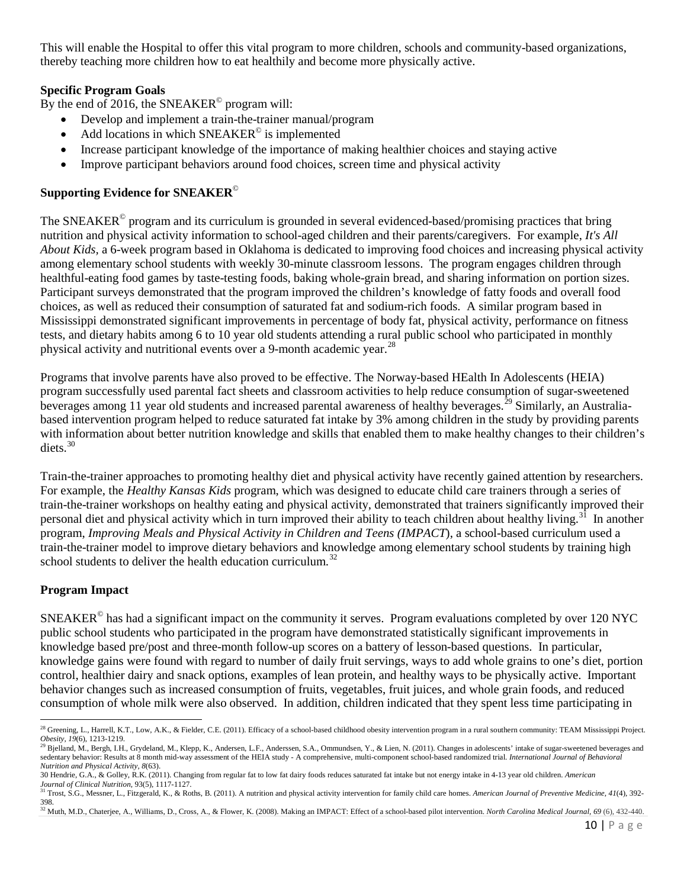This will enable the Hospital to offer this vital program to more children, schools and community-based organizations, thereby teaching more children how to eat healthily and become more physically active.

**Specific Program Goals**

By the end of 2016, the SNEAKER© program will:

- Develop and implement a train-the-trainer manual/program
- Add locations in which SNEAKER© is implemented
- Increase participant knowledge of the importance of making healthier choices and staying active
- Improve participant behaviors around food choices, screen time and physical activity

**Supporting Evidence for SNEAKER©**

The SNEAKER© program and its curriculum is grounded in several evidenced-based/promising practices that bring nutrition and physical activity information to school-aged children and their parents/caregivers. For example, *It's All About Kids*, a 6-week program based in Oklahoma is dedicated to improving food choices and increasing physical activity among elementary school students with weekly 30-minute classroom lessons. The program engages children through healthful-eating food games by taste-testing foods, baking whole-grain bread, and sharing information on portion sizes. Participant surveys demonstrated that the program improved the children's knowledge of fatty foods and overall food choices, as well as reduced their consumption of saturated fat and sodium-rich foods. A similar program based in Mississippi demonstrated significant improvements in percentage of body fat, physical activity, performance on fitness tests, and dietary habits among 6 to 10 year old students attending a rural public school who participated in monthly physical activity and nutritional events over a 9-month academic year.[28]

Programs that involve parents have also proved to be effective. The Norway-based HEalth In Adolescents (HEIA) program successfully used parental fact sheets and classroom activities to help reduce consumption of sugar-sweetened beverages among 11 year old students and increased parental awareness of healthy beverages.[29] Similarly, an Australia-based intervention program helped to reduce saturated fat intake by 3% among children in the study by providing parents with information about better nutrition knowledge and skills that enabled them to make healthy changes to their children's diets.[30]

Train-the-trainer approaches to promoting healthy diet and physical activity have recently gained attention by researchers. For example, the *Healthy Kansas Kids* program, which was designed to educate child care trainers through a series of train-the-trainer workshops on healthy eating and physical activity, demonstrated that trainers significantly improved their personal diet and physical activity which in turn improved their ability to teach children about healthy living.[31] In another program, *Improving Meals and Physical Activity in Children and Teens (IMPACT*), a school-based curriculum used a train-the-trainer model to improve dietary behaviors and knowledge among elementary school students by training high school students to deliver the health education curriculum.[32]

**Program Impact**

SNEAKER© has had a significant impact on the community it serves. Program evaluations completed by over 120 NYC public school students who participated in the program have demonstrated statistically significant improvements in knowledge based pre/post and three-month follow-up scores on a battery of lesson-based questions. In particular, knowledge gains were found with regard to number of daily fruit servings, ways to add whole grains to one's diet, portion control, healthier dairy and snack options, examples of lean protein, and healthy ways to be physically active. Important behavior changes such as increased consumption of fruits, vegetables, fruit juices, and whole grain foods, and reduced consumption of whole milk were also observed. In addition, children indicated that they spent less time participating in

---

[28] Greening, L., Harrell, K.T., Low, A.K., & Fielder, C.E. (2011). Efficacy of a school-based childhood obesity intervention program in a rural southern community: TEAM Mississippi Project. *Obesity, 19*(6), 1213-1219.

[29] Bjelland, M., Bergh, I.H., Grydeland, M., Klepp, K., Andersen, L.F., Anderssen, S.A., Ommundsen, Y., & Lien, N. (2011). Changes in adolescents' intake of sugar-sweetened beverages and sedentary behavior: Results at 8 month mid-way assessment of the HEIA study - A comprehensive, multi-component school-based randomized trial. *International Journal of Behavioral Nutrition and Physical Activity, 8*(63).

30 Hendrie, G.A., & Golley, R.K. (2011). Changing from regular fat to low fat dairy foods reduces saturated fat intake but not energy intake in 4-13 year old children. *American Journal of Clinical Nutrition*, 93(5), 1117-1127.

[31] Trost, S.G., Messner, L., Fitzgerald, K., & Roths, B. (2011). A nutrition and physical activity intervention for family child care homes. *American Journal of Preventive Medicine, 41*(4), 392-398.

[32] Muth, M.D., Chaterjee, A., Williams, D., Cross, A., & Flower, K. (2008). Making an IMPACT: Effect of a school-based pilot intervention. *North Carolina Medical Journal, 69* (6), 432-440.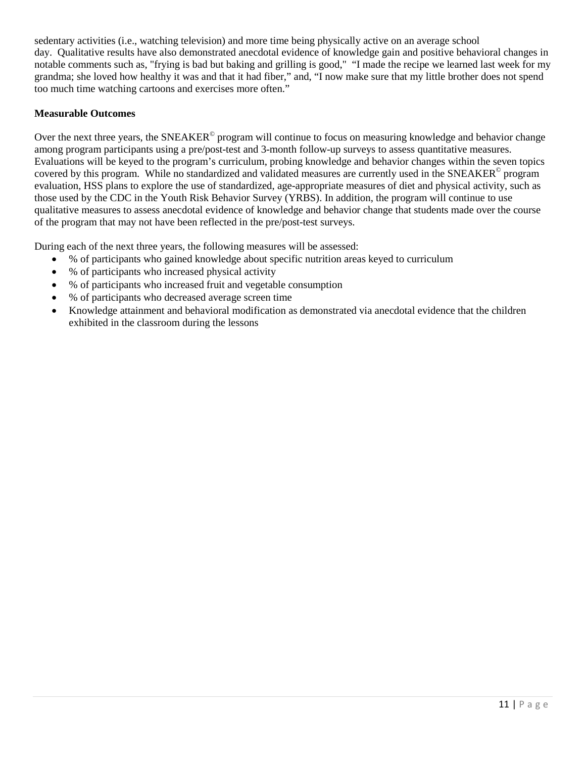sedentary activities (i.e., watching television) and more time being physically active on an average school day. Qualitative results have also demonstrated anecdotal evidence of knowledge gain and positive behavioral changes in notable comments such as, "frying is bad but baking and grilling is good," "I made the recipe we learned last week for my grandma; she loved how healthy it was and that it had fiber," and, "I now make sure that my little brother does not spend too much time watching cartoons and exercises more often."

**Measurable Outcomes**

Over the next three years, the SNEAKER© program will continue to focus on measuring knowledge and behavior change among program participants using a pre/post-test and 3-month follow-up surveys to assess quantitative measures. Evaluations will be keyed to the program's curriculum, probing knowledge and behavior changes within the seven topics covered by this program. While no standardized and validated measures are currently used in the SNEAKER© program evaluation, HSS plans to explore the use of standardized, age-appropriate measures of diet and physical activity, such as those used by the CDC in the Youth Risk Behavior Survey (YRBS). In addition, the program will continue to use qualitative measures to assess anecdotal evidence of knowledge and behavior change that students made over the course of the program that may not have been reflected in the pre/post-test surveys.

During each of the next three years, the following measures will be assessed:

- % of participants who gained knowledge about specific nutrition areas keyed to curriculum
- % of participants who increased physical activity
- % of participants who increased fruit and vegetable consumption
- % of participants who decreased average screen time
- Knowledge attainment and behavioral modification as demonstrated via anecdotal evidence that the children exhibited in the classroom during the lessons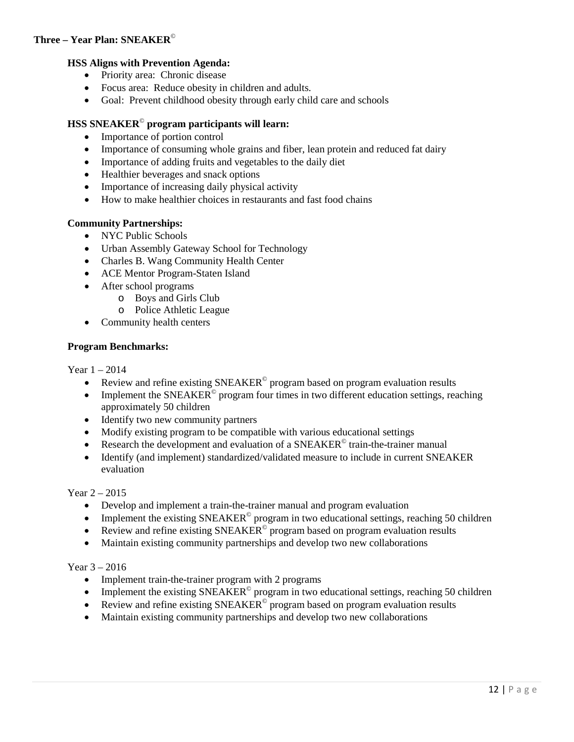## Three – Year Plan: SNEAKER©

### HSS Aligns with Prevention Agenda:

- Priority area: Chronic disease
- Focus area: Reduce obesity in children and adults.
- Goal: Prevent childhood obesity through early child care and schools

### HSS SNEAKER© program participants will learn:

- Importance of portion control
- Importance of consuming whole grains and fiber, lean protein and reduced fat dairy
- Importance of adding fruits and vegetables to the daily diet
- Healthier beverages and snack options
- Importance of increasing daily physical activity
- How to make healthier choices in restaurants and fast food chains

### Community Partnerships:

- NYC Public Schools
- Urban Assembly Gateway School for Technology
- Charles B. Wang Community Health Center
- ACE Mentor Program-Staten Island
- After school programs
  - Boys and Girls Club
  - Police Athletic League
- Community health centers

### Program Benchmarks:

Year 1 – 2014

- Review and refine existing SNEAKER© program based on program evaluation results
- Implement the SNEAKER© program four times in two different education settings, reaching approximately 50 children
- Identify two new community partners
- Modify existing program to be compatible with various educational settings
- Research the development and evaluation of a SNEAKER© train-the-trainer manual
- Identify (and implement) standardized/validated measure to include in current SNEAKER evaluation

Year 2 – 2015

- Develop and implement a train-the-trainer manual and program evaluation
- Implement the existing SNEAKER© program in two educational settings, reaching 50 children
- Review and refine existing SNEAKER© program based on program evaluation results
- Maintain existing community partnerships and develop two new collaborations

Year 3 – 2016

- Implement train-the-trainer program with 2 programs
- Implement the existing SNEAKER© program in two educational settings, reaching 50 children
- Review and refine existing SNEAKER© program based on program evaluation results
- Maintain existing community partnerships and develop two new collaborations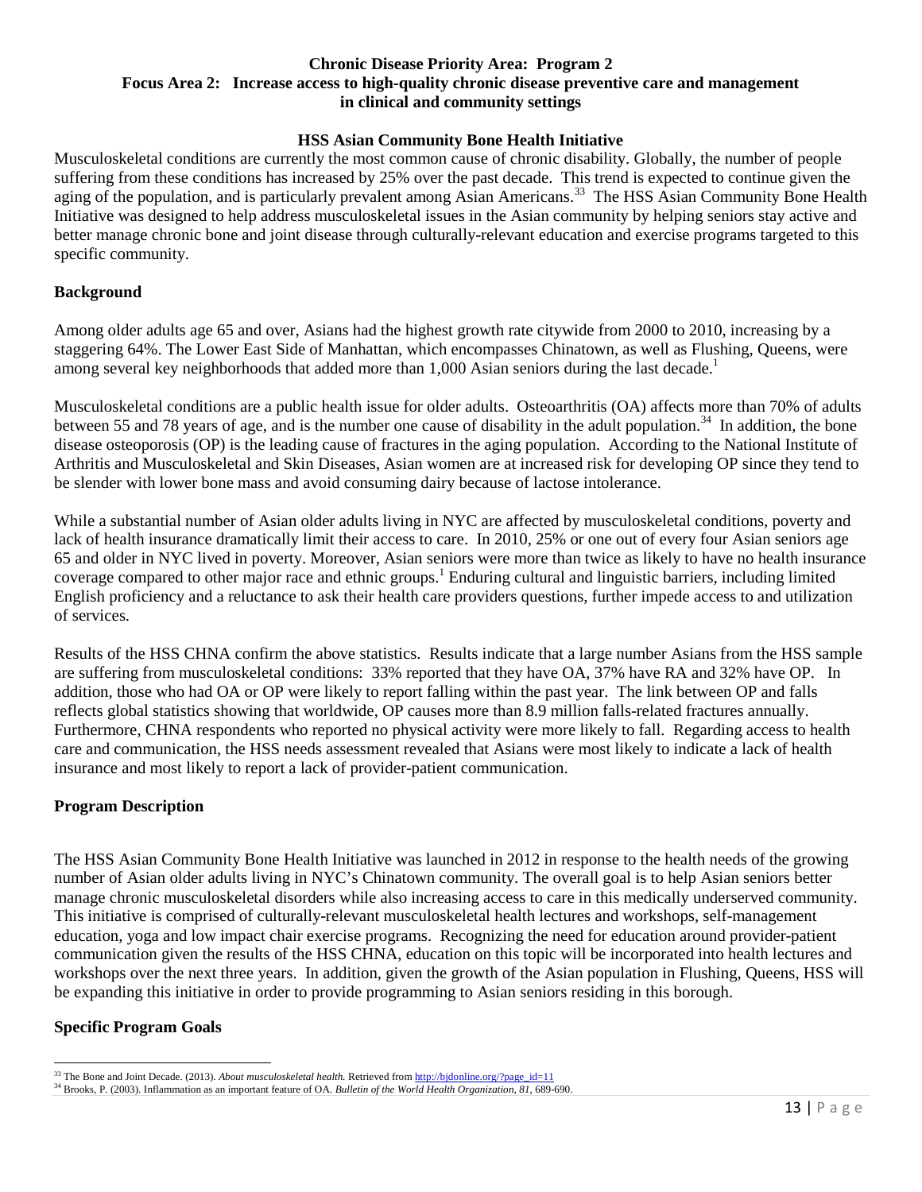**Chronic Disease Priority Area: Program 2**
**Focus Area 2: Increase access to high-quality chronic disease preventive care and management in clinical and community settings**

**HSS Asian Community Bone Health Initiative**

Musculoskeletal conditions are currently the most common cause of chronic disability. Globally, the number of people suffering from these conditions has increased by 25% over the past decade. This trend is expected to continue given the aging of the population, and is particularly prevalent among Asian Americans.[33] The HSS Asian Community Bone Health Initiative was designed to help address musculoskeletal issues in the Asian community by helping seniors stay active and better manage chronic bone and joint disease through culturally-relevant education and exercise programs targeted to this specific community.

## Background

Among older adults age 65 and over, Asians had the highest growth rate citywide from 2000 to 2010, increasing by a staggering 64%. The Lower East Side of Manhattan, which encompasses Chinatown, as well as Flushing, Queens, were among several key neighborhoods that added more than 1,000 Asian seniors during the last decade.[1]

Musculoskeletal conditions are a public health issue for older adults. Osteoarthritis (OA) affects more than 70% of adults between 55 and 78 years of age, and is the number one cause of disability in the adult population.[34] In addition, the bone disease osteoporosis (OP) is the leading cause of fractures in the aging population. According to the National Institute of Arthritis and Musculoskeletal and Skin Diseases, Asian women are at increased risk for developing OP since they tend to be slender with lower bone mass and avoid consuming dairy because of lactose intolerance.

While a substantial number of Asian older adults living in NYC are affected by musculoskeletal conditions, poverty and lack of health insurance dramatically limit their access to care. In 2010, 25% or one out of every four Asian seniors age 65 and older in NYC lived in poverty. Moreover, Asian seniors were more than twice as likely to have no health insurance coverage compared to other major race and ethnic groups.[1] Enduring cultural and linguistic barriers, including limited English proficiency and a reluctance to ask their health care providers questions, further impede access to and utilization of services.

Results of the HSS CHNA confirm the above statistics. Results indicate that a large number Asians from the HSS sample are suffering from musculoskeletal conditions: 33% reported that they have OA, 37% have RA and 32% have OP. In addition, those who had OA or OP were likely to report falling within the past year. The link between OP and falls reflects global statistics showing that worldwide, OP causes more than 8.9 million falls-related fractures annually. Furthermore, CHNA respondents who reported no physical activity were more likely to fall. Regarding access to health care and communication, the HSS needs assessment revealed that Asians were most likely to indicate a lack of health insurance and most likely to report a lack of provider-patient communication.

## Program Description

The HSS Asian Community Bone Health Initiative was launched in 2012 in response to the health needs of the growing number of Asian older adults living in NYC's Chinatown community. The overall goal is to help Asian seniors better manage chronic musculoskeletal disorders while also increasing access to care in this medically underserved community. This initiative is comprised of culturally-relevant musculoskeletal health lectures and workshops, self-management education, yoga and low impact chair exercise programs. Recognizing the need for education around provider-patient communication given the results of the HSS CHNA, education on this topic will be incorporated into health lectures and workshops over the next three years. In addition, given the growth of the Asian population in Flushing, Queens, HSS will be expanding this initiative in order to provide programming to Asian seniors residing in this borough.

## Specific Program Goals

[33] The Bone and Joint Decade. (2013). *About musculoskeletal health.* Retrieved from http://bjdonline.org/?page_id=11

[34] Brooks, P. (2003). Inflammation as an important feature of OA. *Bulletin of the World Health Organization, 81*, 689-690.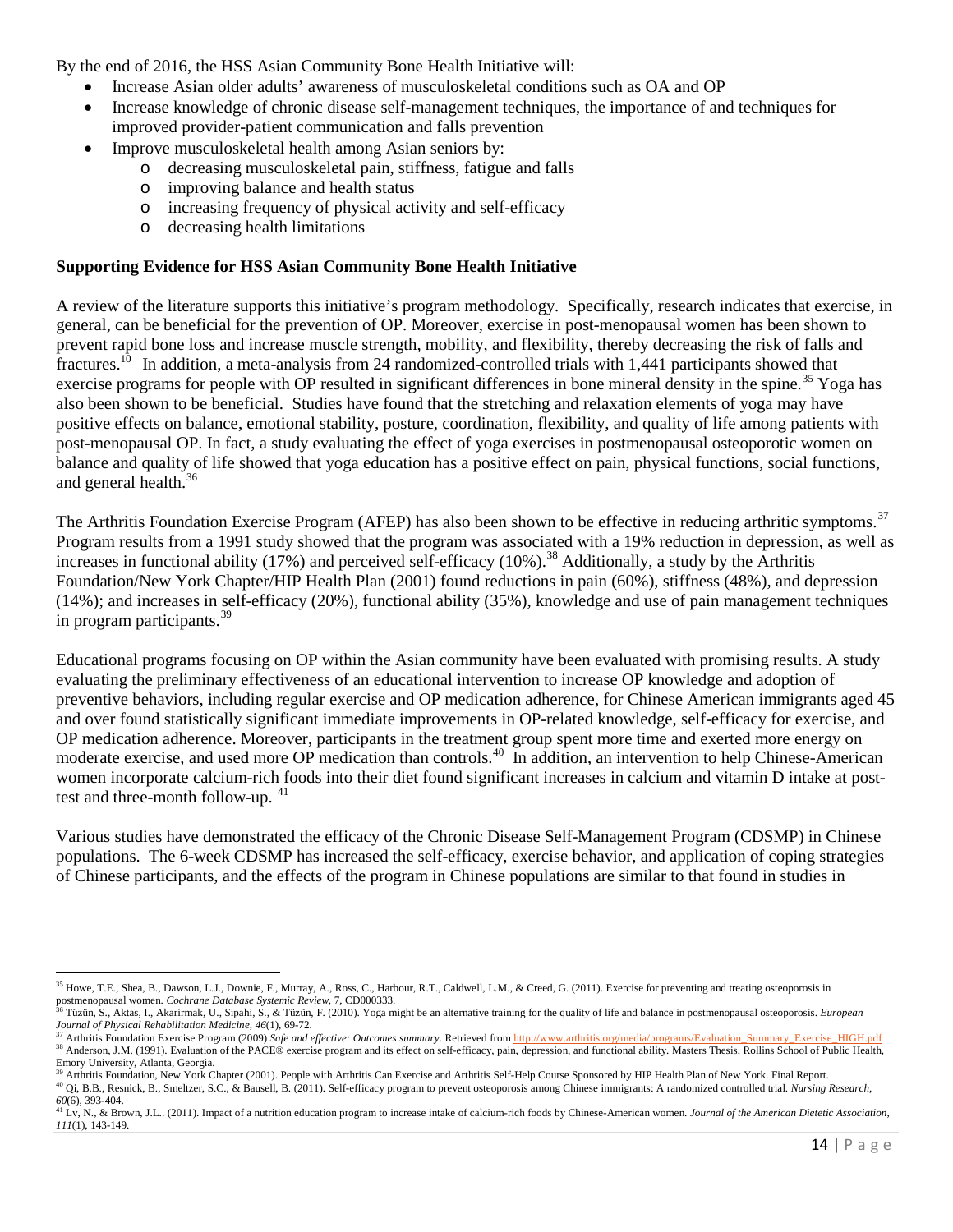By the end of 2016, the HSS Asian Community Bone Health Initiative will:

- Increase Asian older adults' awareness of musculoskeletal conditions such as OA and OP
- Increase knowledge of chronic disease self-management techniques, the importance of and techniques for improved provider-patient communication and falls prevention
- Improve musculoskeletal health among Asian seniors by:
  - decreasing musculoskeletal pain, stiffness, fatigue and falls
  - improving balance and health status
  - increasing frequency of physical activity and self-efficacy
  - decreasing health limitations

**Supporting Evidence for HSS Asian Community Bone Health Initiative**

A review of the literature supports this initiative's program methodology. Specifically, research indicates that exercise, in general, can be beneficial for the prevention of OP. Moreover, exercise in post-menopausal women has been shown to prevent rapid bone loss and increase muscle strength, mobility, and flexibility, thereby decreasing the risk of falls and fractures.[10] In addition, a meta-analysis from 24 randomized-controlled trials with 1,441 participants showed that exercise programs for people with OP resulted in significant differences in bone mineral density in the spine.[35] Yoga has also been shown to be beneficial. Studies have found that the stretching and relaxation elements of yoga may have positive effects on balance, emotional stability, posture, coordination, flexibility, and quality of life among patients with post-menopausal OP. In fact, a study evaluating the effect of yoga exercises in postmenopausal osteoporotic women on balance and quality of life showed that yoga education has a positive effect on pain, physical functions, social functions, and general health.[36]

The Arthritis Foundation Exercise Program (AFEP) has also been shown to be effective in reducing arthritic symptoms.[37] Program results from a 1991 study showed that the program was associated with a 19% reduction in depression, as well as increases in functional ability (17%) and perceived self-efficacy (10%).[38] Additionally, a study by the Arthritis Foundation/New York Chapter/HIP Health Plan (2001) found reductions in pain (60%), stiffness (48%), and depression (14%); and increases in self-efficacy (20%), functional ability (35%), knowledge and use of pain management techniques in program participants.[39]

Educational programs focusing on OP within the Asian community have been evaluated with promising results. A study evaluating the preliminary effectiveness of an educational intervention to increase OP knowledge and adoption of preventive behaviors, including regular exercise and OP medication adherence, for Chinese American immigrants aged 45 and over found statistically significant immediate improvements in OP-related knowledge, self-efficacy for exercise, and OP medication adherence. Moreover, participants in the treatment group spent more time and exerted more energy on moderate exercise, and used more OP medication than controls.[40] In addition, an intervention to help Chinese-American women incorporate calcium-rich foods into their diet found significant increases in calcium and vitamin D intake at post-test and three-month follow-up. [41]

Various studies have demonstrated the efficacy of the Chronic Disease Self-Management Program (CDSMP) in Chinese populations. The 6-week CDSMP has increased the self-efficacy, exercise behavior, and application of coping strategies of Chinese participants, and the effects of the program in Chinese populations are similar to that found in studies in

---

[35] Howe, T.E., Shea, B., Dawson, L.J., Downie, F., Murray, A., Ross, C., Harbour, R.T., Caldwell, L.M., & Creed, G. (2011). Exercise for preventing and treating osteoporosis in postmenopausal women. *Cochrane Database Systemic Review*, 7, CD000333.

[36] Tüzün, S., Aktas, I., Akarirmak, U., Sipahi, S., & Tüzün, F. (2010). Yoga might be an alternative training for the quality of life and balance in postmenopausal osteoporosis. *European Journal of Physical Rehabilitation Medicine, 46*(1), 69-72.

[37] Arthritis Foundation Exercise Program (2009) *Safe and effective: Outcomes summary.* Retrieved from http://www.arthritis.org/media/programs/Evaluation_Summary_Exercise_HIGH.pdf

[38] Anderson, J.M. (1991). Evaluation of the PACE® exercise program and its effect on self-efficacy, pain, depression, and functional ability. Masters Thesis, Rollins School of Public Health, Emory University, Atlanta, Georgia.

[39] Arthritis Foundation, New York Chapter (2001). People with Arthritis Can Exercise and Arthritis Self-Help Course Sponsored by HIP Health Plan of New York. Final Report.

[40] Qi, B.B., Resnick, B., Smeltzer, S.C., & Bausell, B. (2011). Self-efficacy program to prevent osteoporosis among Chinese immigrants: A randomized controlled trial. *Nursing Research, 60*(6), 393-404.

[41] Lv, N., & Brown, J.L.. (2011). Impact of a nutrition education program to increase intake of calcium-rich foods by Chinese-American women. *Journal of the American Dietetic Association, 111*(1), 143-149.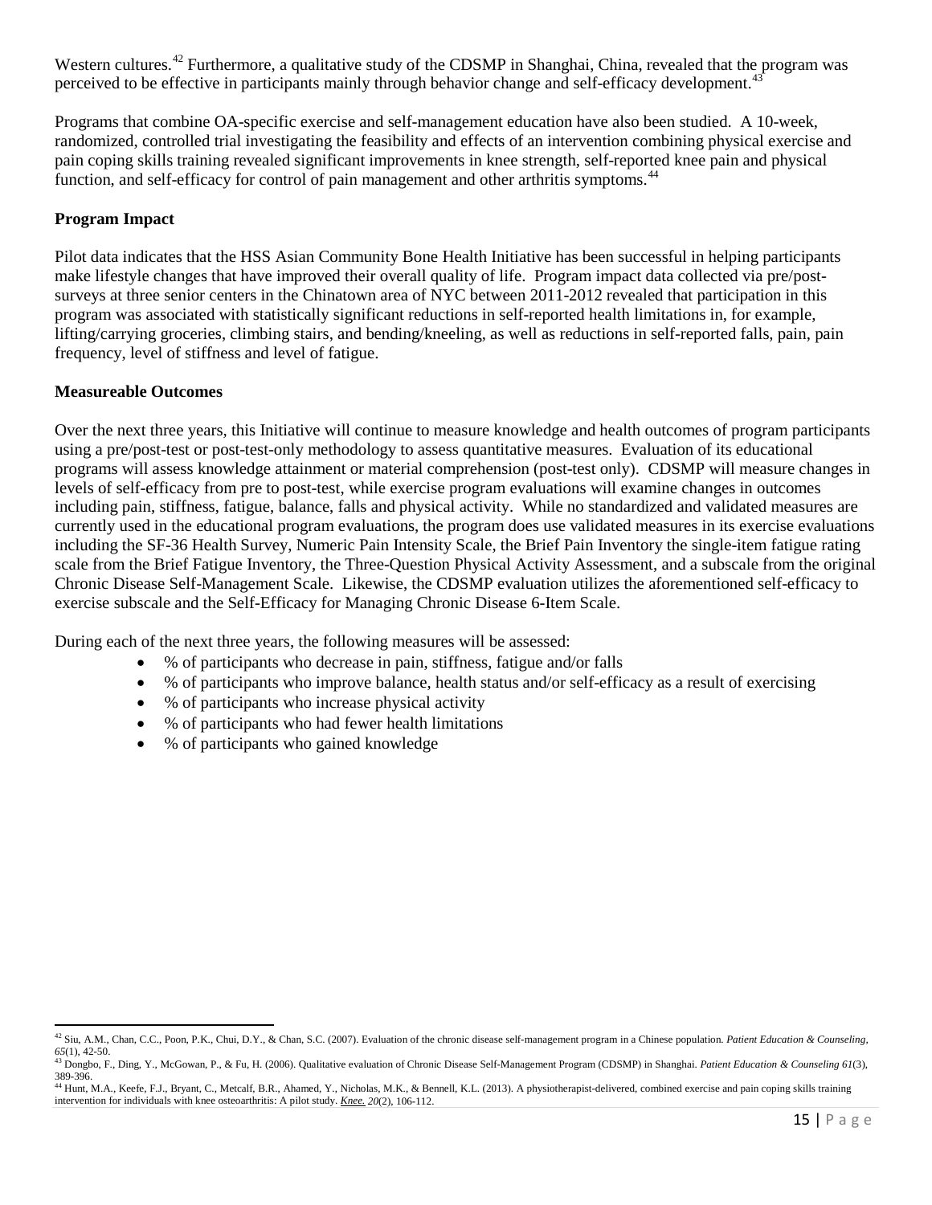Western cultures.[42] Furthermore, a qualitative study of the CDSMP in Shanghai, China, revealed that the program was perceived to be effective in participants mainly through behavior change and self-efficacy development.[43]

Programs that combine OA-specific exercise and self-management education have also been studied. A 10-week, randomized, controlled trial investigating the feasibility and effects of an intervention combining physical exercise and pain coping skills training revealed significant improvements in knee strength, self-reported knee pain and physical function, and self-efficacy for control of pain management and other arthritis symptoms.[44]

**Program Impact**

Pilot data indicates that the HSS Asian Community Bone Health Initiative has been successful in helping participants make lifestyle changes that have improved their overall quality of life. Program impact data collected via pre/post-surveys at three senior centers in the Chinatown area of NYC between 2011-2012 revealed that participation in this program was associated with statistically significant reductions in self-reported health limitations in, for example, lifting/carrying groceries, climbing stairs, and bending/kneeling, as well as reductions in self-reported falls, pain, pain frequency, level of stiffness and level of fatigue.

**Measureable Outcomes**

Over the next three years, this Initiative will continue to measure knowledge and health outcomes of program participants using a pre/post-test or post-test-only methodology to assess quantitative measures. Evaluation of its educational programs will assess knowledge attainment or material comprehension (post-test only). CDSMP will measure changes in levels of self-efficacy from pre to post-test, while exercise program evaluations will examine changes in outcomes including pain, stiffness, fatigue, balance, falls and physical activity. While no standardized and validated measures are currently used in the educational program evaluations, the program does use validated measures in its exercise evaluations including the SF-36 Health Survey, Numeric Pain Intensity Scale, the Brief Pain Inventory the single-item fatigue rating scale from the Brief Fatigue Inventory, the Three-Question Physical Activity Assessment, and a subscale from the original Chronic Disease Self-Management Scale. Likewise, the CDSMP evaluation utilizes the aforementioned self-efficacy to exercise subscale and the Self-Efficacy for Managing Chronic Disease 6-Item Scale.

During each of the next three years, the following measures will be assessed:

- % of participants who decrease in pain, stiffness, fatigue and/or falls
- % of participants who improve balance, health status and/or self-efficacy as a result of exercising
- % of participants who increase physical activity
- % of participants who had fewer health limitations
- % of participants who gained knowledge

---

[42] Siu, A.M., Chan, C.C., Poon, P.K., Chui, D.Y., & Chan, S.C. (2007). Evaluation of the chronic disease self-management program in a Chinese population. *Patient Education & Counseling, 65*(1), 42-50.

[43] Dongbo, F., Ding, Y., McGowan, P., & Fu, H. (2006). Qualitative evaluation of Chronic Disease Self-Management Program (CDSMP) in Shanghai. *Patient Education & Counseling 61*(3), 389-396.

[44] Hunt, M.A., Keefe, F.J., Bryant, C., Metcalf, B.R., Ahamed, Y., Nicholas, M.K., & Bennell, K.L. (2013). A physiotherapist-delivered, combined exercise and pain coping skills training intervention for individuals with knee osteoarthritis: A pilot study. *Knee. 20*(2), 106-112.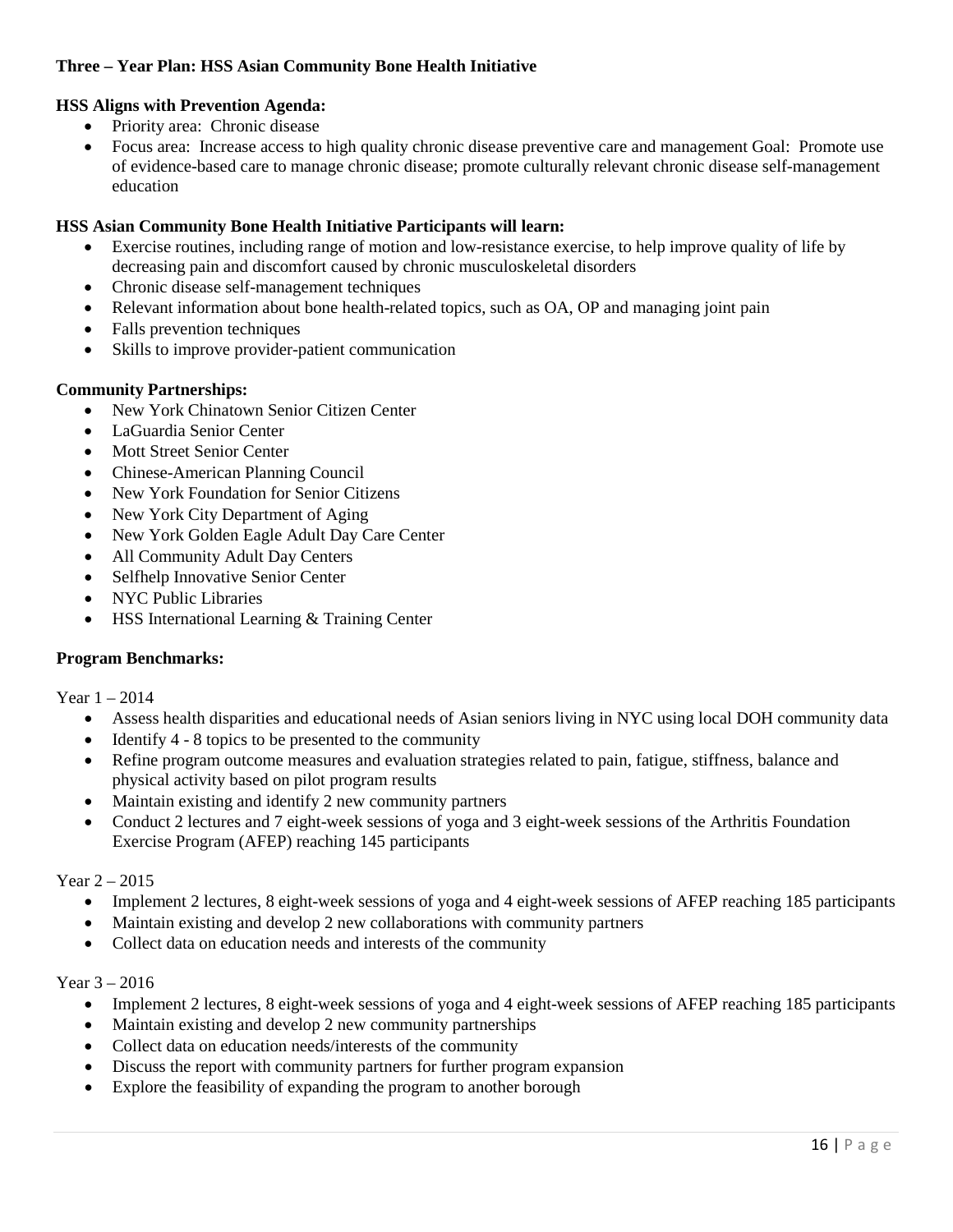**Three – Year Plan: HSS Asian Community Bone Health Initiative**

**HSS Aligns with Prevention Agenda:**

- Priority area: Chronic disease
- Focus area: Increase access to high quality chronic disease preventive care and management Goal: Promote use of evidence-based care to manage chronic disease; promote culturally relevant chronic disease self-management education

**HSS Asian Community Bone Health Initiative Participants will learn:**

- Exercise routines, including range of motion and low-resistance exercise, to help improve quality of life by decreasing pain and discomfort caused by chronic musculoskeletal disorders
- Chronic disease self-management techniques
- Relevant information about bone health-related topics, such as OA, OP and managing joint pain
- Falls prevention techniques
- Skills to improve provider-patient communication

**Community Partnerships:**

- New York Chinatown Senior Citizen Center
- LaGuardia Senior Center
- Mott Street Senior Center
- Chinese-American Planning Council
- New York Foundation for Senior Citizens
- New York City Department of Aging
- New York Golden Eagle Adult Day Care Center
- All Community Adult Day Centers
- Selfhelp Innovative Senior Center
- NYC Public Libraries
- HSS International Learning & Training Center

**Program Benchmarks:**

Year 1 – 2014

- Assess health disparities and educational needs of Asian seniors living in NYC using local DOH community data
- Identify 4 - 8 topics to be presented to the community
- Refine program outcome measures and evaluation strategies related to pain, fatigue, stiffness, balance and physical activity based on pilot program results
- Maintain existing and identify 2 new community partners
- Conduct 2 lectures and 7 eight-week sessions of yoga and 3 eight-week sessions of the Arthritis Foundation Exercise Program (AFEP) reaching 145 participants

Year 2 – 2015

- Implement 2 lectures, 8 eight-week sessions of yoga and 4 eight-week sessions of AFEP reaching 185 participants
- Maintain existing and develop 2 new collaborations with community partners
- Collect data on education needs and interests of the community

Year 3 – 2016

- Implement 2 lectures, 8 eight-week sessions of yoga and 4 eight-week sessions of AFEP reaching 185 participants
- Maintain existing and develop 2 new community partnerships
- Collect data on education needs/interests of the community
- Discuss the report with community partners for further program expansion
- Explore the feasibility of expanding the program to another borough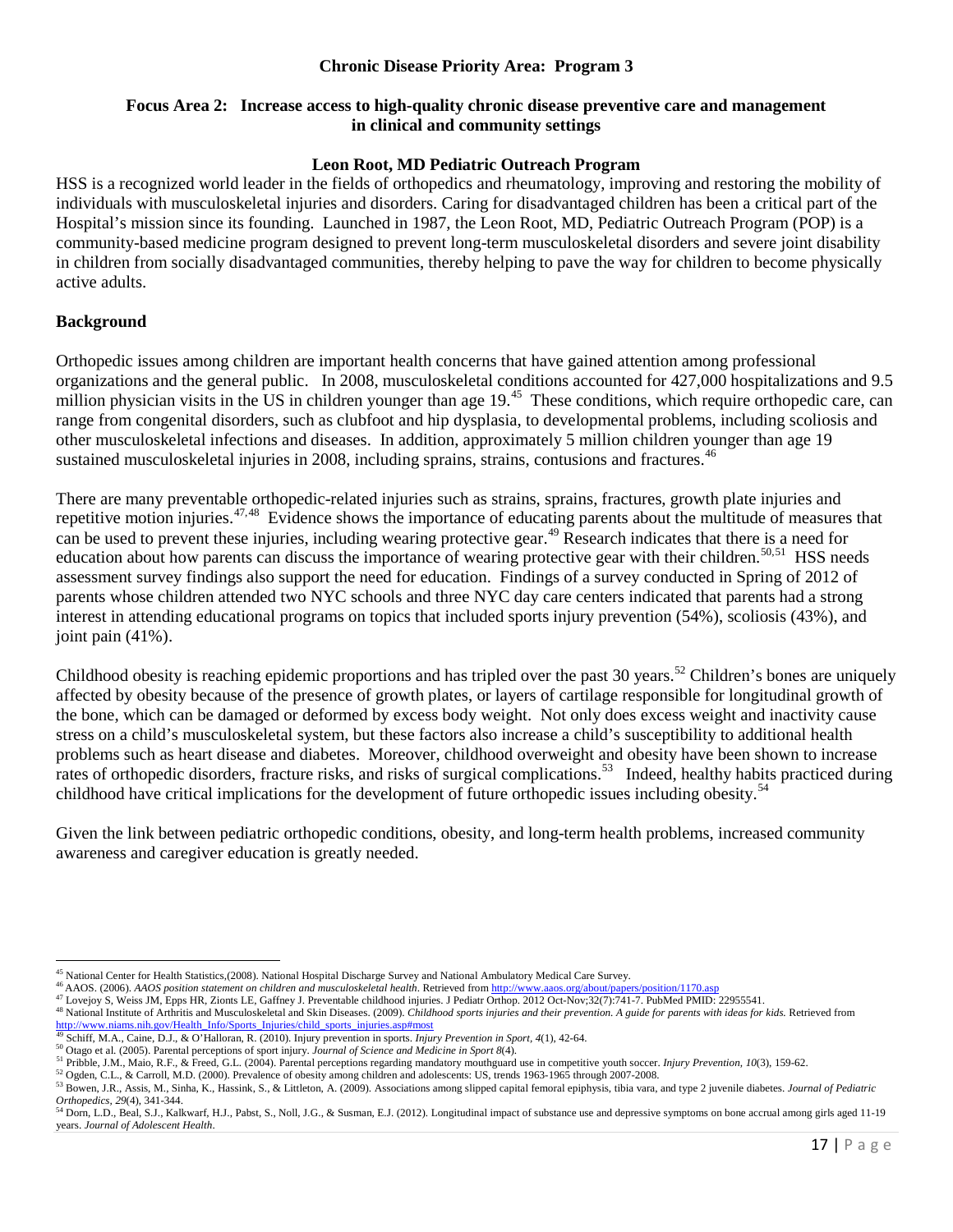**Chronic Disease Priority Area: Program 3**

**Focus Area 2: Increase access to high-quality chronic disease preventive care and management in clinical and community settings**

**Leon Root, MD Pediatric Outreach Program**

HSS is a recognized world leader in the fields of orthopedics and rheumatology, improving and restoring the mobility of individuals with musculoskeletal injuries and disorders. Caring for disadvantaged children has been a critical part of the Hospital's mission since its founding. Launched in 1987, the Leon Root, MD, Pediatric Outreach Program (POP) is a community-based medicine program designed to prevent long-term musculoskeletal disorders and severe joint disability in children from socially disadvantaged communities, thereby helping to pave the way for children to become physically active adults.

**Background**

Orthopedic issues among children are important health concerns that have gained attention among professional organizations and the general public. In 2008, musculoskeletal conditions accounted for 427,000 hospitalizations and 9.5 million physician visits in the US in children younger than age 19.[45] These conditions, which require orthopedic care, can range from congenital disorders, such as clubfoot and hip dysplasia, to developmental problems, including scoliosis and other musculoskeletal infections and diseases. In addition, approximately 5 million children younger than age 19 sustained musculoskeletal injuries in 2008, including sprains, strains, contusions and fractures.[46]

There are many preventable orthopedic-related injuries such as strains, sprains, fractures, growth plate injuries and repetitive motion injuries.[47,48] Evidence shows the importance of educating parents about the multitude of measures that can be used to prevent these injuries, including wearing protective gear.[49] Research indicates that there is a need for education about how parents can discuss the importance of wearing protective gear with their children.[50,51] HSS needs assessment survey findings also support the need for education. Findings of a survey conducted in Spring of 2012 of parents whose children attended two NYC schools and three NYC day care centers indicated that parents had a strong interest in attending educational programs on topics that included sports injury prevention (54%), scoliosis (43%), and joint pain (41%).

Childhood obesity is reaching epidemic proportions and has tripled over the past 30 years.[52] Children's bones are uniquely affected by obesity because of the presence of growth plates, or layers of cartilage responsible for longitudinal growth of the bone, which can be damaged or deformed by excess body weight. Not only does excess weight and inactivity cause stress on a child's musculoskeletal system, but these factors also increase a child's susceptibility to additional health problems such as heart disease and diabetes. Moreover, childhood overweight and obesity have been shown to increase rates of orthopedic disorders, fracture risks, and risks of surgical complications.[53] Indeed, healthy habits practiced during childhood have critical implications for the development of future orthopedic issues including obesity.[54]

Given the link between pediatric orthopedic conditions, obesity, and long-term health problems, increased community awareness and caregiver education is greatly needed.

---

[45] National Center for Health Statistics,(2008). National Hospital Discharge Survey and National Ambulatory Medical Care Survey.

[46] AAOS. (2006). *AAOS position statement on children and musculoskeletal health*. Retrieved from http://www.aaos.org/about/papers/position/1170.asp

[47] Lovejoy S, Weiss JM, Epps HR, Zionts LE, Gaffney J. Preventable childhood injuries. J Pediatr Orthop. 2012 Oct-Nov;32(7):741-7. PubMed PMID: 22955541.

[48] National Institute of Arthritis and Musculoskeletal and Skin Diseases. (2009). *Childhood sports injuries and their prevention. A guide for parents with ideas for kids.* Retrieved from http://www.niams.nih.gov/Health_Info/Sports_Injuries/child_sports_injuries.asp#most

[49] Schiff, M.A., Caine, D.J., & O'Halloran, R. (2010). Injury prevention in sports. *Injury Prevention in Sport, 4*(1), 42-64.

[50] Otago et al. (2005). Parental perceptions of sport injury. *Journal of Science and Medicine in Sport 8*(4).

[51] Pribble, J.M., Maio, R.F., & Freed, G.L. (2004). Parental perceptions regarding mandatory mouthguard use in competitive youth soccer. *Injury Prevention, 10*(3), 159-62.

[52] Ogden, C.L., & Carroll, M.D. (2000). Prevalence of obesity among children and adolescents: US, trends 1963-1965 through 2007-2008.

[53] Bowen, J.R., Assis, M., Sinha, K., Hassink, S., & Littleton, A. (2009). Associations among slipped capital femoral epiphysis, tibia vara, and type 2 juvenile diabetes. *Journal of Pediatric Orthopedics, 29*(4), 341-344.

[54] Dorn, L.D., Beal, S.J., Kalkwarf, H.J., Pabst, S., Noll, J.G., & Susman, E.J. (2012). Longitudinal impact of substance use and depressive symptoms on bone accrual among girls aged 11-19 years. *Journal of Adolescent Health*.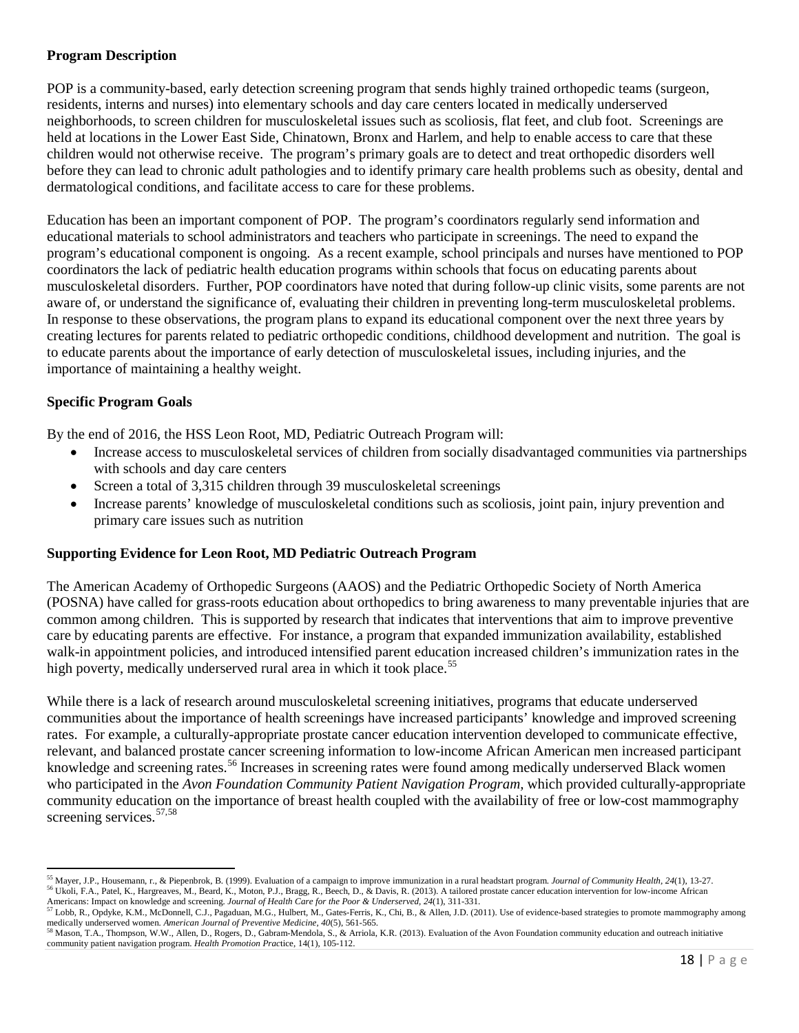### Program Description

POP is a community-based, early detection screening program that sends highly trained orthopedic teams (surgeon, residents, interns and nurses) into elementary schools and day care centers located in medically underserved neighborhoods, to screen children for musculoskeletal issues such as scoliosis, flat feet, and club foot. Screenings are held at locations in the Lower East Side, Chinatown, Bronx and Harlem, and help to enable access to care that these children would not otherwise receive. The program's primary goals are to detect and treat orthopedic disorders well before they can lead to chronic adult pathologies and to identify primary care health problems such as obesity, dental and dermatological conditions, and facilitate access to care for these problems.

Education has been an important component of POP. The program's coordinators regularly send information and educational materials to school administrators and teachers who participate in screenings. The need to expand the program's educational component is ongoing. As a recent example, school principals and nurses have mentioned to POP coordinators the lack of pediatric health education programs within schools that focus on educating parents about musculoskeletal disorders. Further, POP coordinators have noted that during follow-up clinic visits, some parents are not aware of, or understand the significance of, evaluating their children in preventing long-term musculoskeletal problems. In response to these observations, the program plans to expand its educational component over the next three years by creating lectures for parents related to pediatric orthopedic conditions, childhood development and nutrition. The goal is to educate parents about the importance of early detection of musculoskeletal issues, including injuries, and the importance of maintaining a healthy weight.

### Specific Program Goals

By the end of 2016, the HSS Leon Root, MD, Pediatric Outreach Program will:

- Increase access to musculoskeletal services of children from socially disadvantaged communities via partnerships with schools and day care centers
- Screen a total of 3,315 children through 39 musculoskeletal screenings
- Increase parents' knowledge of musculoskeletal conditions such as scoliosis, joint pain, injury prevention and primary care issues such as nutrition

### Supporting Evidence for Leon Root, MD Pediatric Outreach Program

The American Academy of Orthopedic Surgeons (AAOS) and the Pediatric Orthopedic Society of North America (POSNA) have called for grass-roots education about orthopedics to bring awareness to many preventable injuries that are common among children. This is supported by research that indicates that interventions that aim to improve preventive care by educating parents are effective. For instance, a program that expanded immunization availability, established walk-in appointment policies, and introduced intensified parent education increased children's immunization rates in the high poverty, medically underserved rural area in which it took place.[55]

While there is a lack of research around musculoskeletal screening initiatives, programs that educate underserved communities about the importance of health screenings have increased participants' knowledge and improved screening rates. For example, a culturally-appropriate prostate cancer education intervention developed to communicate effective, relevant, and balanced prostate cancer screening information to low-income African American men increased participant knowledge and screening rates.[56] Increases in screening rates were found among medically underserved Black women who participated in the *Avon Foundation Community Patient Navigation Program*, which provided culturally-appropriate community education on the importance of breast health coupled with the availability of free or low-cost mammography screening services.[57,58]

---

[55] Mayer, J.P., Housemann, r., & Piepenbrok, B. (1999). Evaluation of a campaign to improve immunization in a rural headstart program. *Journal of Community Health, 24*(1), 13-27.

[56] Ukoli, F.A., Patel, K., Hargreaves, M., Beard, K., Moton, P.J., Bragg, R., Beech, D., & Davis, R. (2013). A tailored prostate cancer education intervention for low-income African Americans: Impact on knowledge and screening. *Journal of Health Care for the Poor & Underserved, 24*(1), 311-331.

[57] Lobb, R., Opdyke, K.M., McDonnell, C.J., Pagaduan, M.G., Hulbert, M., Gates-Ferris, K., Chi, B., & Allen, J.D. (2011). Use of evidence-based strategies to promote mammography among medically underserved women. *American Journal of Preventive Medicine, 40*(5), 561-565.

[58] Mason, T.A., Thompson, W.W., Allen, D., Rogers, D., Gabram-Mendola, S., & Arriola, K.R. (2013). Evaluation of the Avon Foundation community education and outreach initiative community patient navigation program. *Health Promotion Prac*tice, 14(1), 105-112.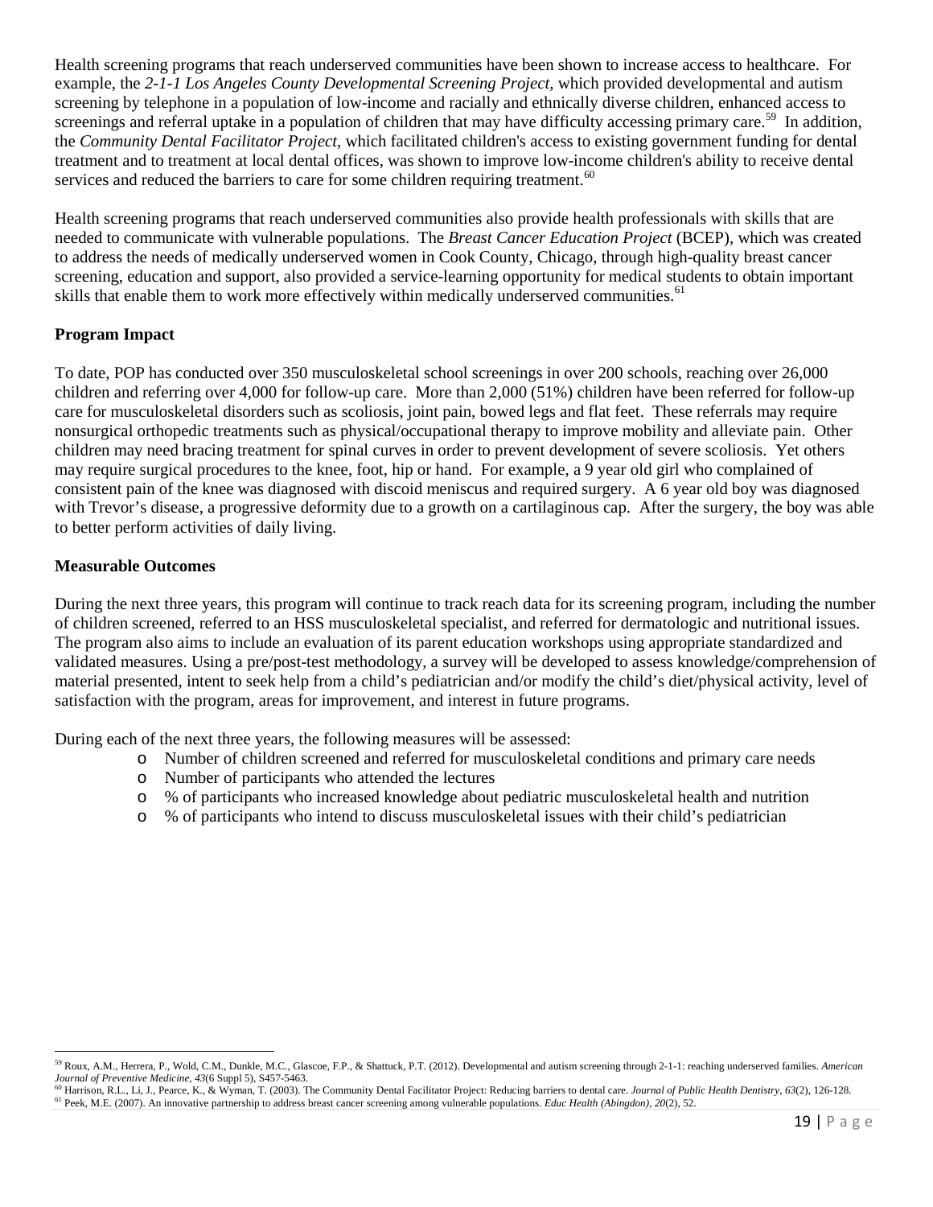Health screening programs that reach underserved communities have been shown to increase access to healthcare. For example, the *2-1-1 Los Angeles County Developmental Screening Project*, which provided developmental and autism screening by telephone in a population of low-income and racially and ethnically diverse children, enhanced access to screenings and referral uptake in a population of children that may have difficulty accessing primary care.[59] In addition, the *Community Dental Facilitator Project*, which facilitated children's access to existing government funding for dental treatment and to treatment at local dental offices, was shown to improve low-income children's ability to receive dental services and reduced the barriers to care for some children requiring treatment.[60]

Health screening programs that reach underserved communities also provide health professionals with skills that are needed to communicate with vulnerable populations. The *Breast Cancer Education Project* (BCEP), which was created to address the needs of medically underserved women in Cook County, Chicago, through high-quality breast cancer screening, education and support, also provided a service-learning opportunity for medical students to obtain important skills that enable them to work more effectively within medically underserved communities.[61]

**Program Impact**

To date, POP has conducted over 350 musculoskeletal school screenings in over 200 schools, reaching over 26,000 children and referring over 4,000 for follow-up care. More than 2,000 (51%) children have been referred for follow-up care for musculoskeletal disorders such as scoliosis, joint pain, bowed legs and flat feet. These referrals may require nonsurgical orthopedic treatments such as physical/occupational therapy to improve mobility and alleviate pain. Other children may need bracing treatment for spinal curves in order to prevent development of severe scoliosis. Yet others may require surgical procedures to the knee, foot, hip or hand. For example, a 9 year old girl who complained of consistent pain of the knee was diagnosed with discoid meniscus and required surgery. A 6 year old boy was diagnosed with Trevor's disease, a progressive deformity due to a growth on a cartilaginous cap. After the surgery, the boy was able to better perform activities of daily living.

**Measurable Outcomes**

During the next three years, this program will continue to track reach data for its screening program, including the number of children screened, referred to an HSS musculoskeletal specialist, and referred for dermatologic and nutritional issues. The program also aims to include an evaluation of its parent education workshops using appropriate standardized and validated measures. Using a pre/post-test methodology, a survey will be developed to assess knowledge/comprehension of material presented, intent to seek help from a child's pediatrician and/or modify the child's diet/physical activity, level of satisfaction with the program, areas for improvement, and interest in future programs.

During each of the next three years, the following measures will be assessed:

- Number of children screened and referred for musculoskeletal conditions and primary care needs
- Number of participants who attended the lectures
- % of participants who increased knowledge about pediatric musculoskeletal health and nutrition
- % of participants who intend to discuss musculoskeletal issues with their child's pediatrician

---

[59] Roux, A.M., Herrera, P., Wold, C.M., Dunkle, M.C., Glascoe, F.P., & Shattuck, P.T. (2012). Developmental and autism screening through 2-1-1: reaching underserved families. *American Journal of Preventive Medicine, 43*(6 Suppl 5), S457-5463.

[60] Harrison, R.L., Li, J., Pearce, K., & Wyman, T. (2003). The Community Dental Facilitator Project: Reducing barriers to dental care. *Journal of Public Health Dentistry, 63*(2), 126-128.

[61] Peek, M.E. (2007). An innovative partnership to address breast cancer screening among vulnerable populations. *Educ Health (Abingdon), 20*(2), 52.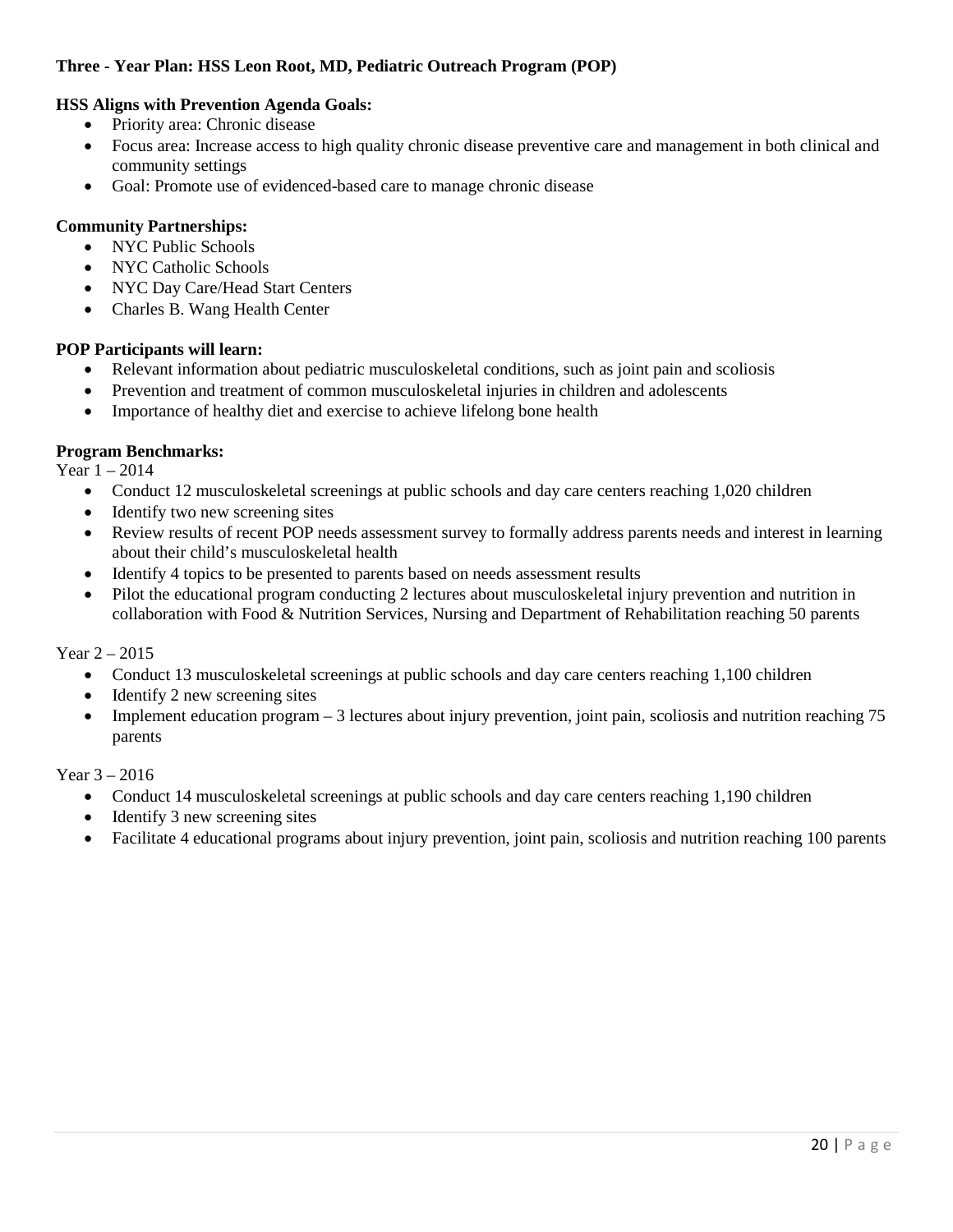**Three - Year Plan: HSS Leon Root, MD, Pediatric Outreach Program (POP)**

**HSS Aligns with Prevention Agenda Goals:**

- Priority area: Chronic disease
- Focus area: Increase access to high quality chronic disease preventive care and management in both clinical and community settings
- Goal: Promote use of evidenced-based care to manage chronic disease

**Community Partnerships:**

- NYC Public Schools
- NYC Catholic Schools
- NYC Day Care/Head Start Centers
- Charles B. Wang Health Center

**POP Participants will learn:**

- Relevant information about pediatric musculoskeletal conditions, such as joint pain and scoliosis
- Prevention and treatment of common musculoskeletal injuries in children and adolescents
- Importance of healthy diet and exercise to achieve lifelong bone health

**Program Benchmarks:**

Year 1 – 2014

- Conduct 12 musculoskeletal screenings at public schools and day care centers reaching 1,020 children
- Identify two new screening sites
- Review results of recent POP needs assessment survey to formally address parents needs and interest in learning about their child's musculoskeletal health
- Identify 4 topics to be presented to parents based on needs assessment results
- Pilot the educational program conducting 2 lectures about musculoskeletal injury prevention and nutrition in collaboration with Food & Nutrition Services, Nursing and Department of Rehabilitation reaching 50 parents

Year 2 – 2015

- Conduct 13 musculoskeletal screenings at public schools and day care centers reaching 1,100 children
- Identify 2 new screening sites
- Implement education program – 3 lectures about injury prevention, joint pain, scoliosis and nutrition reaching 75 parents

Year 3 – 2016

- Conduct 14 musculoskeletal screenings at public schools and day care centers reaching 1,190 children
- Identify 3 new screening sites
- Facilitate 4 educational programs about injury prevention, joint pain, scoliosis and nutrition reaching 100 parents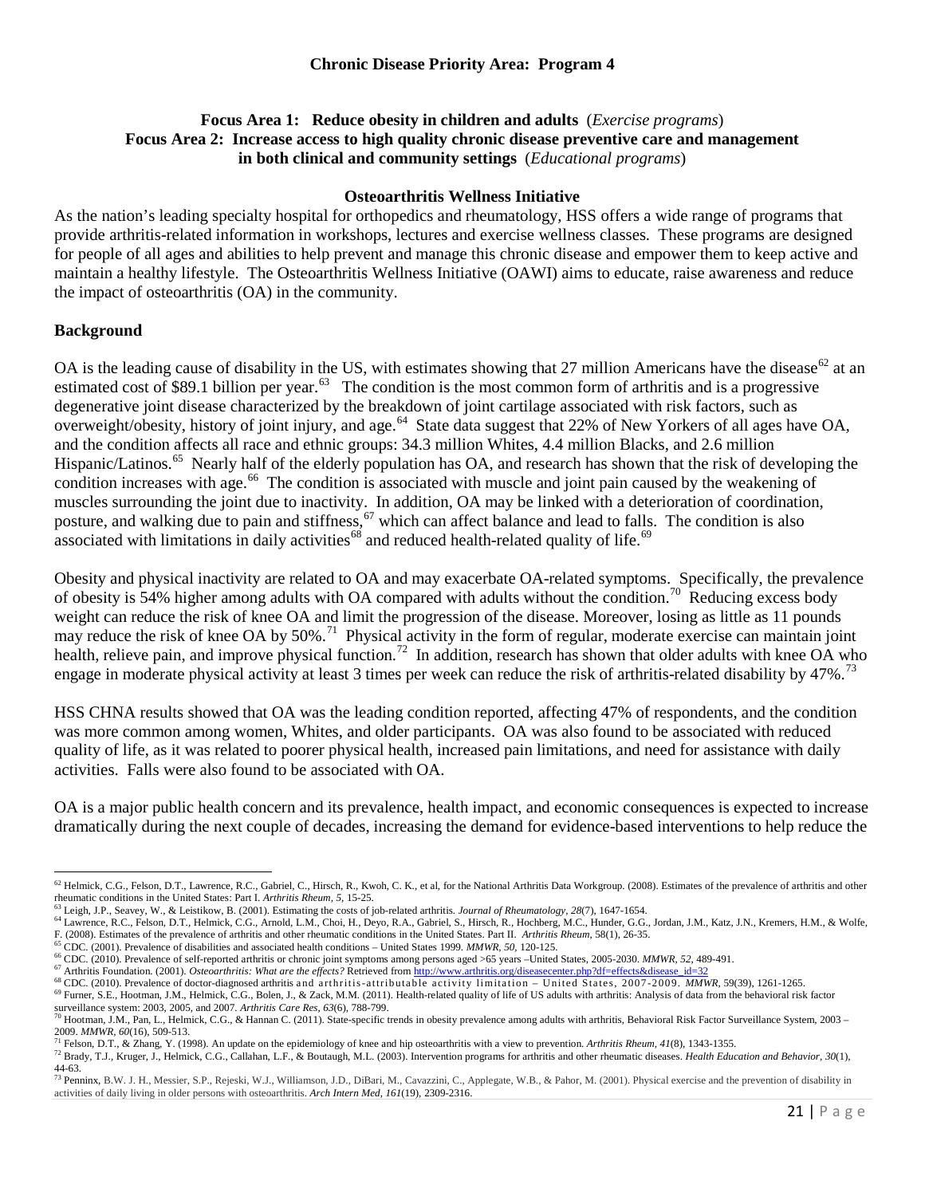**Chronic Disease Priority Area: Program 4**

**Focus Area 1: Reduce obesity in children and adults** (*Exercise programs*)
**Focus Area 2: Increase access to high quality chronic disease preventive care and management in both clinical and community settings** (*Educational programs*)

**Osteoarthritis Wellness Initiative**

As the nation's leading specialty hospital for orthopedics and rheumatology, HSS offers a wide range of programs that provide arthritis-related information in workshops, lectures and exercise wellness classes. These programs are designed for people of all ages and abilities to help prevent and manage this chronic disease and empower them to keep active and maintain a healthy lifestyle. The Osteoarthritis Wellness Initiative (OAWI) aims to educate, raise awareness and reduce the impact of osteoarthritis (OA) in the community.

## Background

OA is the leading cause of disability in the US, with estimates showing that 27 million Americans have the disease[62] at an estimated cost of $89.1 billion per year.[63] The condition is the most common form of arthritis and is a progressive degenerative joint disease characterized by the breakdown of joint cartilage associated with risk factors, such as overweight/obesity, history of joint injury, and age.[64] State data suggest that 22% of New Yorkers of all ages have OA, and the condition affects all race and ethnic groups: 34.3 million Whites, 4.4 million Blacks, and 2.6 million Hispanic/Latinos.[65] Nearly half of the elderly population has OA, and research has shown that the risk of developing the condition increases with age.[66] The condition is associated with muscle and joint pain caused by the weakening of muscles surrounding the joint due to inactivity. In addition, OA may be linked with a deterioration of coordination, posture, and walking due to pain and stiffness,[67] which can affect balance and lead to falls. The condition is also associated with limitations in daily activities[68] and reduced health-related quality of life.[69]

Obesity and physical inactivity are related to OA and may exacerbate OA-related symptoms. Specifically, the prevalence of obesity is 54% higher among adults with OA compared with adults without the condition.[70] Reducing excess body weight can reduce the risk of knee OA and limit the progression of the disease. Moreover, losing as little as 11 pounds may reduce the risk of knee OA by 50%.[71] Physical activity in the form of regular, moderate exercise can maintain joint health, relieve pain, and improve physical function.[72] In addition, research has shown that older adults with knee OA who engage in moderate physical activity at least 3 times per week can reduce the risk of arthritis-related disability by 47%.[73]

HSS CHNA results showed that OA was the leading condition reported, affecting 47% of respondents, and the condition was more common among women, Whites, and older participants. OA was also found to be associated with reduced quality of life, as it was related to poorer physical health, increased pain limitations, and need for assistance with daily activities. Falls were also found to be associated with OA.

OA is a major public health concern and its prevalence, health impact, and economic consequences is expected to increase dramatically during the next couple of decades, increasing the demand for evidence-based interventions to help reduce the

---

[62] Helmick, C.G., Felson, D.T., Lawrence, R.C., Gabriel, C., Hirsch, R., Kwoh, C. K., et al, for the National Arthritis Data Workgroup. (2008). Estimates of the prevalence of arthritis and other rheumatic conditions in the United States: Part I. *Arthritis Rheum, 5*, 15-25.

[63] Leigh, J.P., Seavey, W., & Leistikow, B. (2001). Estimating the costs of job-related arthritis. *Journal of Rheumatology, 28*(7), 1647-1654.

[64] Lawrence, R.C., Felson, D.T., Helmick, C.G., Arnold, L.M., Choi, H., Deyo, R.A., Gabriel, S., Hirsch, R., Hochberg, M.C., Hunder, G.G., Jordan, J.M., Katz, J.N., Kremers, H.M., & Wolfe, F. (2008). Estimates of the prevalence of arthritis and other rheumatic conditions in the United States. Part II. *Arthritis Rheum*, 58(1), 26-35.

[65] CDC. (2001). Prevalence of disabilities and associated health conditions – United States 1999. *MMWR, 50*, 120-125.

[66] CDC. (2010). Prevalence of self-reported arthritis or chronic joint symptoms among persons aged >65 years –United States, 2005-2030. *MMWR, 52*, 489-491.

[67] Arthritis Foundation. (2001). *Osteoarthritis: What are the effects?* Retrieved from http://www.arthritis.org/diseasecenter.php?df=effects&disease_id=32

[68] CDC. (2010). Prevalence of doctor-diagnosed arthritis and arthritis-attributable activity limitation – United States, 2007-2009. *MMWR*, 59(39), 1261-1265.

[69] Furner, S.E., Hootman, J.M., Helmick, C.G., Bolen, J., & Zack, M.M. (2011). Health-related quality of life of US adults with arthritis: Analysis of data from the behavioral risk factor surveillance system: 2003, 2005, and 2007. *Arthritis Care Res, 63*(6), 788-799.

[70] Hootman, J.M., Pan, L., Helmick, C.G., & Hannan C. (2011). State-specific trends in obesity prevalence among adults with arthritis, Behavioral Risk Factor Surveillance System, 2003 – 2009. *MMWR, 60*(16), 509-513.

[71] Felson, D.T., & Zhang, Y. (1998). An update on the epidemiology of knee and hip osteoarthritis with a view to prevention. *Arthritis Rheum, 41*(8), 1343-1355.

[72] Brady, T.J., Kruger, J., Helmick, C.G., Callahan, L.F., & Boutaugh, M.L. (2003). Intervention programs for arthritis and other rheumatic diseases. *Health Education and Behavior, 30*(1), 44-63.

[73] Penninx, B.W. J. H., Messier, S.P., Rejeski, W.J., Williamson, J.D., DiBari, M., Cavazzini, C., Applegate, W.B., & Pahor, M. (2001). Physical exercise and the prevention of disability in activities of daily living in older persons with osteoarthritis. *Arch Intern Med, 161*(19), 2309-2316.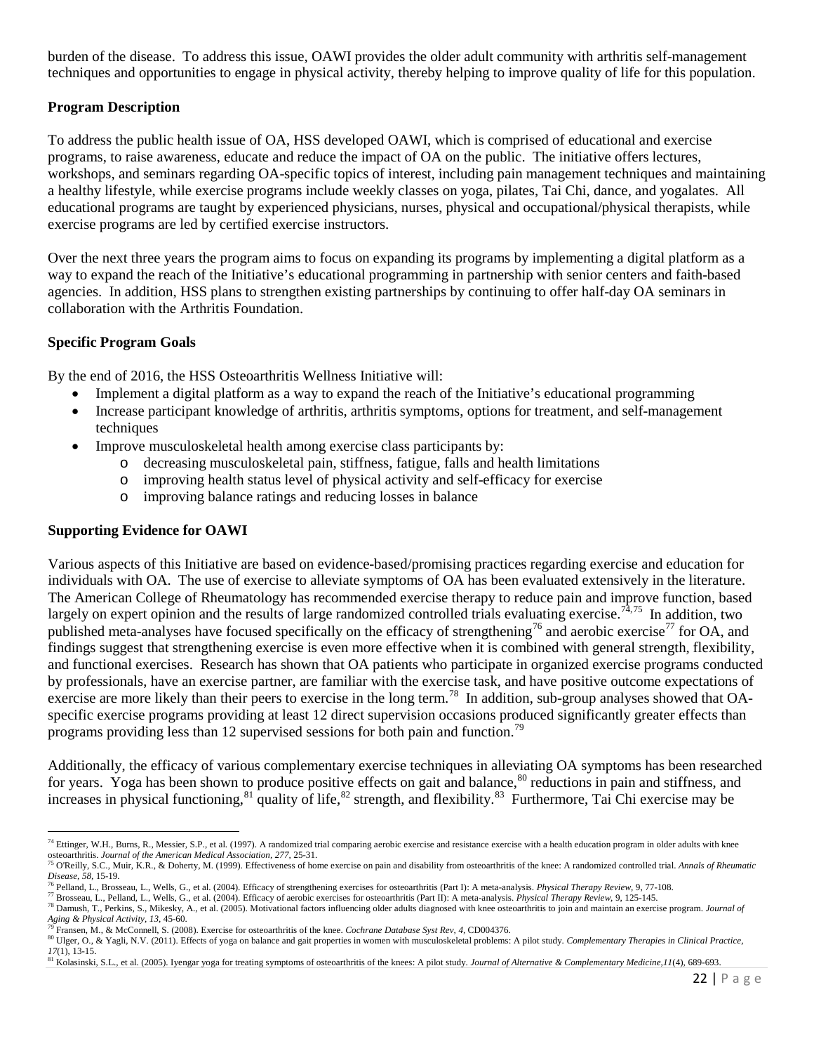burden of the disease. To address this issue, OAWI provides the older adult community with arthritis self-management techniques and opportunities to engage in physical activity, thereby helping to improve quality of life for this population.

**Program Description**

To address the public health issue of OA, HSS developed OAWI, which is comprised of educational and exercise programs, to raise awareness, educate and reduce the impact of OA on the public. The initiative offers lectures, workshops, and seminars regarding OA-specific topics of interest, including pain management techniques and maintaining a healthy lifestyle, while exercise programs include weekly classes on yoga, pilates, Tai Chi, dance, and yogalates. All educational programs are taught by experienced physicians, nurses, physical and occupational/physical therapists, while exercise programs are led by certified exercise instructors.

Over the next three years the program aims to focus on expanding its programs by implementing a digital platform as a way to expand the reach of the Initiative's educational programming in partnership with senior centers and faith-based agencies. In addition, HSS plans to strengthen existing partnerships by continuing to offer half-day OA seminars in collaboration with the Arthritis Foundation.

**Specific Program Goals**

By the end of 2016, the HSS Osteoarthritis Wellness Initiative will:

- Implement a digital platform as a way to expand the reach of the Initiative's educational programming
- Increase participant knowledge of arthritis, arthritis symptoms, options for treatment, and self-management techniques
- Improve musculoskeletal health among exercise class participants by:
    - decreasing musculoskeletal pain, stiffness, fatigue, falls and health limitations
    - improving health status level of physical activity and self-efficacy for exercise
    - improving balance ratings and reducing losses in balance

**Supporting Evidence for OAWI**

Various aspects of this Initiative are based on evidence-based/promising practices regarding exercise and education for individuals with OA. The use of exercise to alleviate symptoms of OA has been evaluated extensively in the literature. The American College of Rheumatology has recommended exercise therapy to reduce pain and improve function, based largely on expert opinion and the results of large randomized controlled trials evaluating exercise.[74,75] In addition, two published meta-analyses have focused specifically on the efficacy of strengthening[76] and aerobic exercise[77] for OA, and findings suggest that strengthening exercise is even more effective when it is combined with general strength, flexibility, and functional exercises. Research has shown that OA patients who participate in organized exercise programs conducted by professionals, have an exercise partner, are familiar with the exercise task, and have positive outcome expectations of exercise are more likely than their peers to exercise in the long term.[78] In addition, sub-group analyses showed that OA-specific exercise programs providing at least 12 direct supervision occasions produced significantly greater effects than programs providing less than 12 supervised sessions for both pain and function.[79]

Additionally, the efficacy of various complementary exercise techniques in alleviating OA symptoms has been researched for years. Yoga has been shown to produce positive effects on gait and balance,[80] reductions in pain and stiffness, and increases in physical functioning,[81] quality of life,[82] strength, and flexibility.[83] Furthermore, Tai Chi exercise may be

---

[74] Ettinger, W.H., Burns, R., Messier, S.P., et al. (1997). A randomized trial comparing aerobic exercise and resistance exercise with a health education program in older adults with knee osteoarthritis. *Journal of the American Medical Association, 277*, 25-31.

[75] O'Reilly, S.C., Muir, K.R., & Doherty, M. (1999). Effectiveness of home exercise on pain and disability from osteoarthritis of the knee: A randomized controlled trial. *Annals of Rheumatic Disease, 58*, 15-19.

[76] Pelland, L., Brosseau, L., Wells, G., et al. (2004). Efficacy of strengthening exercises for osteoarthritis (Part I): A meta-analysis. *Physical Therapy Review,* 9, 77-108.

[77] Brosseau, L., Pelland, L., Wells, G., et al. (2004). Efficacy of aerobic exercises for osteoarthritis (Part II): A meta-analysis. *Physical Therapy Review,* 9, 125-145.

[78] Damush, T., Perkins, S., Mikesky, A., et al. (2005). Motivational factors influencing older adults diagnosed with knee osteoarthritis to join and maintain an exercise program. *Journal of Aging & Physical Activity, 13*, 45-60.

[79] Fransen, M., & McConnell, S. (2008). Exercise for osteoarthritis of the knee. *Cochrane Database Syst Rev, 4*, CD004376.

[80] Ulger, O., & Yagli, N.V. (2011). Effects of yoga on balance and gait properties in women with musculoskeletal problems: A pilot study. *Complementary Therapies in Clinical Practice, 17*(1), 13-15.

[81] Kolasinski, S.L., et al. (2005). Iyengar yoga for treating symptoms of osteoarthritis of the knees: A pilot study. *Journal of Alternative & Complementary Medicine,11*(4), 689-693.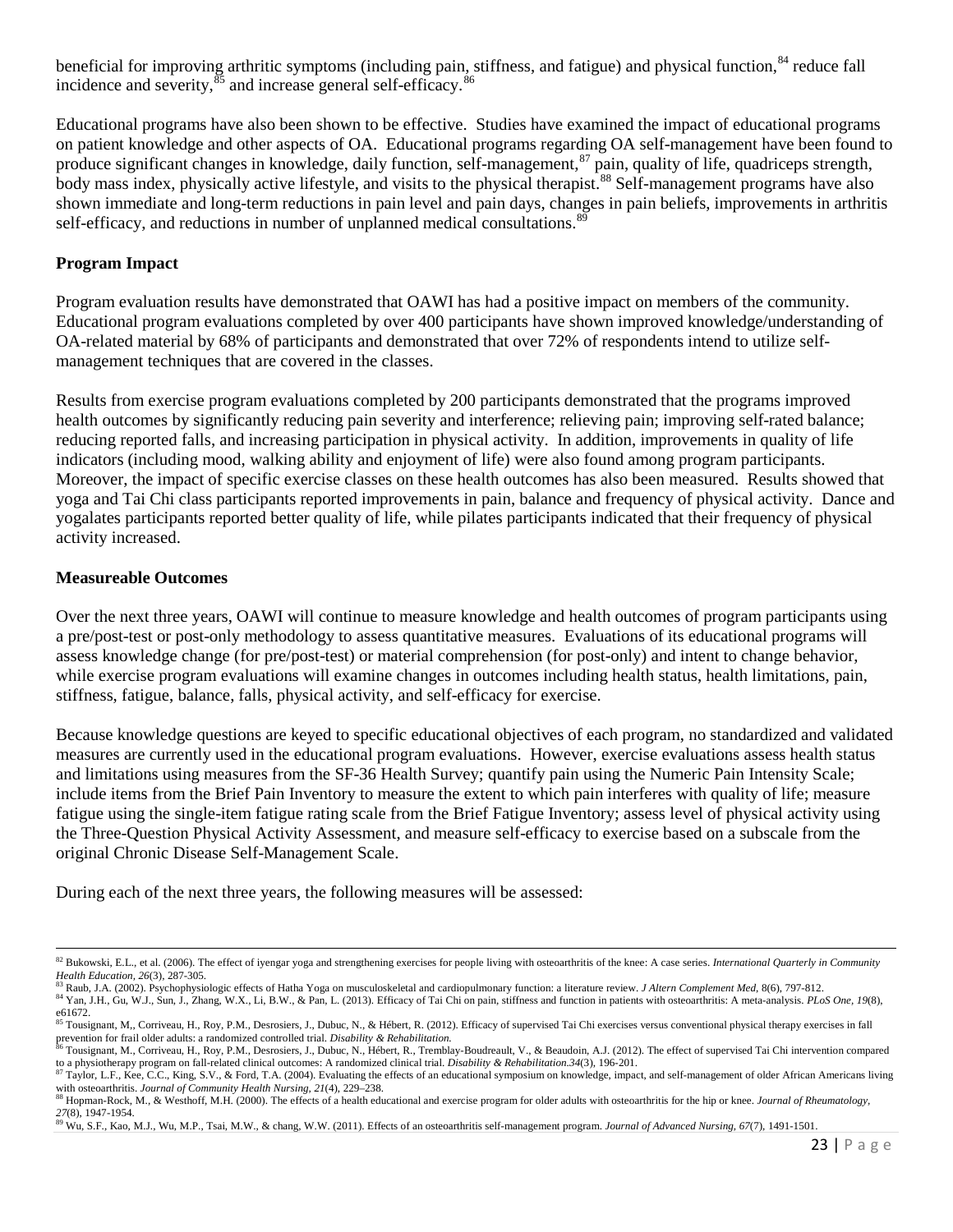beneficial for improving arthritic symptoms (including pain, stiffness, and fatigue) and physical function,[84] reduce fall incidence and severity,[85] and increase general self-efficacy.[86]

Educational programs have also been shown to be effective. Studies have examined the impact of educational programs on patient knowledge and other aspects of OA. Educational programs regarding OA self-management have been found to produce significant changes in knowledge, daily function, self-management,[87] pain, quality of life, quadriceps strength, body mass index, physically active lifestyle, and visits to the physical therapist.[88] Self-management programs have also shown immediate and long-term reductions in pain level and pain days, changes in pain beliefs, improvements in arthritis self-efficacy, and reductions in number of unplanned medical consultations.[89]

**Program Impact**

Program evaluation results have demonstrated that OAWI has had a positive impact on members of the community. Educational program evaluations completed by over 400 participants have shown improved knowledge/understanding of OA-related material by 68% of participants and demonstrated that over 72% of respondents intend to utilize self-management techniques that are covered in the classes.

Results from exercise program evaluations completed by 200 participants demonstrated that the programs improved health outcomes by significantly reducing pain severity and interference; relieving pain; improving self-rated balance; reducing reported falls, and increasing participation in physical activity. In addition, improvements in quality of life indicators (including mood, walking ability and enjoyment of life) were also found among program participants. Moreover, the impact of specific exercise classes on these health outcomes has also been measured. Results showed that yoga and Tai Chi class participants reported improvements in pain, balance and frequency of physical activity. Dance and yogalates participants reported better quality of life, while pilates participants indicated that their frequency of physical activity increased.

**Measureable Outcomes**

Over the next three years, OAWI will continue to measure knowledge and health outcomes of program participants using a pre/post-test or post-only methodology to assess quantitative measures. Evaluations of its educational programs will assess knowledge change (for pre/post-test) or material comprehension (for post-only) and intent to change behavior, while exercise program evaluations will examine changes in outcomes including health status, health limitations, pain, stiffness, fatigue, balance, falls, physical activity, and self-efficacy for exercise.

Because knowledge questions are keyed to specific educational objectives of each program, no standardized and validated measures are currently used in the educational program evaluations. However, exercise evaluations assess health status and limitations using measures from the SF-36 Health Survey; quantify pain using the Numeric Pain Intensity Scale; include items from the Brief Pain Inventory to measure the extent to which pain interferes with quality of life; measure fatigue using the single-item fatigue rating scale from the Brief Fatigue Inventory; assess level of physical activity using the Three-Question Physical Activity Assessment, and measure self-efficacy to exercise based on a subscale from the original Chronic Disease Self-Management Scale.

During each of the next three years, the following measures will be assessed:

---

[82] Bukowski, E.L., et al. (2006). The effect of iyengar yoga and strengthening exercises for people living with osteoarthritis of the knee: A case series. *International Quarterly in Community Health Education, 26*(3), 287-305.

[83] Raub, J.A. (2002). Psychophysiologic effects of Hatha Yoga on musculoskeletal and cardiopulmonary function: a literature review. *J Altern Complement Med*, 8(6), 797-812.

[84] Yan, J.H., Gu, W.J., Sun, J., Zhang, W.X., Li, B.W., & Pan, L. (2013). Efficacy of Tai Chi on pain, stiffness and function in patients with osteoarthritis: A meta-analysis. *PLoS One, 19*(8), e61672.

[85] Tousignant, M,, Corriveau, H., Roy, P.M., Desrosiers, J., Dubuc, N., & Hébert, R. (2012). Efficacy of supervised Tai Chi exercises versus conventional physical therapy exercises in fall prevention for frail older adults: a randomized controlled trial. *Disability & Rehabilitation.*

[86] Tousignant, M., Corriveau, H., Roy, P.M., Desrosiers, J., Dubuc, N., Hébert, R., Tremblay-Boudreault, V., & Beaudoin, A.J. (2012). The effect of supervised Tai Chi intervention compared to a physiotherapy program on fall-related clinical outcomes: A randomized clinical trial. *Disability & Rehabilitation.34*(3), 196-201.

[87] Taylor, L.F., Kee, C.C., King, S.V., & Ford, T.A. (2004). Evaluating the effects of an educational symposium on knowledge, impact, and self-management of older African Americans living with osteoarthritis. *Journal of Community Health Nursing, 21*(4), 229–238.

[88] Hopman-Rock, M., & Westhoff, M.H. (2000). The effects of a health educational and exercise program for older adults with osteoarthritis for the hip or knee. *Journal of Rheumatology, 27*(8), 1947-1954.

[89] Wu, S.F., Kao, M.J., Wu, M.P., Tsai, M.W., & chang, W.W. (2011). Effects of an osteoarthritis self-management program. *Journal of Advanced Nursing, 67*(7), 1491-1501.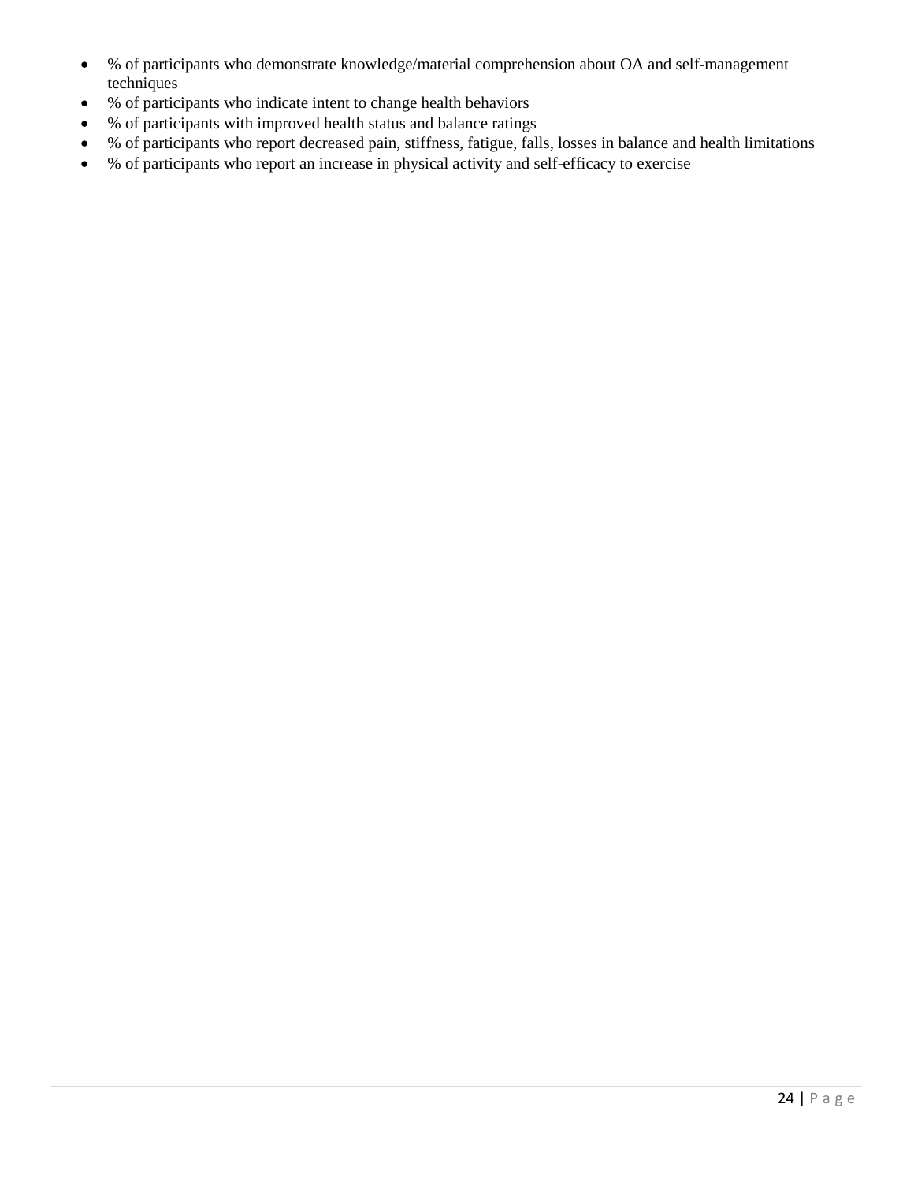- % of participants who demonstrate knowledge/material comprehension about OA and self-management techniques
- % of participants who indicate intent to change health behaviors
- % of participants with improved health status and balance ratings
- % of participants who report decreased pain, stiffness, fatigue, falls, losses in balance and health limitations
- % of participants who report an increase in physical activity and self-efficacy to exercise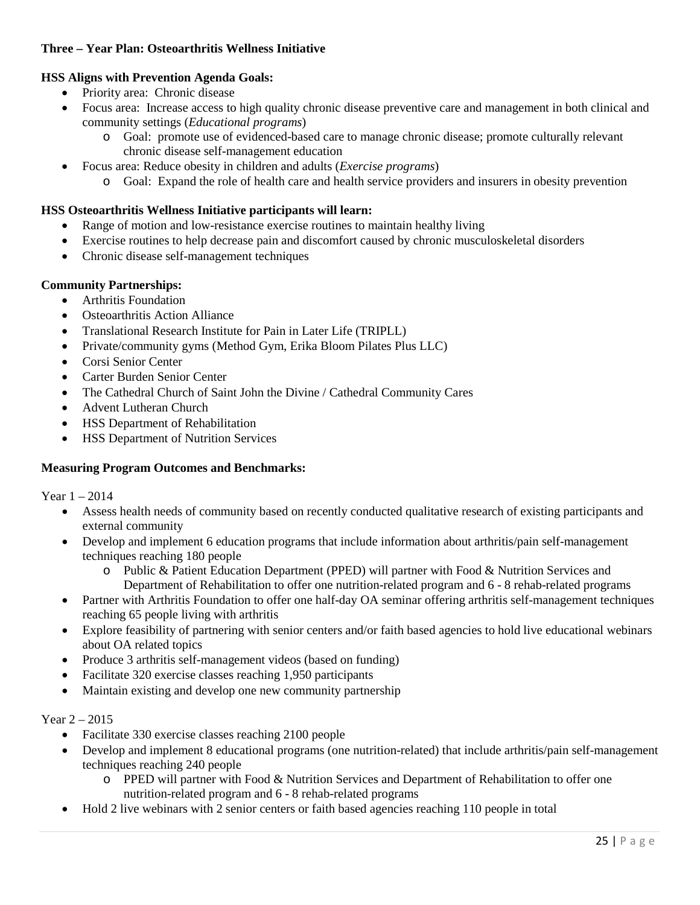**Three – Year Plan: Osteoarthritis Wellness Initiative**

**HSS Aligns with Prevention Agenda Goals:**

- Priority area: Chronic disease
- Focus area: Increase access to high quality chronic disease preventive care and management in both clinical and community settings (*Educational programs*)
  - Goal: promote use of evidenced-based care to manage chronic disease; promote culturally relevant chronic disease self-management education
- Focus area: Reduce obesity in children and adults (*Exercise programs*)
  - Goal: Expand the role of health care and health service providers and insurers in obesity prevention

**HSS Osteoarthritis Wellness Initiative participants will learn:**

- Range of motion and low-resistance exercise routines to maintain healthy living
- Exercise routines to help decrease pain and discomfort caused by chronic musculoskeletal disorders
- Chronic disease self-management techniques

**Community Partnerships:**

- Arthritis Foundation
- Osteoarthritis Action Alliance
- Translational Research Institute for Pain in Later Life (TRIPLL)
- Private/community gyms (Method Gym, Erika Bloom Pilates Plus LLC)
- Corsi Senior Center
- Carter Burden Senior Center
- The Cathedral Church of Saint John the Divine / Cathedral Community Cares
- Advent Lutheran Church
- HSS Department of Rehabilitation
- HSS Department of Nutrition Services

**Measuring Program Outcomes and Benchmarks:**

Year 1 – 2014

- Assess health needs of community based on recently conducted qualitative research of existing participants and external community
- Develop and implement 6 education programs that include information about arthritis/pain self-management techniques reaching 180 people
  - Public & Patient Education Department (PPED) will partner with Food & Nutrition Services and Department of Rehabilitation to offer one nutrition-related program and 6 - 8 rehab-related programs
- Partner with Arthritis Foundation to offer one half-day OA seminar offering arthritis self-management techniques reaching 65 people living with arthritis
- Explore feasibility of partnering with senior centers and/or faith based agencies to hold live educational webinars about OA related topics
- Produce 3 arthritis self-management videos (based on funding)
- Facilitate 320 exercise classes reaching 1,950 participants
- Maintain existing and develop one new community partnership

Year 2 – 2015

- Facilitate 330 exercise classes reaching 2100 people
- Develop and implement 8 educational programs (one nutrition-related) that include arthritis/pain self-management techniques reaching 240 people
  - PPED will partner with Food & Nutrition Services and Department of Rehabilitation to offer one nutrition-related program and 6 - 8 rehab-related programs
- Hold 2 live webinars with 2 senior centers or faith based agencies reaching 110 people in total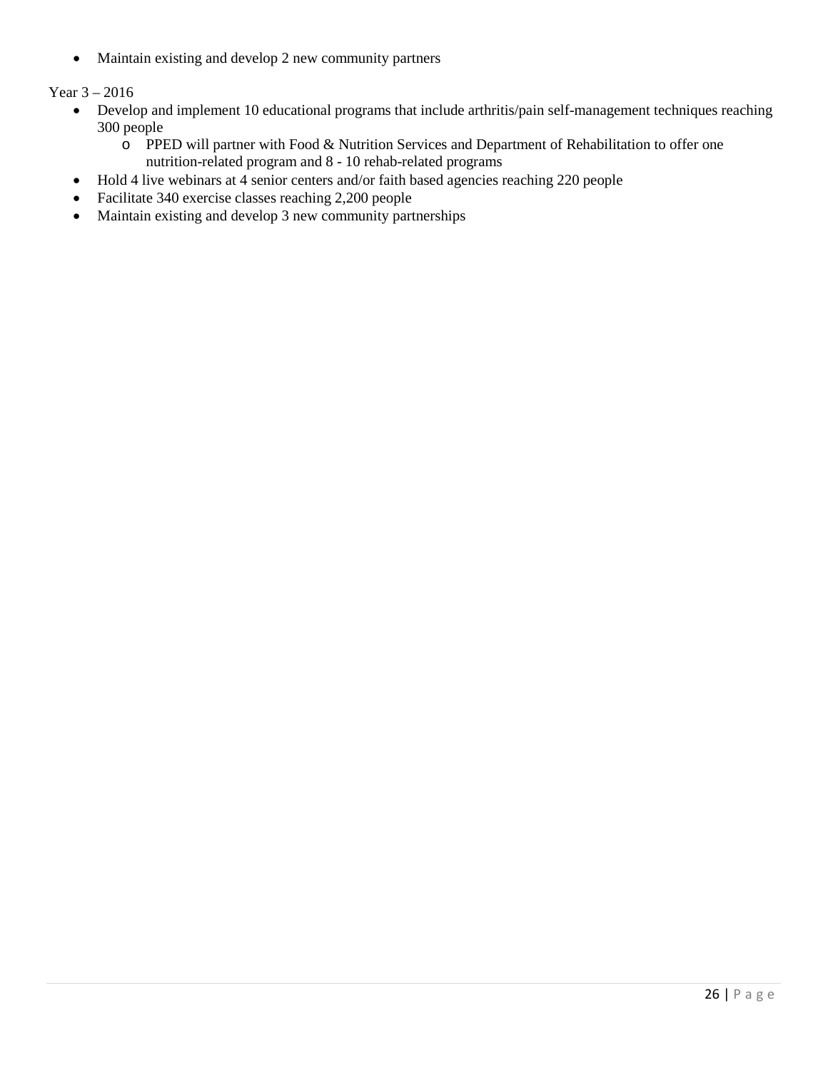- Maintain existing and develop 2 new community partners

Year 3 – 2016

- Develop and implement 10 educational programs that include arthritis/pain self-management techniques reaching 300 people
  - PPED will partner with Food & Nutrition Services and Department of Rehabilitation to offer one nutrition-related program and 8 - 10 rehab-related programs
- Hold 4 live webinars at 4 senior centers and/or faith based agencies reaching 220 people
- Facilitate 340 exercise classes reaching 2,200 people
- Maintain existing and develop 3 new community partnerships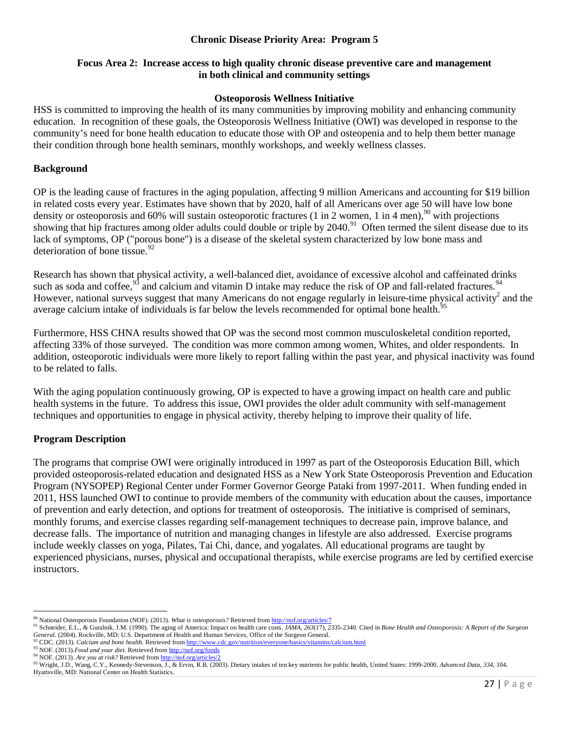**Chronic Disease Priority Area: Program 5**

**Focus Area 2: Increase access to high quality chronic disease preventive care and management in both clinical and community settings**

**Osteoporosis Wellness Initiative**

HSS is committed to improving the health of its many communities by improving mobility and enhancing community education. In recognition of these goals, the Osteoporosis Wellness Initiative (OWI) was developed in response to the community's need for bone health education to educate those with OP and osteopenia and to help them better manage their condition through bone health seminars, monthly workshops, and weekly wellness classes.

## Background

OP is the leading cause of fractures in the aging population, affecting 9 million Americans and accounting for $19 billion in related costs every year. Estimates have shown that by 2020, half of all Americans over age 50 will have low bone density or osteoporosis and 60% will sustain osteoporotic fractures (1 in 2 women, 1 in 4 men),[90] with projections showing that hip fractures among older adults could double or triple by 2040.[91] Often termed the silent disease due to its lack of symptoms, OP ("porous bone") is a disease of the skeletal system characterized by low bone mass and deterioration of bone tissue.[92]

Research has shown that physical activity, a well-balanced diet, avoidance of excessive alcohol and caffeinated drinks such as soda and coffee,[93] and calcium and vitamin D intake may reduce the risk of OP and fall-related fractures.[94] However, national surveys suggest that many Americans do not engage regularly in leisure-time physical activity[2] and the average calcium intake of individuals is far below the levels recommended for optimal bone health.[95]

Furthermore, HSS CHNA results showed that OP was the second most common musculoskeletal condition reported, affecting 33% of those surveyed. The condition was more common among women, Whites, and older respondents. In addition, osteoporotic individuals were more likely to report falling within the past year, and physical inactivity was found to be related to falls.

With the aging population continuously growing, OP is expected to have a growing impact on health care and public health systems in the future. To address this issue, OWI provides the older adult community with self-management techniques and opportunities to engage in physical activity, thereby helping to improve their quality of life.

## Program Description

The programs that comprise OWI were originally introduced in 1997 as part of the Osteoporosis Education Bill, which provided osteoporosis-related education and designated HSS as a New York State Osteoporosis Prevention and Education Program (NYSOPEP) Regional Center under Former Governor George Pataki from 1997-2011. When funding ended in 2011, HSS launched OWI to continue to provide members of the community with education about the causes, importance of prevention and early detection, and options for treatment of osteoporosis. The initiative is comprised of seminars, monthly forums, and exercise classes regarding self-management techniques to decrease pain, improve balance, and decrease falls. The importance of nutrition and managing changes in lifestyle are also addressed. Exercise programs include weekly classes on yoga, Pilates, Tai Chi, dance, and yogalates. All educational programs are taught by experienced physicians, nurses, physical and occupational therapists, while exercise programs are led by certified exercise instructors.

---

[90] National Osteoporosis Foundation (NOF). (2013). *What is osteoporosis?* Retrieved from http://nof.org/articles/7

[91] Schneider, E.L., & Guralnik, J.M. (1990). The aging of America: Impact on health care costs. *JAMA, 263*(17), 2335-2340. Cited in *Bone Health and Osteoporosis: A Report of the Surgeon General.* (2004). Rockville, MD: U.S. Department of Health and Human Services, Office of the Surgeon General.

[92] CDC. (2013). *Calcium and bone health.* Retrieved from http://www.cdc.gov/nutrition/everyone/basics/vitamins/calcium.html

[93] NOF. (2013).*Food and your diet.* Retrieved from http://nof.org/foods

[94] NOF. (2013). *Are you at risk?* Retrieved from http://nof.org/articles/2

[95] Wright, J.D., Wang, C.Y., Kennedy-Stevenson, J., & Ervin, R.B. (2003). Dietary intakes of ten key nutrients for public health, United States: 1999-2000. *Advanced Data, 334,* 104. Hyattsville, MD: National Center on Health Statistics.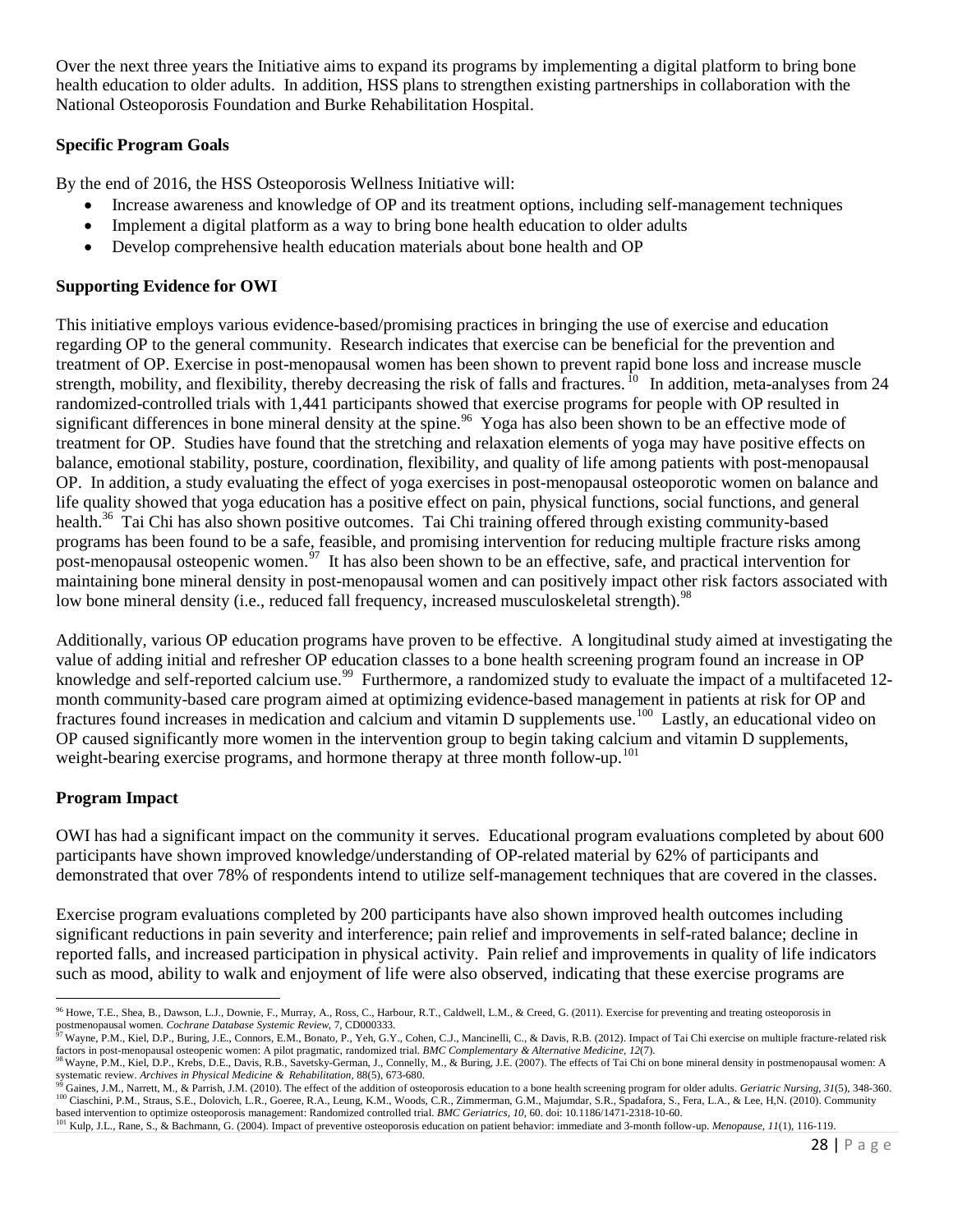Over the next three years the Initiative aims to expand its programs by implementing a digital platform to bring bone health education to older adults. In addition, HSS plans to strengthen existing partnerships in collaboration with the National Osteoporosis Foundation and Burke Rehabilitation Hospital.

**Specific Program Goals**

By the end of 2016, the HSS Osteoporosis Wellness Initiative will:

- Increase awareness and knowledge of OP and its treatment options, including self-management techniques
- Implement a digital platform as a way to bring bone health education to older adults
- Develop comprehensive health education materials about bone health and OP

**Supporting Evidence for OWI**

This initiative employs various evidence-based/promising practices in bringing the use of exercise and education regarding OP to the general community. Research indicates that exercise can be beneficial for the prevention and treatment of OP. Exercise in post-menopausal women has been shown to prevent rapid bone loss and increase muscle strength, mobility, and flexibility, thereby decreasing the risk of falls and fractures.[10] In addition, meta-analyses from 24 randomized-controlled trials with 1,441 participants showed that exercise programs for people with OP resulted in significant differences in bone mineral density at the spine.[96] Yoga has also been shown to be an effective mode of treatment for OP. Studies have found that the stretching and relaxation elements of yoga may have positive effects on balance, emotional stability, posture, coordination, flexibility, and quality of life among patients with post-menopausal OP. In addition, a study evaluating the effect of yoga exercises in post-menopausal osteoporotic women on balance and life quality showed that yoga education has a positive effect on pain, physical functions, social functions, and general health.[36] Tai Chi has also shown positive outcomes. Tai Chi training offered through existing community-based programs has been found to be a safe, feasible, and promising intervention for reducing multiple fracture risks among post-menopausal osteopenic women.[97] It has also been shown to be an effective, safe, and practical intervention for maintaining bone mineral density in post-menopausal women and can positively impact other risk factors associated with low bone mineral density (i.e., reduced fall frequency, increased musculoskeletal strength).[98]

Additionally, various OP education programs have proven to be effective. A longitudinal study aimed at investigating the value of adding initial and refresher OP education classes to a bone health screening program found an increase in OP knowledge and self-reported calcium use.[99] Furthermore, a randomized study to evaluate the impact of a multifaceted 12-month community-based care program aimed at optimizing evidence-based management in patients at risk for OP and fractures found increases in medication and calcium and vitamin D supplements use.[100] Lastly, an educational video on OP caused significantly more women in the intervention group to begin taking calcium and vitamin D supplements, weight-bearing exercise programs, and hormone therapy at three month follow-up.[101]

**Program Impact**

OWI has had a significant impact on the community it serves. Educational program evaluations completed by about 600 participants have shown improved knowledge/understanding of OP-related material by 62% of participants and demonstrated that over 78% of respondents intend to utilize self-management techniques that are covered in the classes.

Exercise program evaluations completed by 200 participants have also shown improved health outcomes including significant reductions in pain severity and interference; pain relief and improvements in self-rated balance; decline in reported falls, and increased participation in physical activity. Pain relief and improvements in quality of life indicators such as mood, ability to walk and enjoyment of life were also observed, indicating that these exercise programs are

---

[96] Howe, T.E., Shea, B., Dawson, L.J., Downie, F., Murray, A., Ross, C., Harbour, R.T., Caldwell, L.M., & Creed, G. (2011). Exercise for preventing and treating osteoporosis in postmenopausal women. *Cochrane Database Systemic Review*, 7, CD000333.

[97] Wayne, P.M., Kiel, D.P., Buring, J.E., Connors, E.M., Bonato, P., Yeh, G.Y., Cohen, C.J., Mancinelli, C., & Davis, R.B. (2012). Impact of Tai Chi exercise on multiple fracture-related risk factors in post-menopausal osteopenic women: A pilot pragmatic, randomized trial. *BMC Complementary & Alternative Medicine*, *12*(7).

[98] Wayne, P.M., Kiel, D.P., Krebs, D.E., Davis, R.B., Savetsky-German, J., Connelly, M., & Buring, J.E. (2007). The effects of Tai Chi on bone mineral density in postmenopausal women: A systematic review. *Archives in Physical Medicine & Rehabilitation*, 88(5), 673-680.

[99] Gaines, J.M., Narrett, M., & Parrish, J.M. (2010). The effect of the addition of osteoporosis education to a bone health screening program for older adults. *Geriatric Nursing*, *31*(5), 348-360.

[100] Ciaschini, P.M., Straus, S.E., Dolovich, L.R., Goeree, R.A., Leung, K.M., Woods, C.R., Zimmerman, G.M., Majumdar, S.R., Spadafora, S., Fera, L.A., & Lee, H,N. (2010). Community based intervention to optimize osteoporosis management: Randomized controlled trial. *BMC Geriatrics*, *10*, 60. doi: 10.1186/1471-2318-10-60.

[101] Kulp, J.L., Rane, S., & Bachmann, G. (2004). Impact of preventive osteoporosis education on patient behavior: immediate and 3-month follow-up. *Menopause*, *11*(1), 116-119.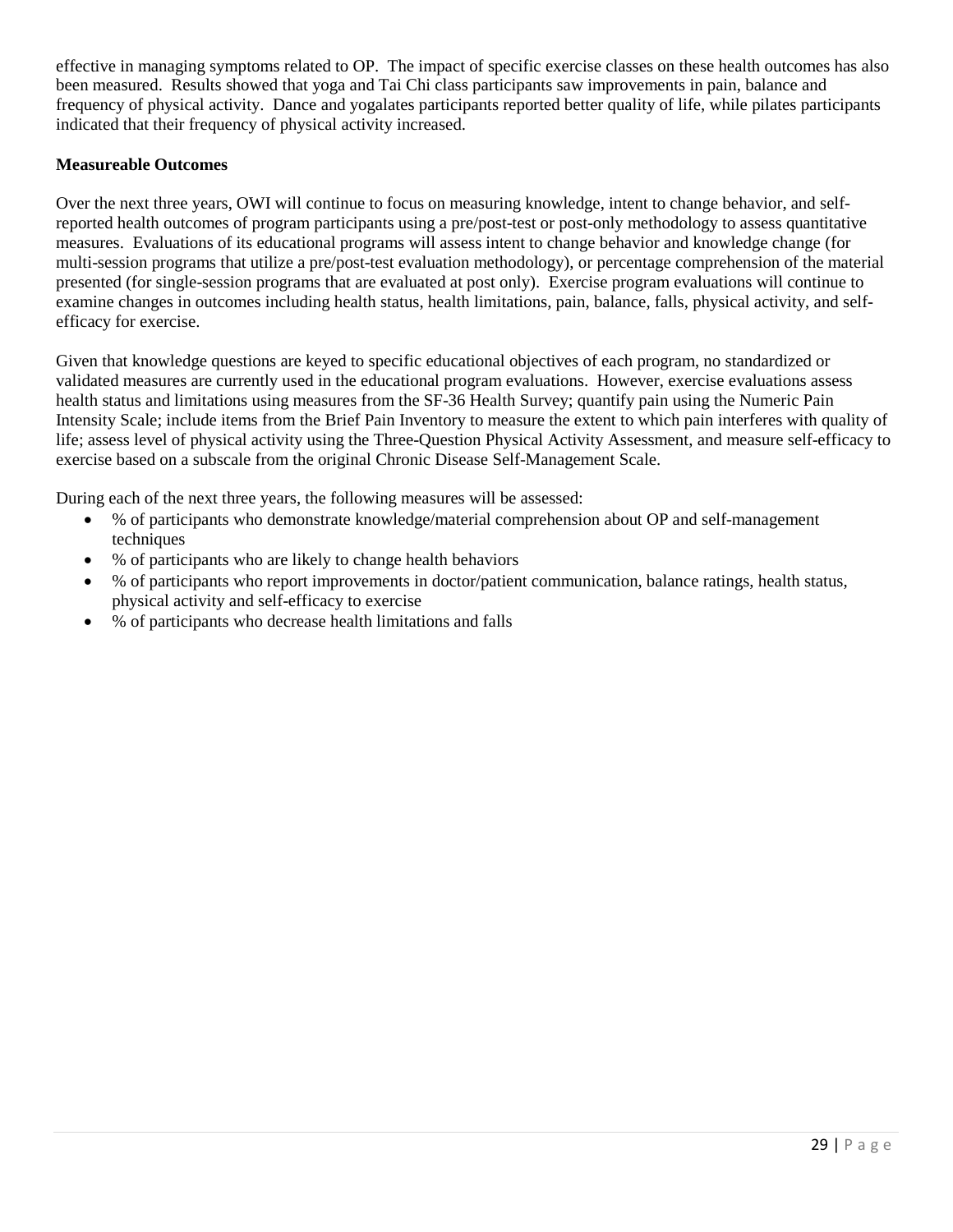effective in managing symptoms related to OP. The impact of specific exercise classes on these health outcomes has also been measured. Results showed that yoga and Tai Chi class participants saw improvements in pain, balance and frequency of physical activity. Dance and yogalates participants reported better quality of life, while pilates participants indicated that their frequency of physical activity increased.

**Measureable Outcomes**

Over the next three years, OWI will continue to focus on measuring knowledge, intent to change behavior, and self-reported health outcomes of program participants using a pre/post-test or post-only methodology to assess quantitative measures. Evaluations of its educational programs will assess intent to change behavior and knowledge change (for multi-session programs that utilize a pre/post-test evaluation methodology), or percentage comprehension of the material presented (for single-session programs that are evaluated at post only). Exercise program evaluations will continue to examine changes in outcomes including health status, health limitations, pain, balance, falls, physical activity, and self-efficacy for exercise.

Given that knowledge questions are keyed to specific educational objectives of each program, no standardized or validated measures are currently used in the educational program evaluations. However, exercise evaluations assess health status and limitations using measures from the SF-36 Health Survey; quantify pain using the Numeric Pain Intensity Scale; include items from the Brief Pain Inventory to measure the extent to which pain interferes with quality of life; assess level of physical activity using the Three-Question Physical Activity Assessment, and measure self-efficacy to exercise based on a subscale from the original Chronic Disease Self-Management Scale.

During each of the next three years, the following measures will be assessed:

- % of participants who demonstrate knowledge/material comprehension about OP and self-management techniques
- % of participants who are likely to change health behaviors
- % of participants who report improvements in doctor/patient communication, balance ratings, health status, physical activity and self-efficacy to exercise
- % of participants who decrease health limitations and falls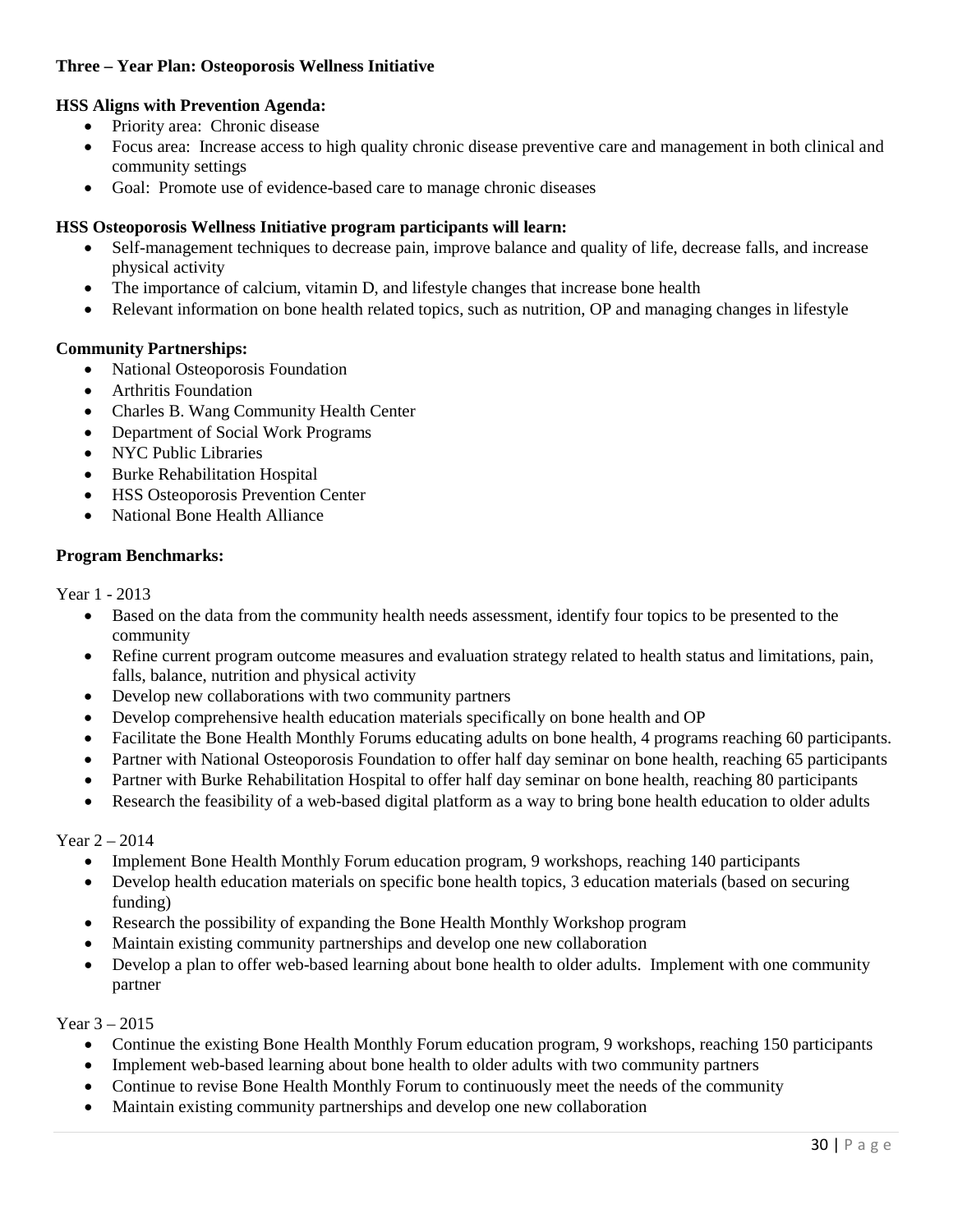**Three – Year Plan: Osteoporosis Wellness Initiative**

**HSS Aligns with Prevention Agenda:**

- Priority area: Chronic disease
- Focus area: Increase access to high quality chronic disease preventive care and management in both clinical and community settings
- Goal: Promote use of evidence-based care to manage chronic diseases

**HSS Osteoporosis Wellness Initiative program participants will learn:**

- Self-management techniques to decrease pain, improve balance and quality of life, decrease falls, and increase physical activity
- The importance of calcium, vitamin D, and lifestyle changes that increase bone health
- Relevant information on bone health related topics, such as nutrition, OP and managing changes in lifestyle

**Community Partnerships:**

- National Osteoporosis Foundation
- Arthritis Foundation
- Charles B. Wang Community Health Center
- Department of Social Work Programs
- NYC Public Libraries
- Burke Rehabilitation Hospital
- HSS Osteoporosis Prevention Center
- National Bone Health Alliance

**Program Benchmarks:**

Year 1 - 2013

- Based on the data from the community health needs assessment, identify four topics to be presented to the community
- Refine current program outcome measures and evaluation strategy related to health status and limitations, pain, falls, balance, nutrition and physical activity
- Develop new collaborations with two community partners
- Develop comprehensive health education materials specifically on bone health and OP
- Facilitate the Bone Health Monthly Forums educating adults on bone health, 4 programs reaching 60 participants.
- Partner with National Osteoporosis Foundation to offer half day seminar on bone health, reaching 65 participants
- Partner with Burke Rehabilitation Hospital to offer half day seminar on bone health, reaching 80 participants
- Research the feasibility of a web-based digital platform as a way to bring bone health education to older adults

Year 2 – 2014

- Implement Bone Health Monthly Forum education program, 9 workshops, reaching 140 participants
- Develop health education materials on specific bone health topics, 3 education materials (based on securing funding)
- Research the possibility of expanding the Bone Health Monthly Workshop program
- Maintain existing community partnerships and develop one new collaboration
- Develop a plan to offer web-based learning about bone health to older adults. Implement with one community partner

Year 3 – 2015

- Continue the existing Bone Health Monthly Forum education program, 9 workshops, reaching 150 participants
- Implement web-based learning about bone health to older adults with two community partners
- Continue to revise Bone Health Monthly Forum to continuously meet the needs of the community
- Maintain existing community partnerships and develop one new collaboration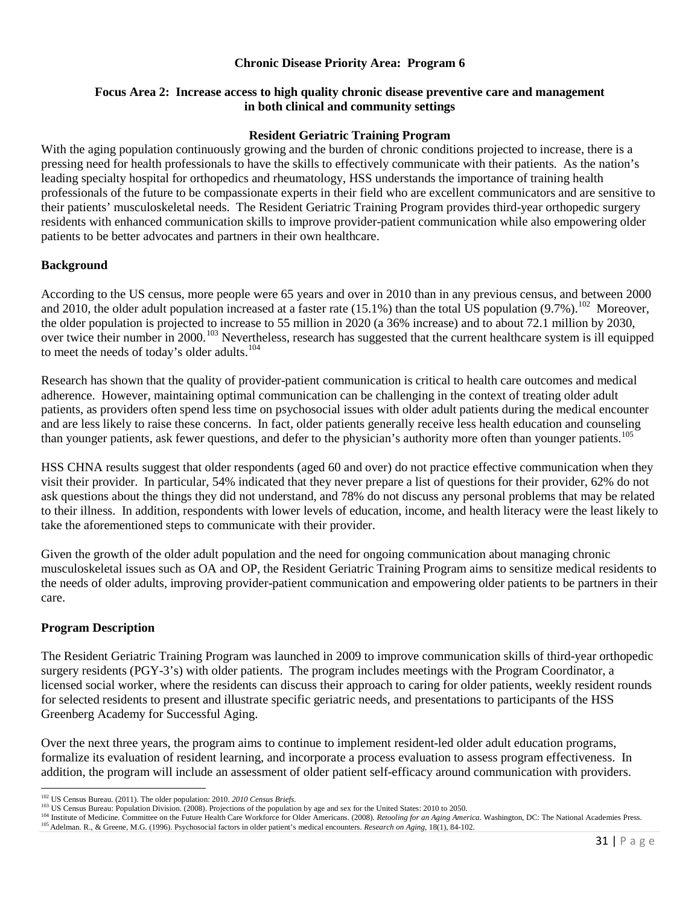**Chronic Disease Priority Area: Program 6**

**Focus Area 2: Increase access to high quality chronic disease preventive care and management in both clinical and community settings**

**Resident Geriatric Training Program**

With the aging population continuously growing and the burden of chronic conditions projected to increase, there is a pressing need for health professionals to have the skills to effectively communicate with their patients. As the nation's leading specialty hospital for orthopedics and rheumatology, HSS understands the importance of training health professionals of the future to be compassionate experts in their field who are excellent communicators and are sensitive to their patients' musculoskeletal needs. The Resident Geriatric Training Program provides third-year orthopedic surgery residents with enhanced communication skills to improve provider-patient communication while also empowering older patients to be better advocates and partners in their own healthcare.

## Background

According to the US census, more people were 65 years and over in 2010 than in any previous census, and between 2000 and 2010, the older adult population increased at a faster rate (15.1%) than the total US population (9.7%).[102] Moreover, the older population is projected to increase to 55 million in 2020 (a 36% increase) and to about 72.1 million by 2030, over twice their number in 2000.[103] Nevertheless, research has suggested that the current healthcare system is ill equipped to meet the needs of today's older adults.[104]

Research has shown that the quality of provider-patient communication is critical to health care outcomes and medical adherence. However, maintaining optimal communication can be challenging in the context of treating older adult patients, as providers often spend less time on psychosocial issues with older adult patients during the medical encounter and are less likely to raise these concerns. In fact, older patients generally receive less health education and counseling than younger patients, ask fewer questions, and defer to the physician's authority more often than younger patients.[105]

HSS CHNA results suggest that older respondents (aged 60 and over) do not practice effective communication when they visit their provider. In particular, 54% indicated that they never prepare a list of questions for their provider, 62% do not ask questions about the things they did not understand, and 78% do not discuss any personal problems that may be related to their illness. In addition, respondents with lower levels of education, income, and health literacy were the least likely to take the aforementioned steps to communicate with their provider.

Given the growth of the older adult population and the need for ongoing communication about managing chronic musculoskeletal issues such as OA and OP, the Resident Geriatric Training Program aims to sensitize medical residents to the needs of older adults, improving provider-patient communication and empowering older patients to be partners in their care.

## Program Description

The Resident Geriatric Training Program was launched in 2009 to improve communication skills of third-year orthopedic surgery residents (PGY-3's) with older patients. The program includes meetings with the Program Coordinator, a licensed social worker, where the residents can discuss their approach to caring for older patients, weekly resident rounds for selected residents to present and illustrate specific geriatric needs, and presentations to participants of the HSS Greenberg Academy for Successful Aging.

Over the next three years, the program aims to continue to implement resident-led older adult education programs, formalize its evaluation of resident learning, and incorporate a process evaluation to assess program effectiveness. In addition, the program will include an assessment of older patient self-efficacy around communication with providers.

---

[102] US Census Bureau. (2011). The older population: 2010. *2010 Census Briefs.*
[103] US Census Bureau: Population Division. (2008). Projections of the population by age and sex for the United States: 2010 to 2050.
[104] Institute of Medicine. Committee on the Future Health Care Workforce for Older Americans. (2008). *Retooling for an Aging America.* Washington, DC: The National Academies Press.
[105] Adelman. R., & Greene, M.G. (1996). Psychosocial factors in older patient's medical encounters. *Research on Aging,* 18(1), 84-102.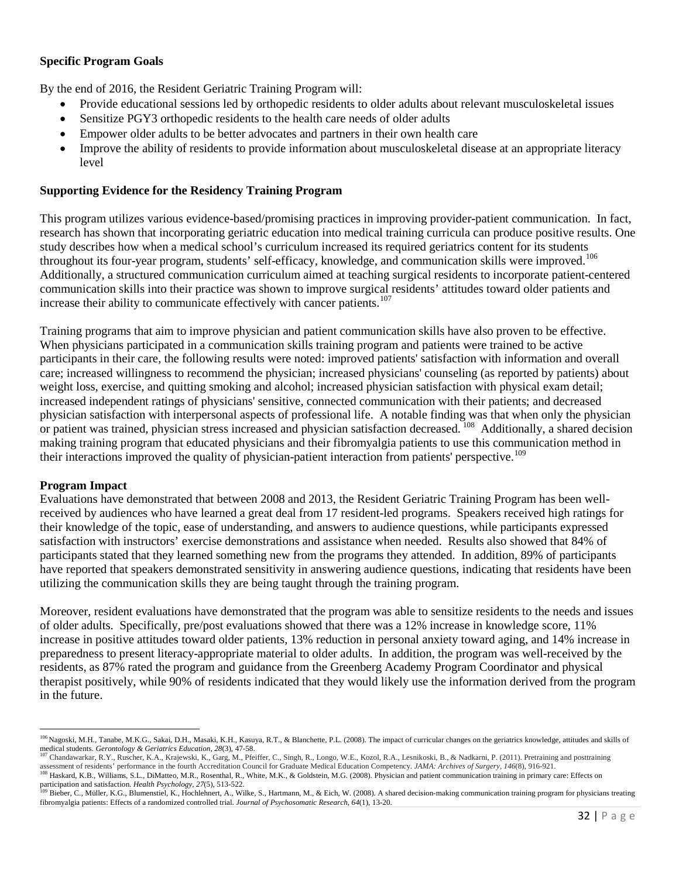**Specific Program Goals**

By the end of 2016, the Resident Geriatric Training Program will:

- Provide educational sessions led by orthopedic residents to older adults about relevant musculoskeletal issues
- Sensitize PGY3 orthopedic residents to the health care needs of older adults
- Empower older adults to be better advocates and partners in their own health care
- Improve the ability of residents to provide information about musculoskeletal disease at an appropriate literacy level

**Supporting Evidence for the Residency Training Program**

This program utilizes various evidence-based/promising practices in improving provider-patient communication. In fact, research has shown that incorporating geriatric education into medical training curricula can produce positive results. One study describes how when a medical school's curriculum increased its required geriatrics content for its students throughout its four-year program, students' self-efficacy, knowledge, and communication skills were improved.[106] Additionally, a structured communication curriculum aimed at teaching surgical residents to incorporate patient-centered communication skills into their practice was shown to improve surgical residents' attitudes toward older patients and increase their ability to communicate effectively with cancer patients.[107]

Training programs that aim to improve physician and patient communication skills have also proven to be effective. When physicians participated in a communication skills training program and patients were trained to be active participants in their care, the following results were noted: improved patients' satisfaction with information and overall care; increased willingness to recommend the physician; increased physicians' counseling (as reported by patients) about weight loss, exercise, and quitting smoking and alcohol; increased physician satisfaction with physical exam detail; increased independent ratings of physicians' sensitive, connected communication with their patients; and decreased physician satisfaction with interpersonal aspects of professional life. A notable finding was that when only the physician or patient was trained, physician stress increased and physician satisfaction decreased.[108] Additionally, a shared decision making training program that educated physicians and their fibromyalgia patients to use this communication method in their interactions improved the quality of physician-patient interaction from patients' perspective.[109]

**Program Impact**

Evaluations have demonstrated that between 2008 and 2013, the Resident Geriatric Training Program has been well-received by audiences who have learned a great deal from 17 resident-led programs. Speakers received high ratings for their knowledge of the topic, ease of understanding, and answers to audience questions, while participants expressed satisfaction with instructors' exercise demonstrations and assistance when needed. Results also showed that 84% of participants stated that they learned something new from the programs they attended. In addition, 89% of participants have reported that speakers demonstrated sensitivity in answering audience questions, indicating that residents have been utilizing the communication skills they are being taught through the training program.

Moreover, resident evaluations have demonstrated that the program was able to sensitize residents to the needs and issues of older adults. Specifically, pre/post evaluations showed that there was a 12% increase in knowledge score, 11% increase in positive attitudes toward older patients, 13% reduction in personal anxiety toward aging, and 14% increase in preparedness to present literacy-appropriate material to older adults. In addition, the program was well-received by the residents, as 87% rated the program and guidance from the Greenberg Academy Program Coordinator and physical therapist positively, while 90% of residents indicated that they would likely use the information derived from the program in the future.

---

[106] Nagoski, M.H., Tanabe, M.K.G., Sakai, D.H., Masaki, K.H., Kasuya, R.T., & Blanchette, P.L. (2008). The impact of curricular changes on the geriatrics knowledge, attitudes and skills of medical students. *Gerontology & Geriatrics Education, 28*(3), 47-58.

[107] Chandawarkar, R.Y., Ruscher, K.A., Krajewski, K., Garg, M., Pfeiffer, C., Singh, R., Longo, W.E., Kozol, R.A., Lesnikoski, B., & Nadkarni, P. (2011). Pretraining and posttraining assessment of residents' performance in the fourth Accreditation Council for Graduate Medical Education Competency. *JAMA: Archives of Surgery, 146*(8), 916-921.

[108] Haskard, K.B., Williams, S.L., DiMatteo, M.R., Rosenthal, R., White, M.K., & Goldstein, M.G. (2008). Physician and patient communication training in primary care: Effects on participation and satisfaction. *Health Psychology, 27*(5), 513-522.

[109] Bieber, C., Müller, K.G., Blumenstiel, K., Hochlehnert, A., Wilke, S., Hartmann, M., & Eich, W. (2008). A shared decision-making communication training program for physicians treating fibromyalgia patients: Effects of a randomized controlled trial. *Journal of Psychosomatic Research, 64*(1), 13-20.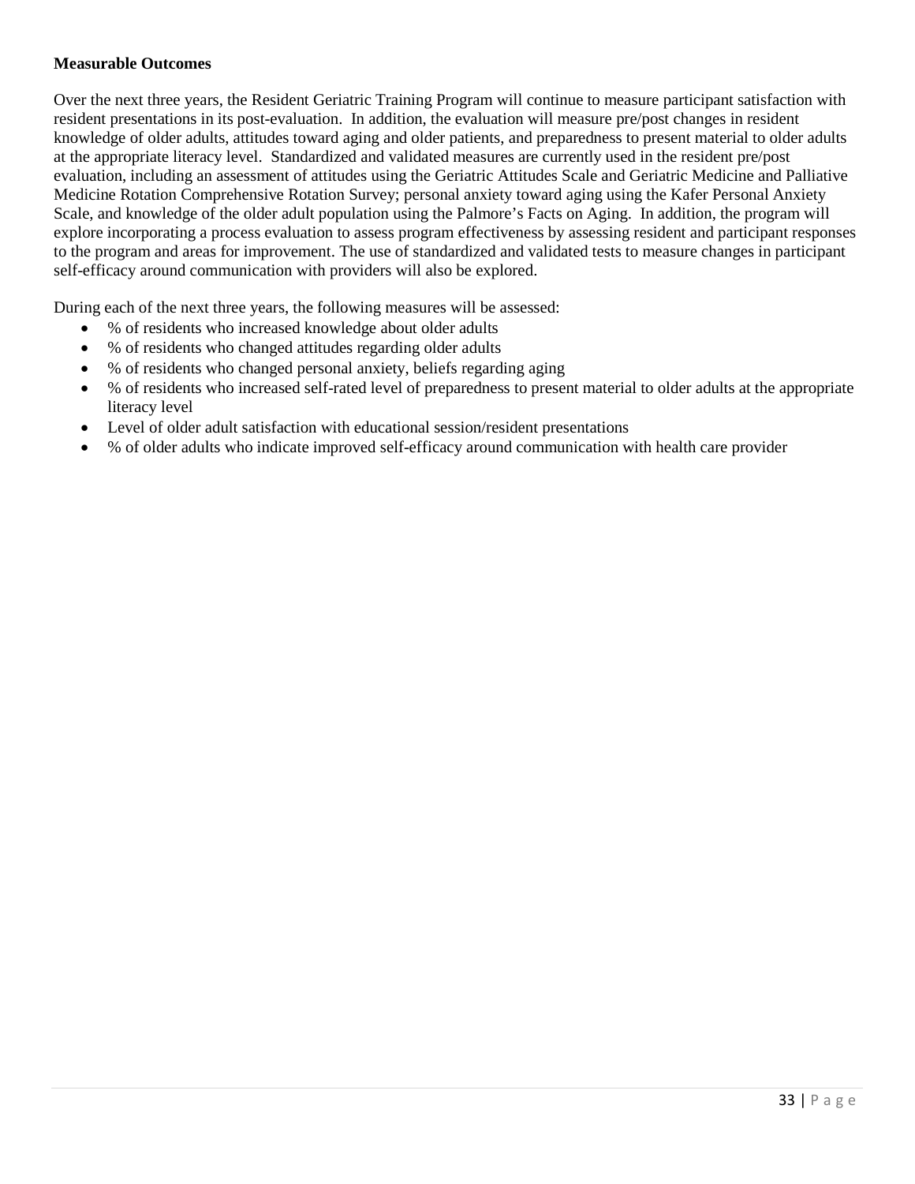**Measurable Outcomes**

Over the next three years, the Resident Geriatric Training Program will continue to measure participant satisfaction with resident presentations in its post-evaluation. In addition, the evaluation will measure pre/post changes in resident knowledge of older adults, attitudes toward aging and older patients, and preparedness to present material to older adults at the appropriate literacy level. Standardized and validated measures are currently used in the resident pre/post evaluation, including an assessment of attitudes using the Geriatric Attitudes Scale and Geriatric Medicine and Palliative Medicine Rotation Comprehensive Rotation Survey; personal anxiety toward aging using the Kafer Personal Anxiety Scale, and knowledge of the older adult population using the Palmore's Facts on Aging. In addition, the program will explore incorporating a process evaluation to assess program effectiveness by assessing resident and participant responses to the program and areas for improvement. The use of standardized and validated tests to measure changes in participant self-efficacy around communication with providers will also be explored.

During each of the next three years, the following measures will be assessed:

- % of residents who increased knowledge about older adults
- % of residents who changed attitudes regarding older adults
- % of residents who changed personal anxiety, beliefs regarding aging
- % of residents who increased self-rated level of preparedness to present material to older adults at the appropriate literacy level
- Level of older adult satisfaction with educational session/resident presentations
- % of older adults who indicate improved self-efficacy around communication with health care provider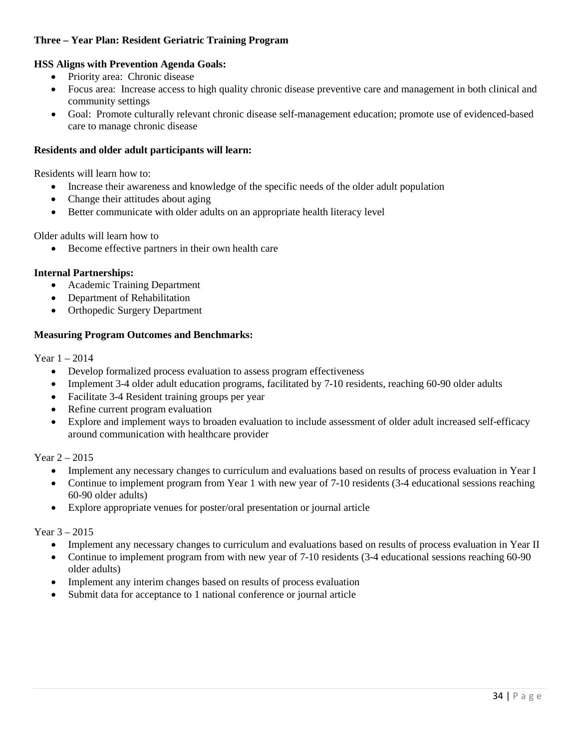**Three – Year Plan: Resident Geriatric Training Program**

**HSS Aligns with Prevention Agenda Goals:**

- Priority area: Chronic disease
- Focus area: Increase access to high quality chronic disease preventive care and management in both clinical and community settings
- Goal: Promote culturally relevant chronic disease self-management education; promote use of evidenced-based care to manage chronic disease

**Residents and older adult participants will learn:**

Residents will learn how to:

- Increase their awareness and knowledge of the specific needs of the older adult population
- Change their attitudes about aging
- Better communicate with older adults on an appropriate health literacy level

Older adults will learn how to

- Become effective partners in their own health care

**Internal Partnerships:**

- Academic Training Department
- Department of Rehabilitation
- Orthopedic Surgery Department

**Measuring Program Outcomes and Benchmarks:**

Year 1 – 2014

- Develop formalized process evaluation to assess program effectiveness
- Implement 3-4 older adult education programs, facilitated by 7-10 residents, reaching 60-90 older adults
- Facilitate 3-4 Resident training groups per year
- Refine current program evaluation
- Explore and implement ways to broaden evaluation to include assessment of older adult increased self-efficacy around communication with healthcare provider

Year 2 – 2015

- Implement any necessary changes to curriculum and evaluations based on results of process evaluation in Year I
- Continue to implement program from Year 1 with new year of 7-10 residents (3-4 educational sessions reaching 60-90 older adults)
- Explore appropriate venues for poster/oral presentation or journal article

Year 3 – 2015

- Implement any necessary changes to curriculum and evaluations based on results of process evaluation in Year II
- Continue to implement program from with new year of 7-10 residents (3-4 educational sessions reaching 60-90 older adults)
- Implement any interim changes based on results of process evaluation
- Submit data for acceptance to 1 national conference or journal article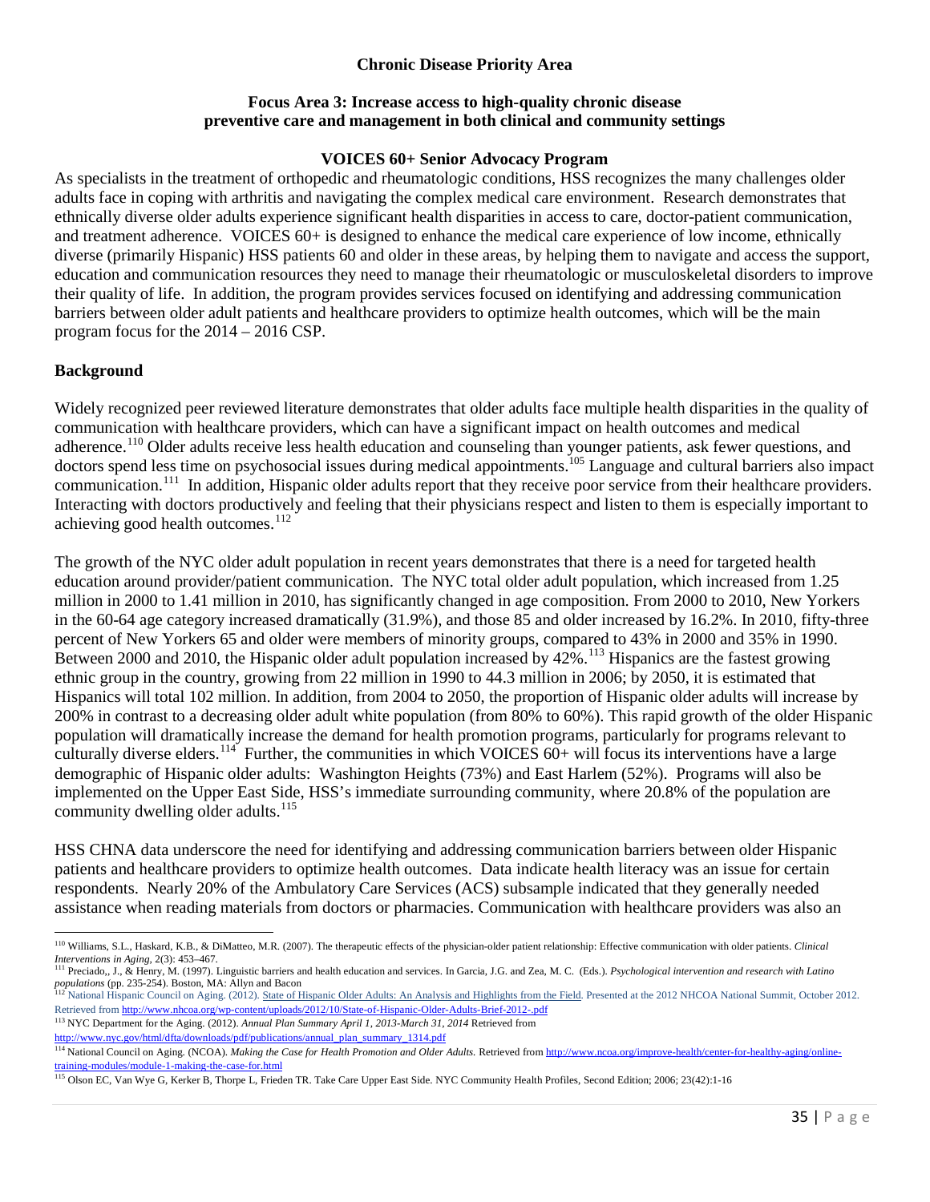**Chronic Disease Priority Area**

**Focus Area 3: Increase access to high-quality chronic disease preventive care and management in both clinical and community settings**

**VOICES 60+ Senior Advocacy Program**

As specialists in the treatment of orthopedic and rheumatologic conditions, HSS recognizes the many challenges older adults face in coping with arthritis and navigating the complex medical care environment. Research demonstrates that ethnically diverse older adults experience significant health disparities in access to care, doctor-patient communication, and treatment adherence. VOICES 60+ is designed to enhance the medical care experience of low income, ethnically diverse (primarily Hispanic) HSS patients 60 and older in these areas, by helping them to navigate and access the support, education and communication resources they need to manage their rheumatologic or musculoskeletal disorders to improve their quality of life. In addition, the program provides services focused on identifying and addressing communication barriers between older adult patients and healthcare providers to optimize health outcomes, which will be the main program focus for the 2014 – 2016 CSP.

## Background

Widely recognized peer reviewed literature demonstrates that older adults face multiple health disparities in the quality of communication with healthcare providers, which can have a significant impact on health outcomes and medical adherence.[110] Older adults receive less health education and counseling than younger patients, ask fewer questions, and doctors spend less time on psychosocial issues during medical appointments.[105] Language and cultural barriers also impact communication.[111] In addition, Hispanic older adults report that they receive poor service from their healthcare providers. Interacting with doctors productively and feeling that their physicians respect and listen to them is especially important to achieving good health outcomes.[112]

The growth of the NYC older adult population in recent years demonstrates that there is a need for targeted health education around provider/patient communication. The NYC total older adult population, which increased from 1.25 million in 2000 to 1.41 million in 2010, has significantly changed in age composition. From 2000 to 2010, New Yorkers in the 60-64 age category increased dramatically (31.9%), and those 85 and older increased by 16.2%. In 2010, fifty-three percent of New Yorkers 65 and older were members of minority groups, compared to 43% in 2000 and 35% in 1990. Between 2000 and 2010, the Hispanic older adult population increased by 42%.[113] Hispanics are the fastest growing ethnic group in the country, growing from 22 million in 1990 to 44.3 million in 2006; by 2050, it is estimated that Hispanics will total 102 million. In addition, from 2004 to 2050, the proportion of Hispanic older adults will increase by 200% in contrast to a decreasing older adult white population (from 80% to 60%). This rapid growth of the older Hispanic population will dramatically increase the demand for health promotion programs, particularly for programs relevant to culturally diverse elders.[114] Further, the communities in which VOICES 60+ will focus its interventions have a large demographic of Hispanic older adults: Washington Heights (73%) and East Harlem (52%). Programs will also be implemented on the Upper East Side, HSS's immediate surrounding community, where 20.8% of the population are community dwelling older adults.[115]

HSS CHNA data underscore the need for identifying and addressing communication barriers between older Hispanic patients and healthcare providers to optimize health outcomes. Data indicate health literacy was an issue for certain respondents. Nearly 20% of the Ambulatory Care Services (ACS) subsample indicated that they generally needed assistance when reading materials from doctors or pharmacies. Communication with healthcare providers was also an

---

[110] Williams, S.L., Haskard, K.B., & DiMatteo, M.R. (2007). The therapeutic effects of the physician-older patient relationship: Effective communication with older patients. *Clinical Interventions in Aging*, 2(3): 453–467.

[111] Preciado,, J., & Henry, M. (1997). Linguistic barriers and health education and services. In Garcia, J.G. and Zea, M. C. (Eds.). *Psychological intervention and research with Latino populations* (pp. 235-254). Boston, MA: Allyn and Bacon

[112] National Hispanic Council on Aging. (2012). State of Hispanic Older Adults: An Analysis and Highlights from the Field. Presented at the 2012 NHCOA National Summit, October 2012. Retrieved from http://www.nhcoa.org/wp-content/uploads/2012/10/State-of-Hispanic-Older-Adults-Brief-2012-.pdf

[113] NYC Department for the Aging. (2012). *Annual Plan Summary April 1, 2013-March 31, 2014* Retrieved from http://www.nyc.gov/html/dfta/downloads/pdf/publications/annual_plan_summary_1314.pdf

[114] National Council on Aging. (NCOA). *Making the Case for Health Promotion and Older Adults.* Retrieved from http://www.ncoa.org/improve-health/center-for-healthy-aging/online-training-modules/module-1-making-the-case-for.html

[115] Olson EC, Van Wye G, Kerker B, Thorpe L, Frieden TR. Take Care Upper East Side. NYC Community Health Profiles, Second Edition; 2006; 23(42):1-16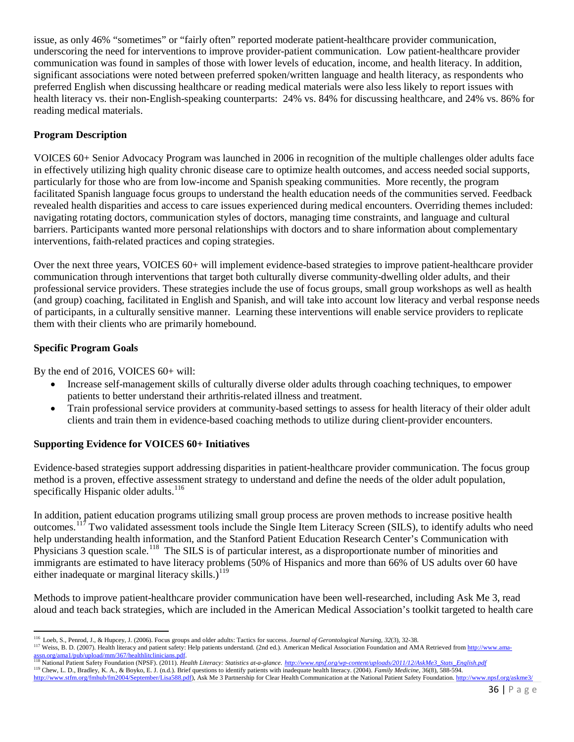issue, as only 46% "sometimes" or "fairly often" reported moderate patient-healthcare provider communication, underscoring the need for interventions to improve provider-patient communication. Low patient-healthcare provider communication was found in samples of those with lower levels of education, income, and health literacy. In addition, significant associations were noted between preferred spoken/written language and health literacy, as respondents who preferred English when discussing healthcare or reading medical materials were also less likely to report issues with health literacy vs. their non-English-speaking counterparts: 24% vs. 84% for discussing healthcare, and 24% vs. 86% for reading medical materials.

**Program Description**

VOICES 60+ Senior Advocacy Program was launched in 2006 in recognition of the multiple challenges older adults face in effectively utilizing high quality chronic disease care to optimize health outcomes, and access needed social supports, particularly for those who are from low-income and Spanish speaking communities. More recently, the program facilitated Spanish language focus groups to understand the health education needs of the communities served. Feedback revealed health disparities and access to care issues experienced during medical encounters. Overriding themes included: navigating rotating doctors, communication styles of doctors, managing time constraints, and language and cultural barriers. Participants wanted more personal relationships with doctors and to share information about complementary interventions, faith-related practices and coping strategies.

Over the next three years, VOICES 60+ will implement evidence-based strategies to improve patient-healthcare provider communication through interventions that target both culturally diverse community-dwelling older adults, and their professional service providers. These strategies include the use of focus groups, small group workshops as well as health (and group) coaching, facilitated in English and Spanish, and will take into account low literacy and verbal response needs of participants, in a culturally sensitive manner. Learning these interventions will enable service providers to replicate them with their clients who are primarily homebound.

**Specific Program Goals**

By the end of 2016, VOICES 60+ will:

- Increase self-management skills of culturally diverse older adults through coaching techniques, to empower patients to better understand their arthritis-related illness and treatment.
- Train professional service providers at community-based settings to assess for health literacy of their older adult clients and train them in evidence-based coaching methods to utilize during client-provider encounters.

**Supporting Evidence for VOICES 60+ Initiatives**

Evidence-based strategies support addressing disparities in patient-healthcare provider communication. The focus group method is a proven, effective assessment strategy to understand and define the needs of the older adult population, specifically Hispanic older adults.[116]

In addition, patient education programs utilizing small group process are proven methods to increase positive health outcomes.[117] Two validated assessment tools include the Single Item Literacy Screen (SILS), to identify adults who need help understanding health information, and the Stanford Patient Education Research Center's Communication with Physicians 3 question scale.[118] The SILS is of particular interest, as a disproportionate number of minorities and immigrants are estimated to have literacy problems (50% of Hispanics and more than 66% of US adults over 60 have either inadequate or marginal literacy skills.)[119]

Methods to improve patient-healthcare provider communication have been well-researched, including Ask Me 3, read aloud and teach back strategies, which are included in the American Medical Association's toolkit targeted to health care

---

[116] Loeb, S., Penrod, J., & Hupcey, J. (2006). Focus groups and older adults: Tactics for success. *Journal of Gerontological Nursing*, *32*(3), 32-38.

[117] Weiss, B. D. (2007). Health literacy and patient safety: Help patients understand. (2nd ed.). American Medical Association Foundation and AMA Retrieved from http://www.ama-assn.org/ama1/pub/upload/mm/367/healthlitclinicians.pdf.

[118] National Patient Safety Foundation (NPSF). (2011). *Health Literacy: Statistics at-a-glance*. http://www.npsf.org/wp-content/uploads/2011/12/AskMe3_Stats_English.pdf

[119] Chew, L. D., Bradley, K. A., & Boyko, E. J. (n.d.). Brief questions to identify patients with inadequate health literacy. (2004). *Family Medicine*, 36(8), 588-594. http://www.stfm.org/fmhub/fm2004/September/Lisa588.pdf), Ask Me 3 Partnership for Clear Health Communication at the National Patient Safety Foundation. http://www.npsf.org/askme3/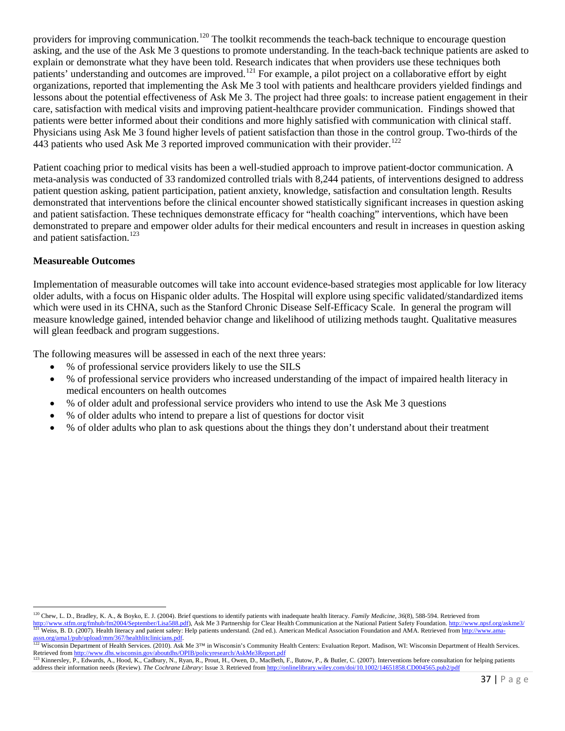providers for improving communication.[120] The toolkit recommends the teach-back technique to encourage question asking, and the use of the Ask Me 3 questions to promote understanding. In the teach-back technique patients are asked to explain or demonstrate what they have been told. Research indicates that when providers use these techniques both patients' understanding and outcomes are improved.[121] For example, a pilot project on a collaborative effort by eight organizations, reported that implementing the Ask Me 3 tool with patients and healthcare providers yielded findings and lessons about the potential effectiveness of Ask Me 3. The project had three goals: to increase patient engagement in their care, satisfaction with medical visits and improving patient-healthcare provider communication. Findings showed that patients were better informed about their conditions and more highly satisfied with communication with clinical staff. Physicians using Ask Me 3 found higher levels of patient satisfaction than those in the control group. Two-thirds of the 443 patients who used Ask Me 3 reported improved communication with their provider.[122]

Patient coaching prior to medical visits has been a well-studied approach to improve patient-doctor communication. A meta-analysis was conducted of 33 randomized controlled trials with 8,244 patients, of interventions designed to address patient question asking, patient participation, patient anxiety, knowledge, satisfaction and consultation length. Results demonstrated that interventions before the clinical encounter showed statistically significant increases in question asking and patient satisfaction. These techniques demonstrate efficacy for "health coaching" interventions, which have been demonstrated to prepare and empower older adults for their medical encounters and result in increases in question asking and patient satisfaction.[123]

**Measureable Outcomes**

Implementation of measurable outcomes will take into account evidence-based strategies most applicable for low literacy older adults, with a focus on Hispanic older adults. The Hospital will explore using specific validated/standardized items which were used in its CHNA, such as the Stanford Chronic Disease Self-Efficacy Scale. In general the program will measure knowledge gained, intended behavior change and likelihood of utilizing methods taught. Qualitative measures will glean feedback and program suggestions.

The following measures will be assessed in each of the next three years:

- % of professional service providers likely to use the SILS
- % of professional service providers who increased understanding of the impact of impaired health literacy in medical encounters on health outcomes
- % of older adult and professional service providers who intend to use the Ask Me 3 questions
- % of older adults who intend to prepare a list of questions for doctor visit
- % of older adults who plan to ask questions about the things they don't understand about their treatment

---

[120] Chew, L. D., Bradley, K. A., & Boyko, E. J. (2004). Brief questions to identify patients with inadequate health literacy. *Family Medicine, 36*(8), 588-594. Retrieved from http://www.stfm.org/fmhub/fm2004/September/Lisa588.pdf), Ask Me 3 Partnership for Clear Health Communication at the National Patient Safety Foundation. http://www.npsf.org/askme3/

[121] Weiss, B. D. (2007). Health literacy and patient safety: Help patients understand. (2nd ed.). American Medical Association Foundation and AMA. Retrieved from http://www.ama-assn.org/ama1/pub/upload/mm/367/healthlitclinicians.pdf.

[122] Wisconsin Department of Health Services. (2010). Ask Me 3™ in Wisconsin's Community Health Centers: Evaluation Report. Madison, WI: Wisconsin Department of Health Services. Retrieved from http://www.dhs.wisconsin.gov/aboutdhs/OPIB/policyresearch/AskMe3Report.pdf

[123] Kinnersley, P., Edwards, A., Hood, K., Cadbury, N., Ryan, R., Prout, H., Owen, D., MacBeth, F., Butow, P., & Butler, C. (2007). Interventions before consultation for helping patients address their information needs (Review). *The Cochrane Library*: Issue 3. Retrieved from http://onlinelibrary.wiley.com/doi/10.1002/14651858.CD004565.pub2/pdf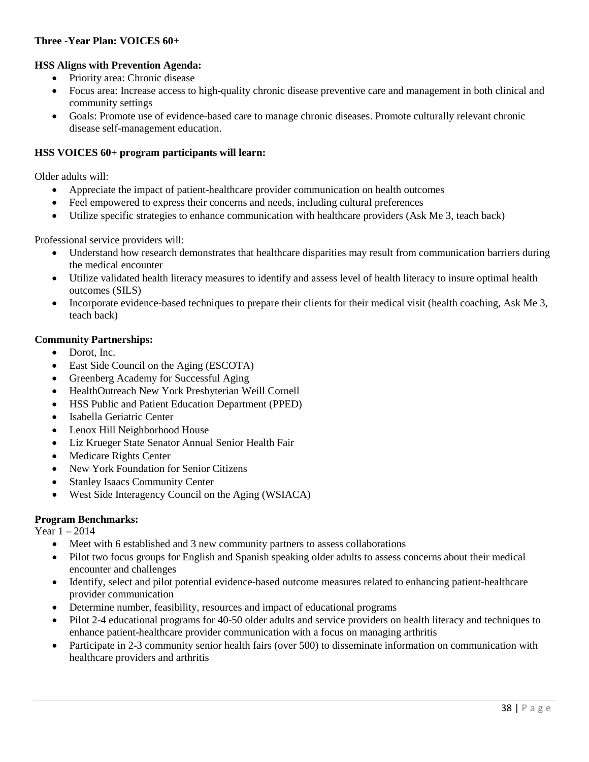**Three -Year Plan: VOICES 60+**

**HSS Aligns with Prevention Agenda:**

- Priority area: Chronic disease
- Focus area: Increase access to high-quality chronic disease preventive care and management in both clinical and community settings
- Goals: Promote use of evidence-based care to manage chronic diseases. Promote culturally relevant chronic disease self-management education.

**HSS VOICES 60+ program participants will learn:**

Older adults will:

- Appreciate the impact of patient-healthcare provider communication on health outcomes
- Feel empowered to express their concerns and needs, including cultural preferences
- Utilize specific strategies to enhance communication with healthcare providers (Ask Me 3, teach back)

Professional service providers will:

- Understand how research demonstrates that healthcare disparities may result from communication barriers during the medical encounter
- Utilize validated health literacy measures to identify and assess level of health literacy to insure optimal health outcomes (SILS)
- Incorporate evidence-based techniques to prepare their clients for their medical visit (health coaching, Ask Me 3, teach back)

**Community Partnerships:**

- Dorot, Inc.
- East Side Council on the Aging (ESCOTA)
- Greenberg Academy for Successful Aging
- HealthOutreach New York Presbyterian Weill Cornell
- HSS Public and Patient Education Department (PPED)
- Isabella Geriatric Center
- Lenox Hill Neighborhood House
- Liz Krueger State Senator Annual Senior Health Fair
- Medicare Rights Center
- New York Foundation for Senior Citizens
- Stanley Isaacs Community Center
- West Side Interagency Council on the Aging (WSIACA)

**Program Benchmarks:**

Year 1 – 2014

- Meet with 6 established and 3 new community partners to assess collaborations
- Pilot two focus groups for English and Spanish speaking older adults to assess concerns about their medical encounter and challenges
- Identify, select and pilot potential evidence-based outcome measures related to enhancing patient-healthcare provider communication
- Determine number, feasibility, resources and impact of educational programs
- Pilot 2-4 educational programs for 40-50 older adults and service providers on health literacy and techniques to enhance patient-healthcare provider communication with a focus on managing arthritis
- Participate in 2-3 community senior health fairs (over 500) to disseminate information on communication with healthcare providers and arthritis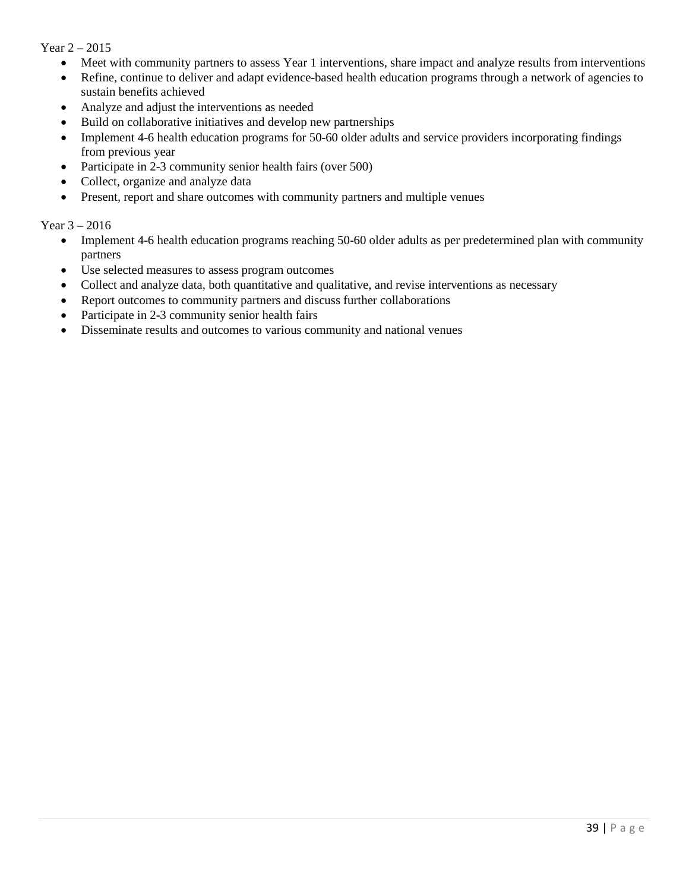Year 2 – 2015

- Meet with community partners to assess Year 1 interventions, share impact and analyze results from interventions
- Refine, continue to deliver and adapt evidence-based health education programs through a network of agencies to sustain benefits achieved
- Analyze and adjust the interventions as needed
- Build on collaborative initiatives and develop new partnerships
- Implement 4-6 health education programs for 50-60 older adults and service providers incorporating findings from previous year
- Participate in 2-3 community senior health fairs (over 500)
- Collect, organize and analyze data
- Present, report and share outcomes with community partners and multiple venues

Year 3 – 2016

- Implement 4-6 health education programs reaching 50-60 older adults as per predetermined plan with community partners
- Use selected measures to assess program outcomes
- Collect and analyze data, both quantitative and qualitative, and revise interventions as necessary
- Report outcomes to community partners and discuss further collaborations
- Participate in 2-3 community senior health fairs
- Disseminate results and outcomes to various community and national venues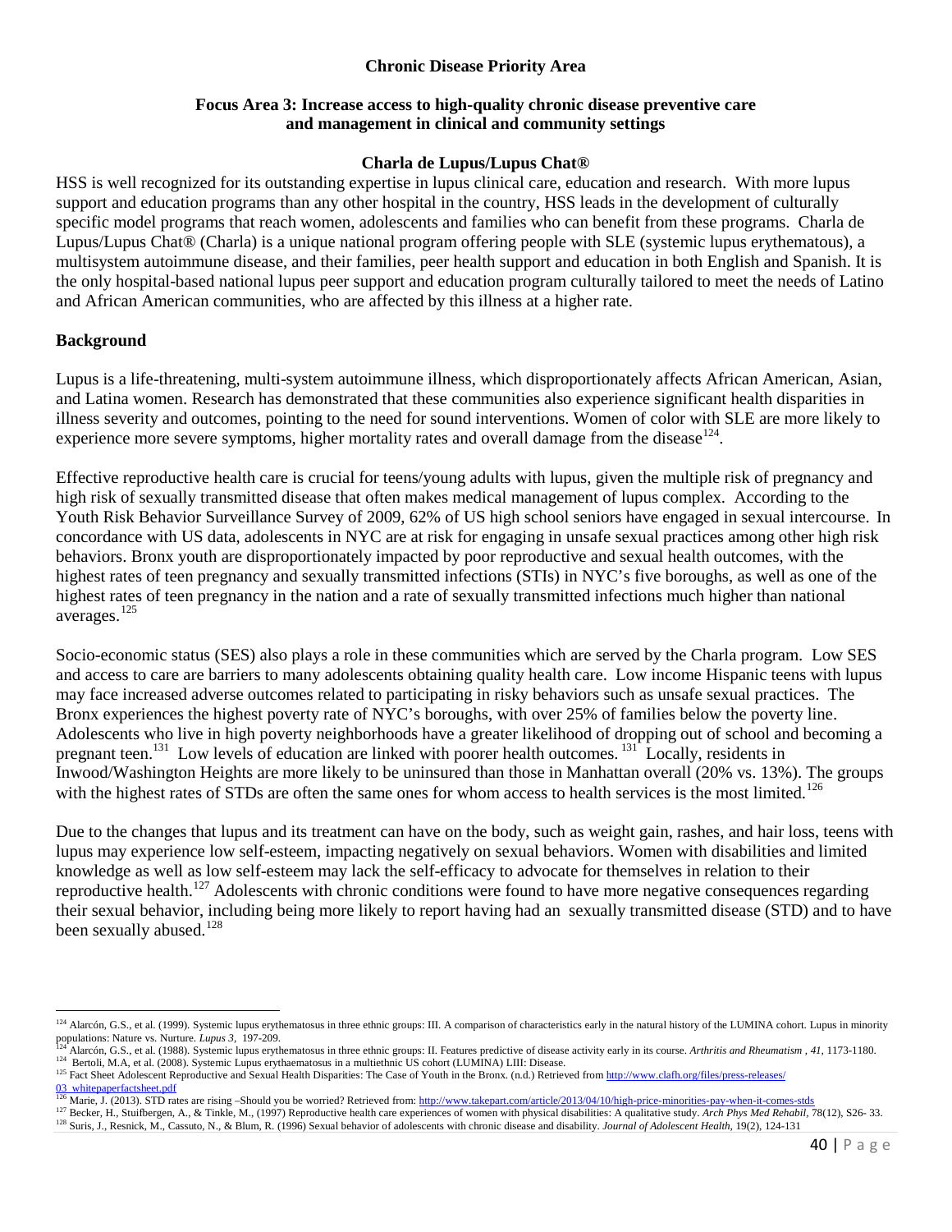**Chronic Disease Priority Area**

**Focus Area 3: Increase access to high-quality chronic disease preventive care and management in clinical and community settings**

**Charla de Lupus/Lupus Chat®**

HSS is well recognized for its outstanding expertise in lupus clinical care, education and research. With more lupus support and education programs than any other hospital in the country, HSS leads in the development of culturally specific model programs that reach women, adolescents and families who can benefit from these programs. Charla de Lupus/Lupus Chat® (Charla) is a unique national program offering people with SLE (systemic lupus erythematous), a multisystem autoimmune disease, and their families, peer health support and education in both English and Spanish. It is the only hospital-based national lupus peer support and education program culturally tailored to meet the needs of Latino and African American communities, who are affected by this illness at a higher rate.

**Background**

Lupus is a life-threatening, multi-system autoimmune illness, which disproportionately affects African American, Asian, and Latina women. Research has demonstrated that these communities also experience significant health disparities in illness severity and outcomes, pointing to the need for sound interventions. Women of color with SLE are more likely to experience more severe symptoms, higher mortality rates and overall damage from the disease[124].

Effective reproductive health care is crucial for teens/young adults with lupus, given the multiple risk of pregnancy and high risk of sexually transmitted disease that often makes medical management of lupus complex. According to the Youth Risk Behavior Surveillance Survey of 2009, 62% of US high school seniors have engaged in sexual intercourse. In concordance with US data, adolescents in NYC are at risk for engaging in unsafe sexual practices among other high risk behaviors. Bronx youth are disproportionately impacted by poor reproductive and sexual health outcomes, with the highest rates of teen pregnancy and sexually transmitted infections (STIs) in NYC's five boroughs, as well as one of the highest rates of teen pregnancy in the nation and a rate of sexually transmitted infections much higher than national averages.[125]

Socio-economic status (SES) also plays a role in these communities which are served by the Charla program. Low SES and access to care are barriers to many adolescents obtaining quality health care. Low income Hispanic teens with lupus may face increased adverse outcomes related to participating in risky behaviors such as unsafe sexual practices. The Bronx experiences the highest poverty rate of NYC's boroughs, with over 25% of families below the poverty line. Adolescents who live in high poverty neighborhoods have a greater likelihood of dropping out of school and becoming a pregnant teen.[131] Low levels of education are linked with poorer health outcomes.[131] Locally, residents in Inwood/Washington Heights are more likely to be uninsured than those in Manhattan overall (20% vs. 13%). The groups with the highest rates of STDs are often the same ones for whom access to health services is the most limited.[126]

Due to the changes that lupus and its treatment can have on the body, such as weight gain, rashes, and hair loss, teens with lupus may experience low self-esteem, impacting negatively on sexual behaviors. Women with disabilities and limited knowledge as well as low self-esteem may lack the self-efficacy to advocate for themselves in relation to their reproductive health.[127] Adolescents with chronic conditions were found to have more negative consequences regarding their sexual behavior, including being more likely to report having had an sexually transmitted disease (STD) and to have been sexually abused.[128]

---

[124] Alarcón, G.S., et al. (1999). Systemic lupus erythematosus in three ethnic groups: III. A comparison of characteristics early in the natural history of the LUMINA cohort. Lupus in minority populations: Nature vs. Nurture. *Lupus 3*, 197-209.

[124] Alarcón, G.S., et al. (1988). Systemic lupus erythematosus in three ethnic groups: II. Features predictive of disease activity early in its course. *Arthritis and Rheumatism , 41*, 1173-1180.

[124] Bertoli, M.A, et al. (2008). Systemic Lupus erythaematosus in a multiethnic US cohort (LUMINA) LIII: Disease.

[125] Fact Sheet Adolescent Reproductive and Sexual Health Disparities: The Case of Youth in the Bronx. (n.d.) Retrieved from http://www.clafh.org/files/press-releases/03_whitepaperfactsheet.pdf

[126] Marie, J. (2013). STD rates are rising –Should you be worried? Retrieved from: http://www.takepart.com/article/2013/04/10/high-price-minorities-pay-when-it-comes-stds

[127] Becker, H., Stuifbergen, A., & Tinkle, M., (1997) Reproductive health care experiences of women with physical disabilities: A qualitative study. *Arch Phys Med Rehabil*, 78(12), S26- 33.

[128] Suris, J., Resnick, M., Cassuto, N., & Blum, R. (1996) Sexual behavior of adolescents with chronic disease and disability. *Journal of Adolescent Health*, 19(2), 124-131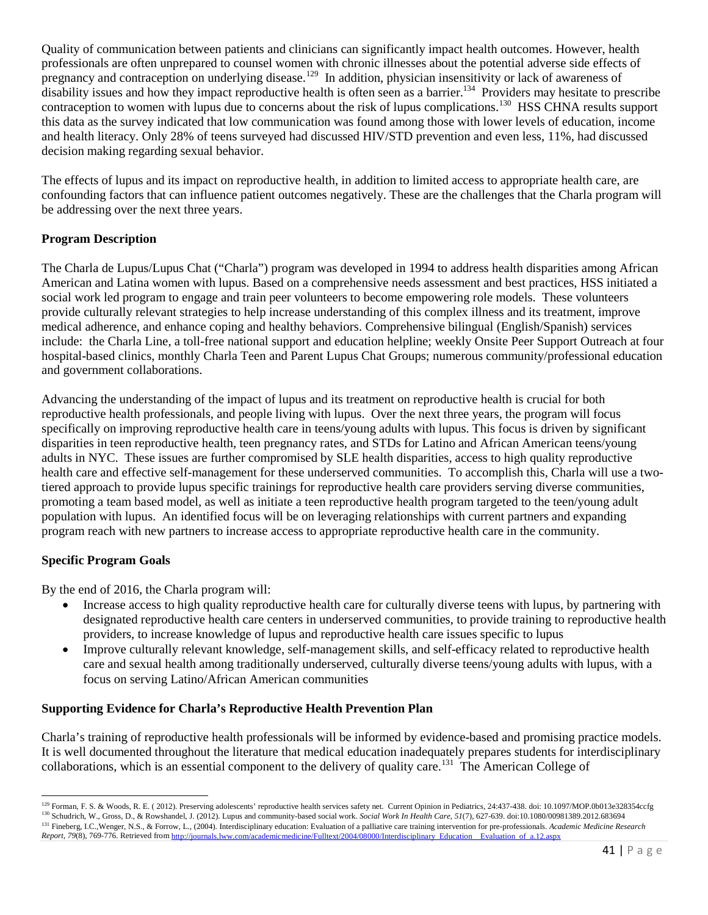Quality of communication between patients and clinicians can significantly impact health outcomes. However, health professionals are often unprepared to counsel women with chronic illnesses about the potential adverse side effects of pregnancy and contraception on underlying disease.[129] In addition, physician insensitivity or lack of awareness of disability issues and how they impact reproductive health is often seen as a barrier.[134] Providers may hesitate to prescribe contraception to women with lupus due to concerns about the risk of lupus complications.[130] HSS CHNA results support this data as the survey indicated that low communication was found among those with lower levels of education, income and health literacy. Only 28% of teens surveyed had discussed HIV/STD prevention and even less, 11%, had discussed decision making regarding sexual behavior.

The effects of lupus and its impact on reproductive health, in addition to limited access to appropriate health care, are confounding factors that can influence patient outcomes negatively. These are the challenges that the Charla program will be addressing over the next three years.

**Program Description**

The Charla de Lupus/Lupus Chat ("Charla") program was developed in 1994 to address health disparities among African American and Latina women with lupus. Based on a comprehensive needs assessment and best practices, HSS initiated a social work led program to engage and train peer volunteers to become empowering role models. These volunteers provide culturally relevant strategies to help increase understanding of this complex illness and its treatment, improve medical adherence, and enhance coping and healthy behaviors. Comprehensive bilingual (English/Spanish) services include: the Charla Line, a toll-free national support and education helpline; weekly Onsite Peer Support Outreach at four hospital-based clinics, monthly Charla Teen and Parent Lupus Chat Groups; numerous community/professional education and government collaborations.

Advancing the understanding of the impact of lupus and its treatment on reproductive health is crucial for both reproductive health professionals, and people living with lupus. Over the next three years, the program will focus specifically on improving reproductive health care in teens/young adults with lupus. This focus is driven by significant disparities in teen reproductive health, teen pregnancy rates, and STDs for Latino and African American teens/young adults in NYC. These issues are further compromised by SLE health disparities, access to high quality reproductive health care and effective self-management for these underserved communities. To accomplish this, Charla will use a two-tiered approach to provide lupus specific trainings for reproductive health care providers serving diverse communities, promoting a team based model, as well as initiate a teen reproductive health program targeted to the teen/young adult population with lupus. An identified focus will be on leveraging relationships with current partners and expanding program reach with new partners to increase access to appropriate reproductive health care in the community.

**Specific Program Goals**

By the end of 2016, the Charla program will:

- Increase access to high quality reproductive health care for culturally diverse teens with lupus, by partnering with designated reproductive health care centers in underserved communities, to provide training to reproductive health providers, to increase knowledge of lupus and reproductive health care issues specific to lupus
- Improve culturally relevant knowledge, self-management skills, and self-efficacy related to reproductive health care and sexual health among traditionally underserved, culturally diverse teens/young adults with lupus, with a focus on serving Latino/African American communities

**Supporting Evidence for Charla's Reproductive Health Prevention Plan**

Charla's training of reproductive health professionals will be informed by evidence-based and promising practice models. It is well documented throughout the literature that medical education inadequately prepares students for interdisciplinary collaborations, which is an essential component to the delivery of quality care.[131] The American College of

---

[129] Forman, F. S. & Woods, R. E. ( 2012). Preserving adolescents' reproductive health services safety net. Current Opinion in Pediatrics, 24:437-438. doi: 10.1097/MOP.0b013e328354ccfg

[130] Schudrich, W., Gross, D., & Rowshandel, J. (2012). Lupus and community-based social work. *Social Work In Health Care, 51*(7), 627-639. doi:10.1080/00981389.2012.683694

[131] Fineberg, I.C.,Wenger, N.S., & Forrow, L., (2004). Interdisciplinary education: Evaluation of a palliative care training intervention for pre-professionals. *Academic Medicine Research Report, 79*(8), 769-776. Retrieved from http://journals.lww.com/academicmedicine/Fulltext/2004/08000/Interdisciplinary_Education__Evaluation_of_a.12.aspx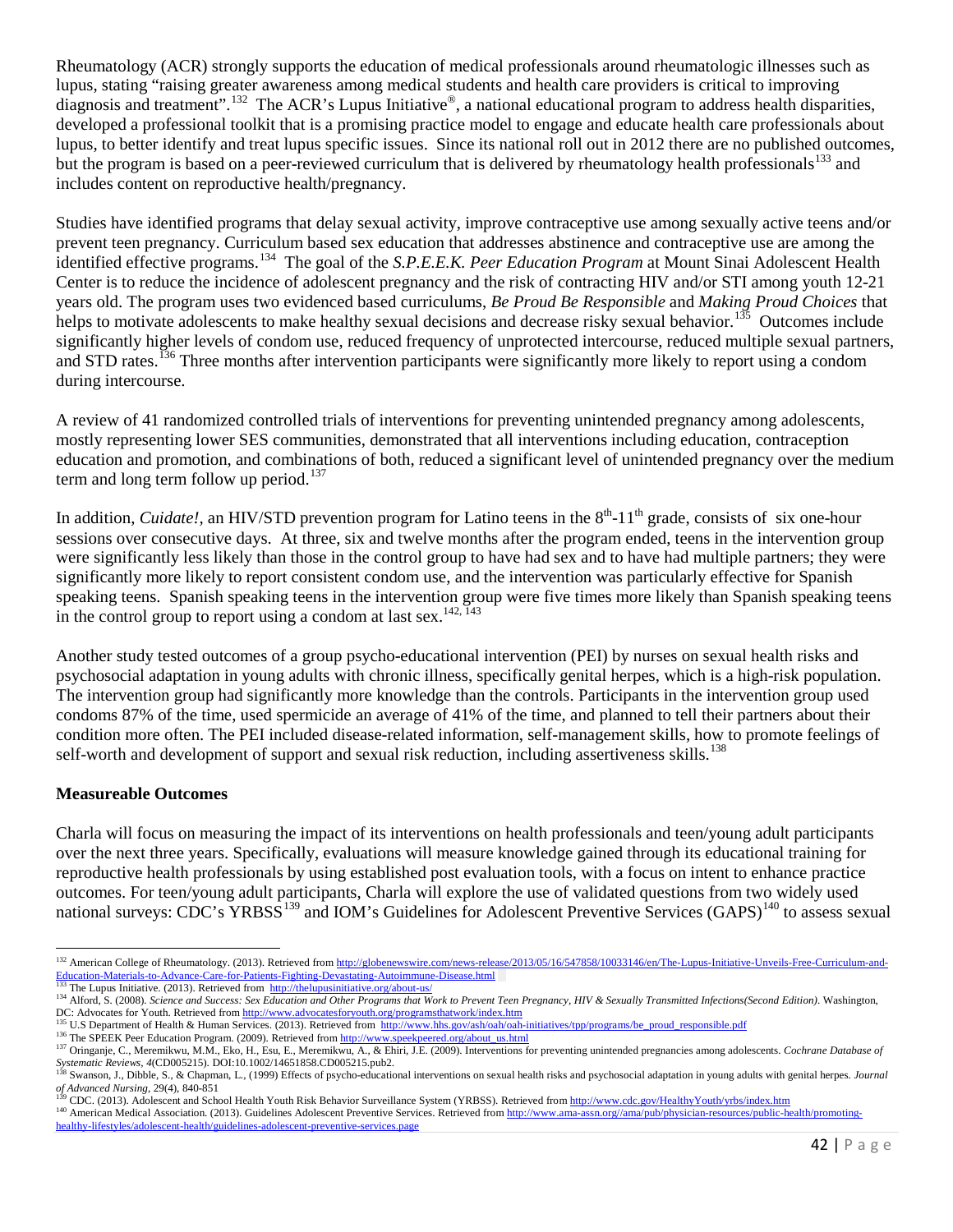Rheumatology (ACR) strongly supports the education of medical professionals around rheumatologic illnesses such as lupus, stating "raising greater awareness among medical students and health care providers is critical to improving diagnosis and treatment".[132] The ACR's Lupus Initiative®, a national educational program to address health disparities, developed a professional toolkit that is a promising practice model to engage and educate health care professionals about lupus, to better identify and treat lupus specific issues. Since its national roll out in 2012 there are no published outcomes, but the program is based on a peer-reviewed curriculum that is delivered by rheumatology health professionals[133] and includes content on reproductive health/pregnancy.

Studies have identified programs that delay sexual activity, improve contraceptive use among sexually active teens and/or prevent teen pregnancy. Curriculum based sex education that addresses abstinence and contraceptive use are among the identified effective programs.[134] The goal of the *S.P.E.E.K. Peer Education Program* at Mount Sinai Adolescent Health Center is to reduce the incidence of adolescent pregnancy and the risk of contracting HIV and/or STI among youth 12-21 years old. The program uses two evidenced based curriculums, *Be Proud Be Responsible* and *Making Proud Choices* that helps to motivate adolescents to make healthy sexual decisions and decrease risky sexual behavior.[135] Outcomes include significantly higher levels of condom use, reduced frequency of unprotected intercourse, reduced multiple sexual partners, and STD rates.[136] Three months after intervention participants were significantly more likely to report using a condom during intercourse.

A review of 41 randomized controlled trials of interventions for preventing unintended pregnancy among adolescents, mostly representing lower SES communities, demonstrated that all interventions including education, contraception education and promotion, and combinations of both, reduced a significant level of unintended pregnancy over the medium term and long term follow up period.[137]

In addition, *Cuidate!*, an HIV/STD prevention program for Latino teens in the 8th-11th grade, consists of six one-hour sessions over consecutive days. At three, six and twelve months after the program ended, teens in the intervention group were significantly less likely than those in the control group to have had sex and to have had multiple partners; they were significantly more likely to report consistent condom use, and the intervention was particularly effective for Spanish speaking teens. Spanish speaking teens in the intervention group were five times more likely than Spanish speaking teens in the control group to report using a condom at last sex.[142, 143]

Another study tested outcomes of a group psycho-educational intervention (PEI) by nurses on sexual health risks and psychosocial adaptation in young adults with chronic illness, specifically genital herpes, which is a high-risk population. The intervention group had significantly more knowledge than the controls. Participants in the intervention group used condoms 87% of the time, used spermicide an average of 41% of the time, and planned to tell their partners about their condition more often. The PEI included disease-related information, self-management skills, how to promote feelings of self-worth and development of support and sexual risk reduction, including assertiveness skills.[138]

## Measureable Outcomes

Charla will focus on measuring the impact of its interventions on health professionals and teen/young adult participants over the next three years. Specifically, evaluations will measure knowledge gained through its educational training for reproductive health professionals by using established post evaluation tools, with a focus on intent to enhance practice outcomes. For teen/young adult participants, Charla will explore the use of validated questions from two widely used national surveys: CDC's YRBSS[139] and IOM's Guidelines for Adolescent Preventive Services (GAPS)[140] to assess sexual

---

[132] American College of Rheumatology. (2013). Retrieved from http://globenewswire.com/news-release/2013/05/16/547858/10033146/en/The-Lupus-Initiative-Unveils-Free-Curriculum-and-Education-Materials-to-Advance-Care-for-Patients-Fighting-Devastating-Autoimmune-Disease.html

[133] The Lupus Initiative. (2013). Retrieved from http://thelupusinitiative.org/about-us/

[134] Alford, S. (2008). *Science and Success: Sex Education and Other Programs that Work to Prevent Teen Pregnancy, HIV & Sexually Transmitted Infections(Second Edition)*. Washington, DC: Advocates for Youth. Retrieved from http://www.advocatesforyouth.org/programsthatwork/index.htm

[135] U.S Department of Health & Human Services. (2013). Retrieved from http://www.hhs.gov/ash/oah/oah-initiatives/tpp/programs/be_proud_responsible.pdf

[136] The SPEEK Peer Education Program. (2009). Retrieved from http://www.speekpeered.org/about_us.html

[137] Oringanje, C., Meremikwu, M.M., Eko, H., Esu, E., Meremikwu, A., & Ehiri, J.E. (2009). Interventions for preventing unintended pregnancies among adolescents. *Cochrane Database of Systematic Reviews*, *4*(CD005215). DOI:10.1002/14651858.CD005215.pub2.

[138] Swanson, J., Dibble, S., & Chapman, L., (1999) Effects of psycho-educational interventions on sexual health risks and psychosocial adaptation in young adults with genital herpes. *Journal of Advanced Nursing*, 29(4), 840-851

[139] CDC. (2013). Adolescent and School Health Youth Risk Behavior Surveillance System (YRBSS). Retrieved from http://www.cdc.gov/HealthyYouth/yrbs/index.htm

[140] American Medical Association. (2013). Guidelines Adolescent Preventive Services. Retrieved from http://www.ama-assn.org//ama/pub/physician-resources/public-health/promoting-healthy-lifestyles/adolescent-health/guidelines-adolescent-preventive-services.page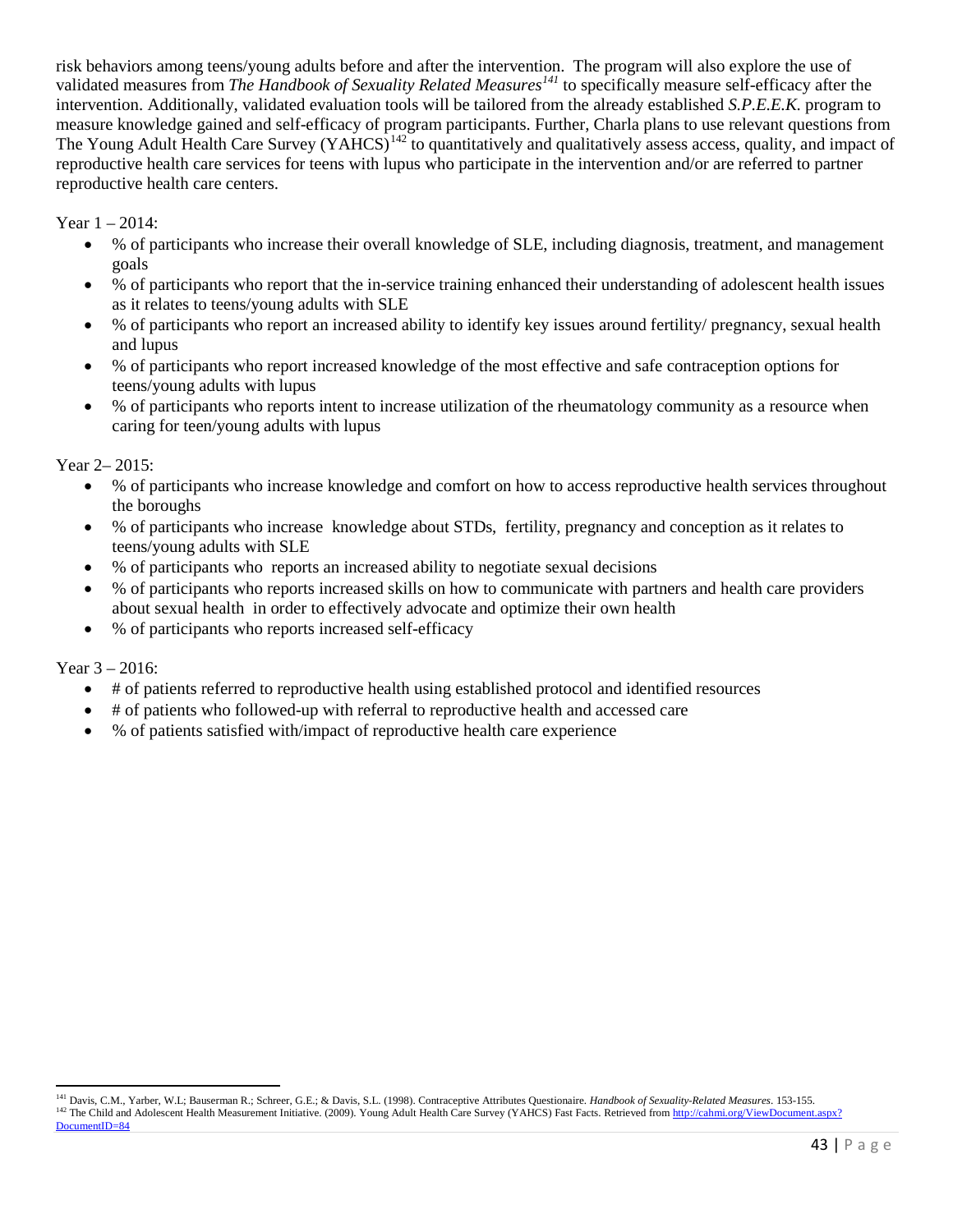risk behaviors among teens/young adults before and after the intervention. The program will also explore the use of validated measures from *The Handbook of Sexuality Related Measures*[141] to specifically measure self-efficacy after the intervention. Additionally, validated evaluation tools will be tailored from the already established *S.P.E.E.K.* program to measure knowledge gained and self-efficacy of program participants. Further, Charla plans to use relevant questions from The Young Adult Health Care Survey (YAHCS)[142] to quantitatively and qualitatively assess access, quality, and impact of reproductive health care services for teens with lupus who participate in the intervention and/or are referred to partner reproductive health care centers.

Year 1 – 2014:

- % of participants who increase their overall knowledge of SLE, including diagnosis, treatment, and management goals
- % of participants who report that the in-service training enhanced their understanding of adolescent health issues as it relates to teens/young adults with SLE
- % of participants who report an increased ability to identify key issues around fertility/ pregnancy, sexual health and lupus
- % of participants who report increased knowledge of the most effective and safe contraception options for teens/young adults with lupus
- % of participants who reports intent to increase utilization of the rheumatology community as a resource when caring for teen/young adults with lupus

Year 2– 2015:

- % of participants who increase knowledge and comfort on how to access reproductive health services throughout the boroughs
- % of participants who increase knowledge about STDs, fertility, pregnancy and conception as it relates to teens/young adults with SLE
- % of participants who reports an increased ability to negotiate sexual decisions
- % of participants who reports increased skills on how to communicate with partners and health care providers about sexual health in order to effectively advocate and optimize their own health
- % of participants who reports increased self-efficacy

Year 3 – 2016:

- # of patients referred to reproductive health using established protocol and identified resources
- # of patients who followed-up with referral to reproductive health and accessed care
- % of patients satisfied with/impact of reproductive health care experience

---

[141] Davis, C.M., Yarber, W.L; Bauserman R.; Schreer, G.E.; & Davis, S.L. (1998). Contraceptive Attributes Questionaire. *Handbook of Sexuality-Related Measures*. 153-155.

[142] The Child and Adolescent Health Measurement Initiative. (2009). Young Adult Health Care Survey (YAHCS) Fast Facts. Retrieved from http://cahmi.org/ViewDocument.aspx?DocumentID=84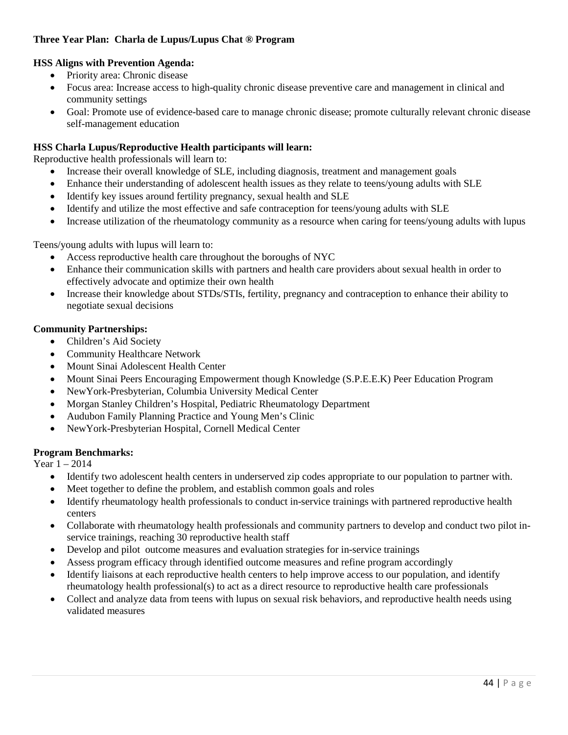**Three Year Plan: Charla de Lupus/Lupus Chat ® Program**

**HSS Aligns with Prevention Agenda:**

- Priority area: Chronic disease
- Focus area: Increase access to high-quality chronic disease preventive care and management in clinical and community settings
- Goal: Promote use of evidence-based care to manage chronic disease; promote culturally relevant chronic disease self-management education

**HSS Charla Lupus/Reproductive Health participants will learn:**

Reproductive health professionals will learn to:

- Increase their overall knowledge of SLE, including diagnosis, treatment and management goals
- Enhance their understanding of adolescent health issues as they relate to teens/young adults with SLE
- Identify key issues around fertility pregnancy, sexual health and SLE
- Identify and utilize the most effective and safe contraception for teens/young adults with SLE
- Increase utilization of the rheumatology community as a resource when caring for teens/young adults with lupus

Teens/young adults with lupus will learn to:

- Access reproductive health care throughout the boroughs of NYC
- Enhance their communication skills with partners and health care providers about sexual health in order to effectively advocate and optimize their own health
- Increase their knowledge about STDs/STIs, fertility, pregnancy and contraception to enhance their ability to negotiate sexual decisions

**Community Partnerships:**

- Children's Aid Society
- Community Healthcare Network
- Mount Sinai Adolescent Health Center
- Mount Sinai Peers Encouraging Empowerment though Knowledge (S.P.E.E.K) Peer Education Program
- NewYork-Presbyterian, Columbia University Medical Center
- Morgan Stanley Children's Hospital, Pediatric Rheumatology Department
- Audubon Family Planning Practice and Young Men's Clinic
- NewYork-Presbyterian Hospital, Cornell Medical Center

**Program Benchmarks:**

Year 1 – 2014

- Identify two adolescent health centers in underserved zip codes appropriate to our population to partner with.
- Meet together to define the problem, and establish common goals and roles
- Identify rheumatology health professionals to conduct in-service trainings with partnered reproductive health centers
- Collaborate with rheumatology health professionals and community partners to develop and conduct two pilot in-service trainings, reaching 30 reproductive health staff
- Develop and pilot outcome measures and evaluation strategies for in-service trainings
- Assess program efficacy through identified outcome measures and refine program accordingly
- Identify liaisons at each reproductive health centers to help improve access to our population, and identify rheumatology health professional(s) to act as a direct resource to reproductive health care professionals
- Collect and analyze data from teens with lupus on sexual risk behaviors, and reproductive health needs using validated measures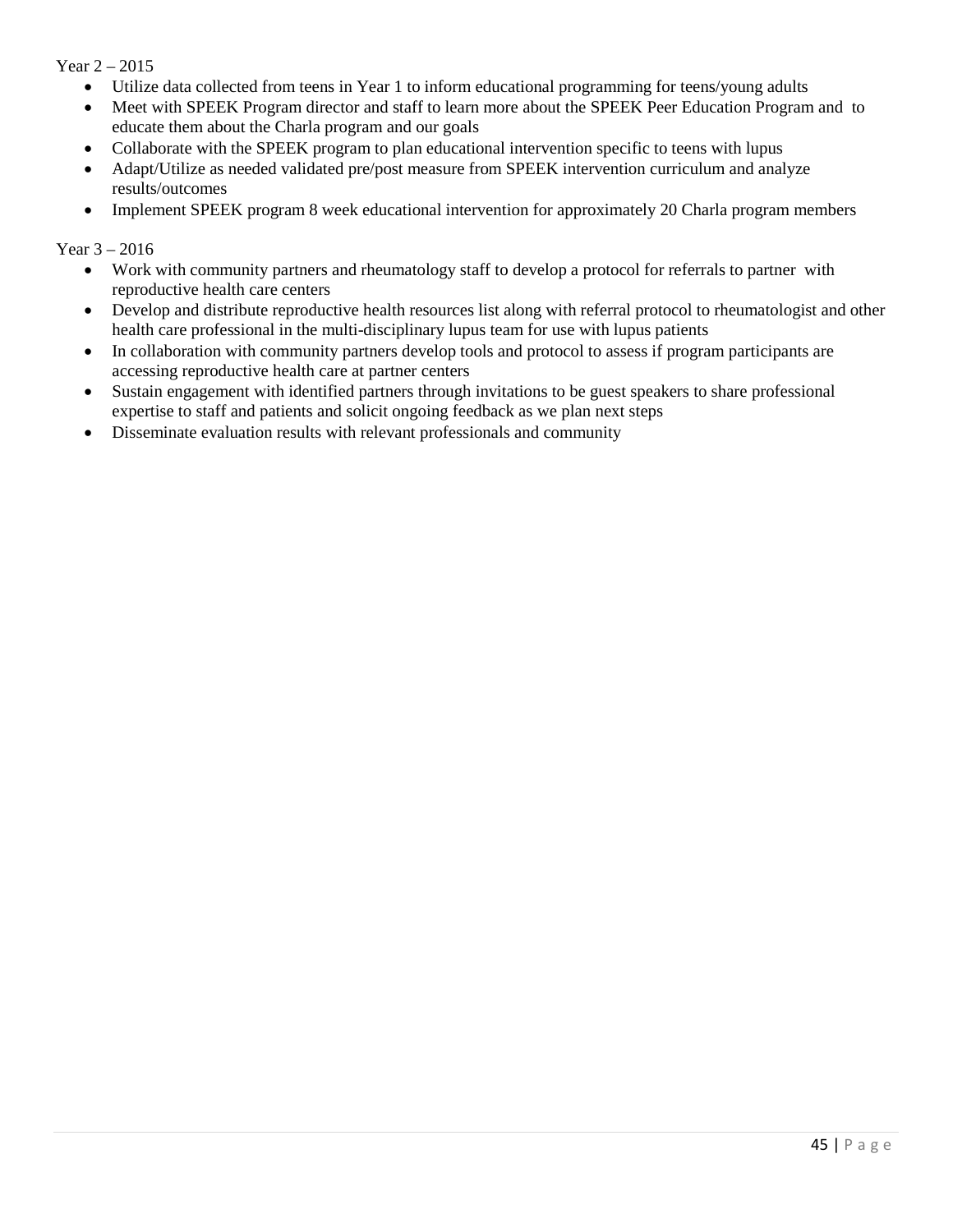Year 2 – 2015

- Utilize data collected from teens in Year 1 to inform educational programming for teens/young adults
- Meet with SPEEK Program director and staff to learn more about the SPEEK Peer Education Program and to educate them about the Charla program and our goals
- Collaborate with the SPEEK program to plan educational intervention specific to teens with lupus
- Adapt/Utilize as needed validated pre/post measure from SPEEK intervention curriculum and analyze results/outcomes
- Implement SPEEK program 8 week educational intervention for approximately 20 Charla program members

Year 3 – 2016

- Work with community partners and rheumatology staff to develop a protocol for referrals to partner with reproductive health care centers
- Develop and distribute reproductive health resources list along with referral protocol to rheumatologist and other health care professional in the multi-disciplinary lupus team for use with lupus patients
- In collaboration with community partners develop tools and protocol to assess if program participants are accessing reproductive health care at partner centers
- Sustain engagement with identified partners through invitations to be guest speakers to share professional expertise to staff and patients and solicit ongoing feedback as we plan next steps
- Disseminate evaluation results with relevant professionals and community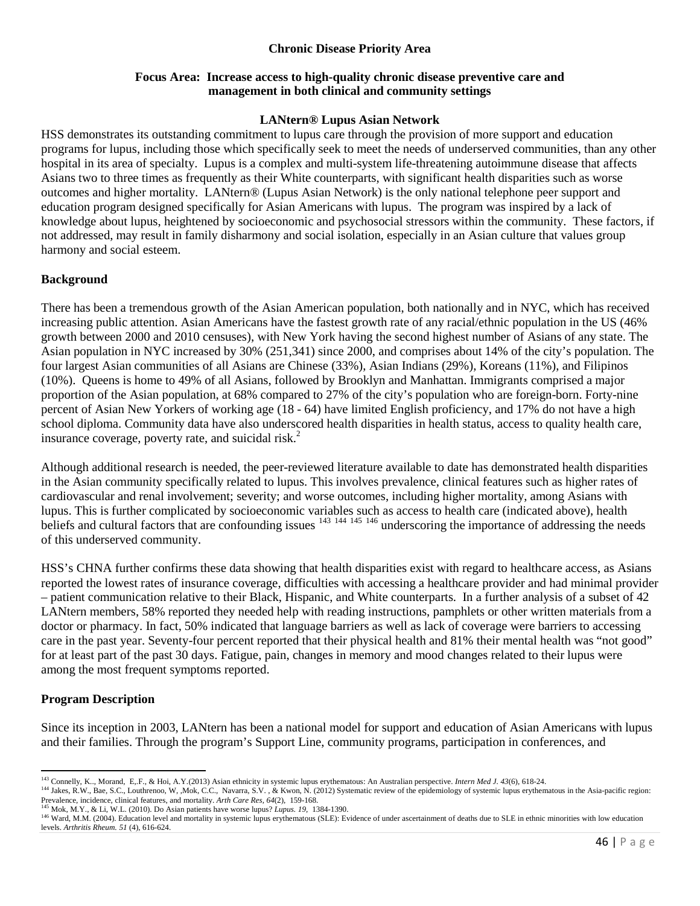### Chronic Disease Priority Area

#### Focus Area: Increase access to high-quality chronic disease preventive care and management in both clinical and community settings

#### LANtern® Lupus Asian Network

HSS demonstrates its outstanding commitment to lupus care through the provision of more support and education programs for lupus, including those which specifically seek to meet the needs of underserved communities, than any other hospital in its area of specialty. Lupus is a complex and multi-system life-threatening autoimmune disease that affects Asians two to three times as frequently as their White counterparts, with significant health disparities such as worse outcomes and higher mortality. LANtern® (Lupus Asian Network) is the only national telephone peer support and education program designed specifically for Asian Americans with lupus. The program was inspired by a lack of knowledge about lupus, heightened by socioeconomic and psychosocial stressors within the community. These factors, if not addressed, may result in family disharmony and social isolation, especially in an Asian culture that values group harmony and social esteem.

**Background**

There has been a tremendous growth of the Asian American population, both nationally and in NYC, which has received increasing public attention. Asian Americans have the fastest growth rate of any racial/ethnic population in the US (46% growth between 2000 and 2010 censuses), with New York having the second highest number of Asians of any state. The Asian population in NYC increased by 30% (251,341) since 2000, and comprises about 14% of the city's population. The four largest Asian communities of all Asians are Chinese (33%), Asian Indians (29%), Koreans (11%), and Filipinos (10%). Queens is home to 49% of all Asians, followed by Brooklyn and Manhattan. Immigrants comprised a major proportion of the Asian population, at 68% compared to 27% of the city's population who are foreign-born. Forty-nine percent of Asian New Yorkers of working age (18 - 64) have limited English proficiency, and 17% do not have a high school diploma. Community data have also underscored health disparities in health status, access to quality health care, insurance coverage, poverty rate, and suicidal risk.[2]

Although additional research is needed, the peer-reviewed literature available to date has demonstrated health disparities in the Asian community specifically related to lupus. This involves prevalence, clinical features such as higher rates of cardiovascular and renal involvement; severity; and worse outcomes, including higher mortality, among Asians with lupus. This is further complicated by socioeconomic variables such as access to health care (indicated above), health beliefs and cultural factors that are confounding issues [143] [144] [145] [146] underscoring the importance of addressing the needs of this underserved community.

HSS's CHNA further confirms these data showing that health disparities exist with regard to healthcare access, as Asians reported the lowest rates of insurance coverage, difficulties with accessing a healthcare provider and had minimal provider – patient communication relative to their Black, Hispanic, and White counterparts. In a further analysis of a subset of 42 LANtern members, 58% reported they needed help with reading instructions, pamphlets or other written materials from a doctor or pharmacy. In fact, 50% indicated that language barriers as well as lack of coverage were barriers to accessing care in the past year. Seventy-four percent reported that their physical health and 81% their mental health was "not good" for at least part of the past 30 days. Fatigue, pain, changes in memory and mood changes related to their lupus were among the most frequent symptoms reported.

**Program Description**

Since its inception in 2003, LANtern has been a national model for support and education of Asian Americans with lupus and their families. Through the program's Support Line, community programs, participation in conferences, and

---

[143] Connelly, K., Morand, E,.F., & Hoi, A.Y.(2013) Asian ethnicity in systemic lupus erythematosus: An Australian perspective. *Intern Med J. 43*(6), 618-24.

[144] Jakes, R.W., Bae, S.C., Louthrenoo, W, ,Mok, C.C., Navarra, S.V. , & Kwon, N. (2012) Systematic review of the epidemiology of systemic lupus erythematosus in the Asia-pacific region: Prevalence, incidence, clinical features, and mortality. *Arth Care Res, 64*(2), 159-168.

[145] Mok, M.Y., & Li, W.L. (2010). Do Asian patients have worse lupus? *Lupus. 19*, 1384-1390.

[146] Ward, M.M. (2004). Education level and mortality in systemic lupus erythematous (SLE): Evidence of under ascertainment of deaths due to SLE in ethnic minorities with low education levels. *Arthritis Rheum. 51* (4), 616-624.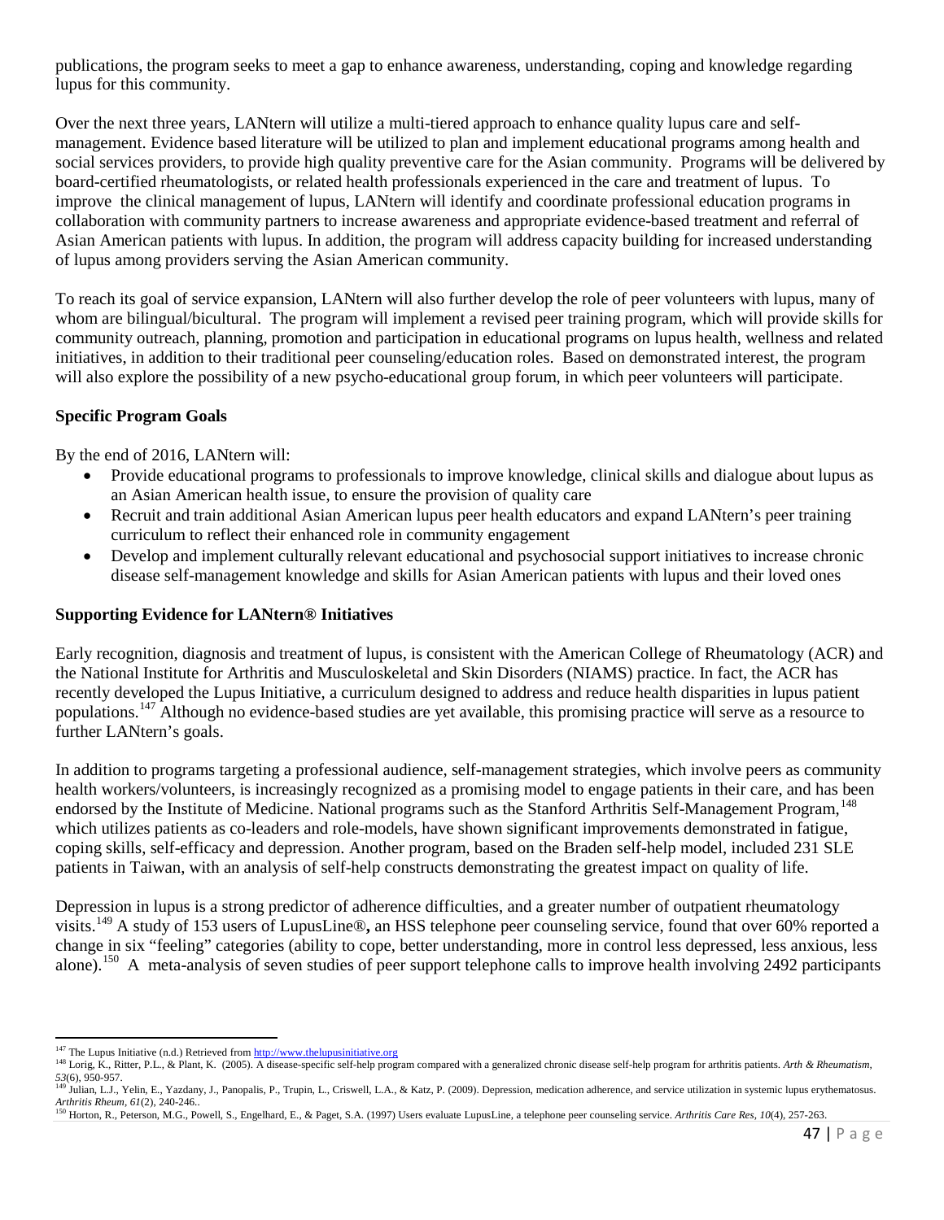publications, the program seeks to meet a gap to enhance awareness, understanding, coping and knowledge regarding lupus for this community.

Over the next three years, LANtern will utilize a multi-tiered approach to enhance quality lupus care and self-management. Evidence based literature will be utilized to plan and implement educational programs among health and social services providers, to provide high quality preventive care for the Asian community. Programs will be delivered by board-certified rheumatologists, or related health professionals experienced in the care and treatment of lupus. To improve the clinical management of lupus, LANtern will identify and coordinate professional education programs in collaboration with community partners to increase awareness and appropriate evidence-based treatment and referral of Asian American patients with lupus. In addition, the program will address capacity building for increased understanding of lupus among providers serving the Asian American community.

To reach its goal of service expansion, LANtern will also further develop the role of peer volunteers with lupus, many of whom are bilingual/bicultural. The program will implement a revised peer training program, which will provide skills for community outreach, planning, promotion and participation in educational programs on lupus health, wellness and related initiatives, in addition to their traditional peer counseling/education roles. Based on demonstrated interest, the program will also explore the possibility of a new psycho-educational group forum, in which peer volunteers will participate.

**Specific Program Goals**

By the end of 2016, LANtern will:

- Provide educational programs to professionals to improve knowledge, clinical skills and dialogue about lupus as an Asian American health issue, to ensure the provision of quality care
- Recruit and train additional Asian American lupus peer health educators and expand LANtern's peer training curriculum to reflect their enhanced role in community engagement
- Develop and implement culturally relevant educational and psychosocial support initiatives to increase chronic disease self-management knowledge and skills for Asian American patients with lupus and their loved ones

**Supporting Evidence for LANtern® Initiatives**

Early recognition, diagnosis and treatment of lupus, is consistent with the American College of Rheumatology (ACR) and the National Institute for Arthritis and Musculoskeletal and Skin Disorders (NIAMS) practice. In fact, the ACR has recently developed the Lupus Initiative, a curriculum designed to address and reduce health disparities in lupus patient populations.[147] Although no evidence-based studies are yet available, this promising practice will serve as a resource to further LANtern's goals.

In addition to programs targeting a professional audience, self-management strategies, which involve peers as community health workers/volunteers, is increasingly recognized as a promising model to engage patients in their care, and has been endorsed by the Institute of Medicine. National programs such as the Stanford Arthritis Self-Management Program,[148] which utilizes patients as co-leaders and role-models, have shown significant improvements demonstrated in fatigue, coping skills, self-efficacy and depression. Another program, based on the Braden self-help model, included 231 SLE patients in Taiwan, with an analysis of self-help constructs demonstrating the greatest impact on quality of life.

Depression in lupus is a strong predictor of adherence difficulties, and a greater number of outpatient rheumatology visits.[149] A study of 153 users of LupusLine®**,** an HSS telephone peer counseling service, found that over 60% reported a change in six "feeling" categories (ability to cope, better understanding, more in control less depressed, less anxious, less alone).[150] A meta-analysis of seven studies of peer support telephone calls to improve health involving 2492 participants

---

[147] The Lupus Initiative (n.d.) Retrieved from http://www.thelupusinitiative.org

[148] Lorig, K., Ritter, P.L., & Plant, K. (2005). A disease-specific self-help program compared with a generalized chronic disease self-help program for arthritis patients. *Arth & Rheumatism, 53*(6), 950-957.

[149] Julian, L.J., Yelin, E., Yazdany, J., Panopalis, P., Trupin, L., Criswell, L.A., & Katz, P. (2009). Depression, medication adherence, and service utilization in systemic lupus erythematosus. *Arthritis Rheum, 61*(2), 240-246..

[150] Horton, R., Peterson, M.G., Powell, S., Engelhard, E., & Paget, S.A. (1997) Users evaluate LupusLine, a telephone peer counseling service. *Arthritis Care Res, 10*(4), 257-263.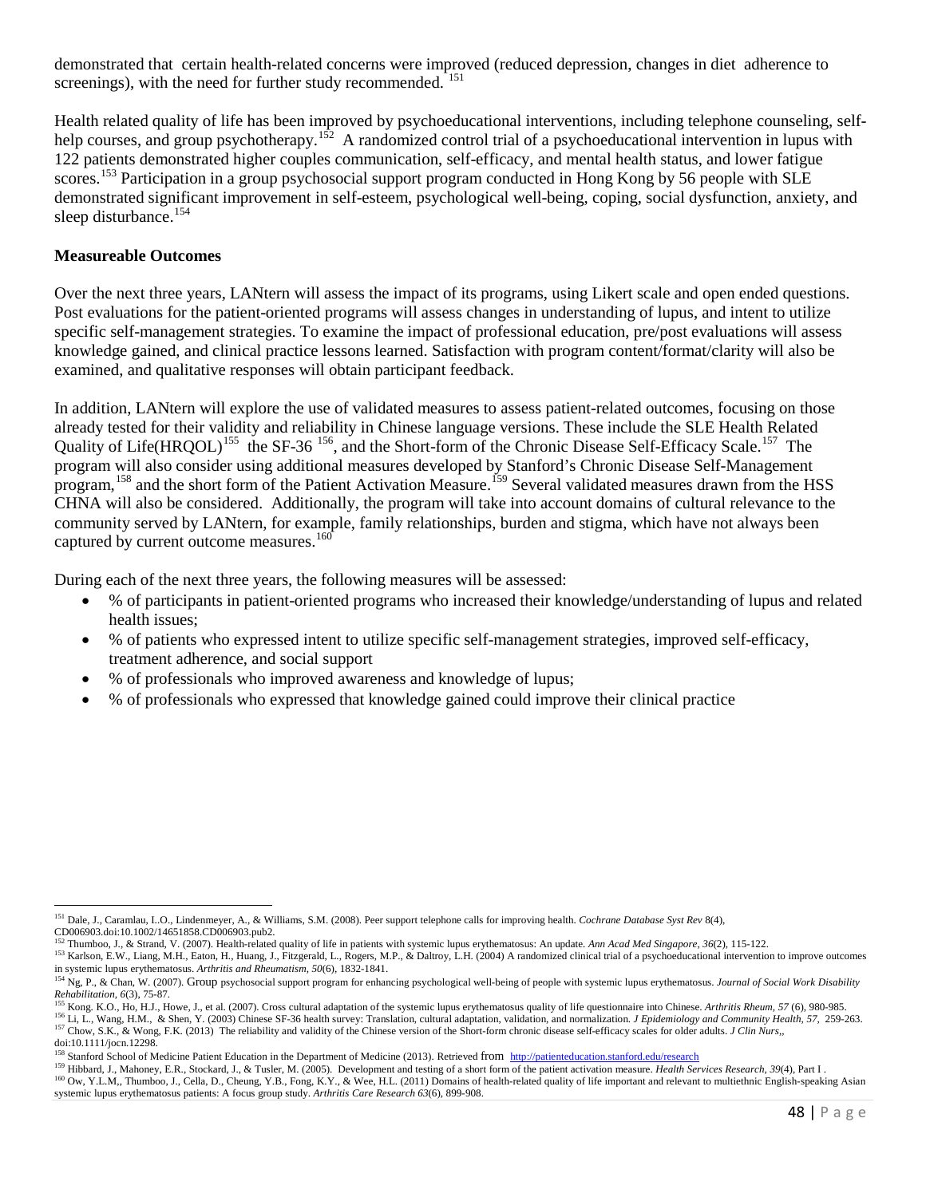demonstrated that certain health-related concerns were improved (reduced depression, changes in diet adherence to screenings), with the need for further study recommended. [151]

Health related quality of life has been improved by psychoeducational interventions, including telephone counseling, self-help courses, and group psychotherapy.[152] A randomized control trial of a psychoeducational intervention in lupus with 122 patients demonstrated higher couples communication, self-efficacy, and mental health status, and lower fatigue scores.[153] Participation in a group psychosocial support program conducted in Hong Kong by 56 people with SLE demonstrated significant improvement in self-esteem, psychological well-being, coping, social dysfunction, anxiety, and sleep disturbance.[154]

**Measureable Outcomes**

Over the next three years, LANtern will assess the impact of its programs, using Likert scale and open ended questions. Post evaluations for the patient-oriented programs will assess changes in understanding of lupus, and intent to utilize specific self-management strategies. To examine the impact of professional education, pre/post evaluations will assess knowledge gained, and clinical practice lessons learned. Satisfaction with program content/format/clarity will also be examined, and qualitative responses will obtain participant feedback.

In addition, LANtern will explore the use of validated measures to assess patient-related outcomes, focusing on those already tested for their validity and reliability in Chinese language versions. These include the SLE Health Related Quality of Life(HRQOL)[155] the SF-36 [156], and the Short-form of the Chronic Disease Self-Efficacy Scale.[157] The program will also consider using additional measures developed by Stanford's Chronic Disease Self-Management program,[158] and the short form of the Patient Activation Measure.[159] Several validated measures drawn from the HSS CHNA will also be considered. Additionally, the program will take into account domains of cultural relevance to the community served by LANtern, for example, family relationships, burden and stigma, which have not always been captured by current outcome measures.[160]

During each of the next three years, the following measures will be assessed:

- % of participants in patient-oriented programs who increased their knowledge/understanding of lupus and related health issues;
- % of patients who expressed intent to utilize specific self-management strategies, improved self-efficacy, treatment adherence, and social support
- % of professionals who improved awareness and knowledge of lupus;
- % of professionals who expressed that knowledge gained could improve their clinical practice

---

[151] Dale, J., Caramlau, I.O., Lindenmeyer, A., & Williams, S.M. (2008). Peer support telephone calls for improving health. *Cochrane Database Syst Rev* 8(4), CD006903.doi:10.1002/14651858.CD006903.pub2.

[152] Thumboo, J., & Strand, V. (2007). Health-related quality of life in patients with systemic lupus erythematosus: An update. *Ann Acad Med Singapore, 36*(2), 115-122.

[153] Karlson, E.W., Liang, M.H., Eaton, H., Huang, J., Fitzgerald, L., Rogers, M.P., & Daltroy, L.H. (2004) A randomized clinical trial of a psychoeducational intervention to improve outcomes in systemic lupus erythematosus. *Arthritis and Rheumatism, 50*(6), 1832-1841.

[154] Ng, P., & Chan, W. (2007). Group psychosocial support program for enhancing psychological well-being of people with systemic lupus erythematosus. *Journal of Social Work Disability Rehabilitation, 6*(3), 75-87.

[155] Kong. K.O., Ho, H.J., Howe, J., et al. (2007). Cross cultural adaptation of the systemic lupus erythematosus quality of life questionnaire into Chinese. *Arthritis Rheum, 57* (6), 980-985.

[156] Li, L., Wang, H.M., & Shen, Y. (2003) Chinese SF-36 health survey: Translation, cultural adaptation, validation, and normalization. *J Epidemiology and Community Health, 57*, 259-263.

[157] Chow, S.K., & Wong, F.K. (2013) The reliability and validity of the Chinese version of the Short-form chronic disease self-efficacy scales for older adults. *J Clin Nurs*,, doi:10.1111/jocn.12298.

[158] Stanford School of Medicine Patient Education in the Department of Medicine (2013). Retrieved from http://patienteducation.stanford.edu/research

[159] Hibbard, J., Mahoney, E.R., Stockard, J., & Tusler, M. (2005). Development and testing of a short form of the patient activation measure. *Health Services Research, 39*(4), Part I .

[160] Ow, Y.L.M,, Thumboo, J., Cella, D., Cheung, Y.B., Fong, K.Y., & Wee, H.L. (2011) Domains of health-related quality of life important and relevant to multiethnic English-speaking Asian systemic lupus erythematosus patients: A focus group study. *Arthritis Care Research 63*(6), 899-908.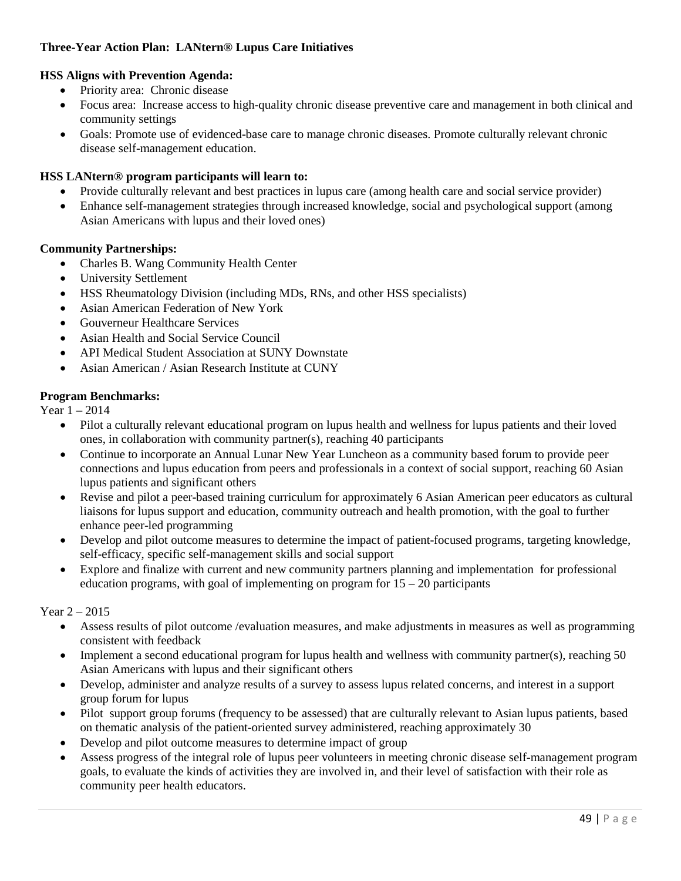**Three-Year Action Plan: LANtern® Lupus Care Initiatives**

**HSS Aligns with Prevention Agenda:**

- Priority area: Chronic disease
- Focus area: Increase access to high-quality chronic disease preventive care and management in both clinical and community settings
- Goals: Promote use of evidenced-base care to manage chronic diseases. Promote culturally relevant chronic disease self-management education.

**HSS LANtern® program participants will learn to:**

- Provide culturally relevant and best practices in lupus care (among health care and social service provider)
- Enhance self-management strategies through increased knowledge, social and psychological support (among Asian Americans with lupus and their loved ones)

**Community Partnerships:**

- Charles B. Wang Community Health Center
- University Settlement
- HSS Rheumatology Division (including MDs, RNs, and other HSS specialists)
- Asian American Federation of New York
- Gouverneur Healthcare Services
- Asian Health and Social Service Council
- API Medical Student Association at SUNY Downstate
- Asian American / Asian Research Institute at CUNY

**Program Benchmarks:**

Year 1 – 2014

- Pilot a culturally relevant educational program on lupus health and wellness for lupus patients and their loved ones, in collaboration with community partner(s), reaching 40 participants
- Continue to incorporate an Annual Lunar New Year Luncheon as a community based forum to provide peer connections and lupus education from peers and professionals in a context of social support, reaching 60 Asian lupus patients and significant others
- Revise and pilot a peer-based training curriculum for approximately 6 Asian American peer educators as cultural liaisons for lupus support and education, community outreach and health promotion, with the goal to further enhance peer-led programming
- Develop and pilot outcome measures to determine the impact of patient-focused programs, targeting knowledge, self-efficacy, specific self-management skills and social support
- Explore and finalize with current and new community partners planning and implementation for professional education programs, with goal of implementing on program for 15 – 20 participants

Year 2 – 2015

- Assess results of pilot outcome /evaluation measures, and make adjustments in measures as well as programming consistent with feedback
- Implement a second educational program for lupus health and wellness with community partner(s), reaching 50 Asian Americans with lupus and their significant others
- Develop, administer and analyze results of a survey to assess lupus related concerns, and interest in a support group forum for lupus
- Pilot support group forums (frequency to be assessed) that are culturally relevant to Asian lupus patients, based on thematic analysis of the patient-oriented survey administered, reaching approximately 30
- Develop and pilot outcome measures to determine impact of group
- Assess progress of the integral role of lupus peer volunteers in meeting chronic disease self-management program goals, to evaluate the kinds of activities they are involved in, and their level of satisfaction with their role as community peer health educators.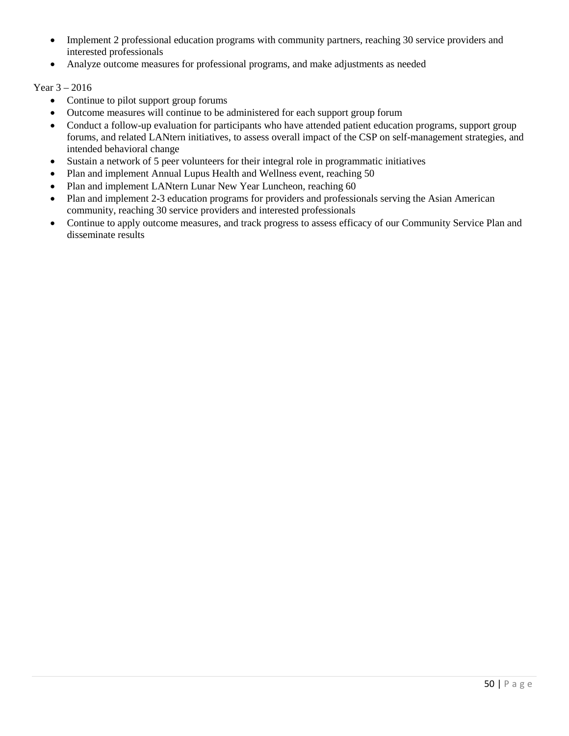- Implement 2 professional education programs with community partners, reaching 30 service providers and interested professionals
- Analyze outcome measures for professional programs, and make adjustments as needed

Year 3 – 2016

- Continue to pilot support group forums
- Outcome measures will continue to be administered for each support group forum
- Conduct a follow-up evaluation for participants who have attended patient education programs, support group forums, and related LANtern initiatives, to assess overall impact of the CSP on self-management strategies, and intended behavioral change
- Sustain a network of 5 peer volunteers for their integral role in programmatic initiatives
- Plan and implement Annual Lupus Health and Wellness event, reaching 50
- Plan and implement LANtern Lunar New Year Luncheon, reaching 60
- Plan and implement 2-3 education programs for providers and professionals serving the Asian American community, reaching 30 service providers and interested professionals
- Continue to apply outcome measures, and track progress to assess efficacy of our Community Service Plan and disseminate results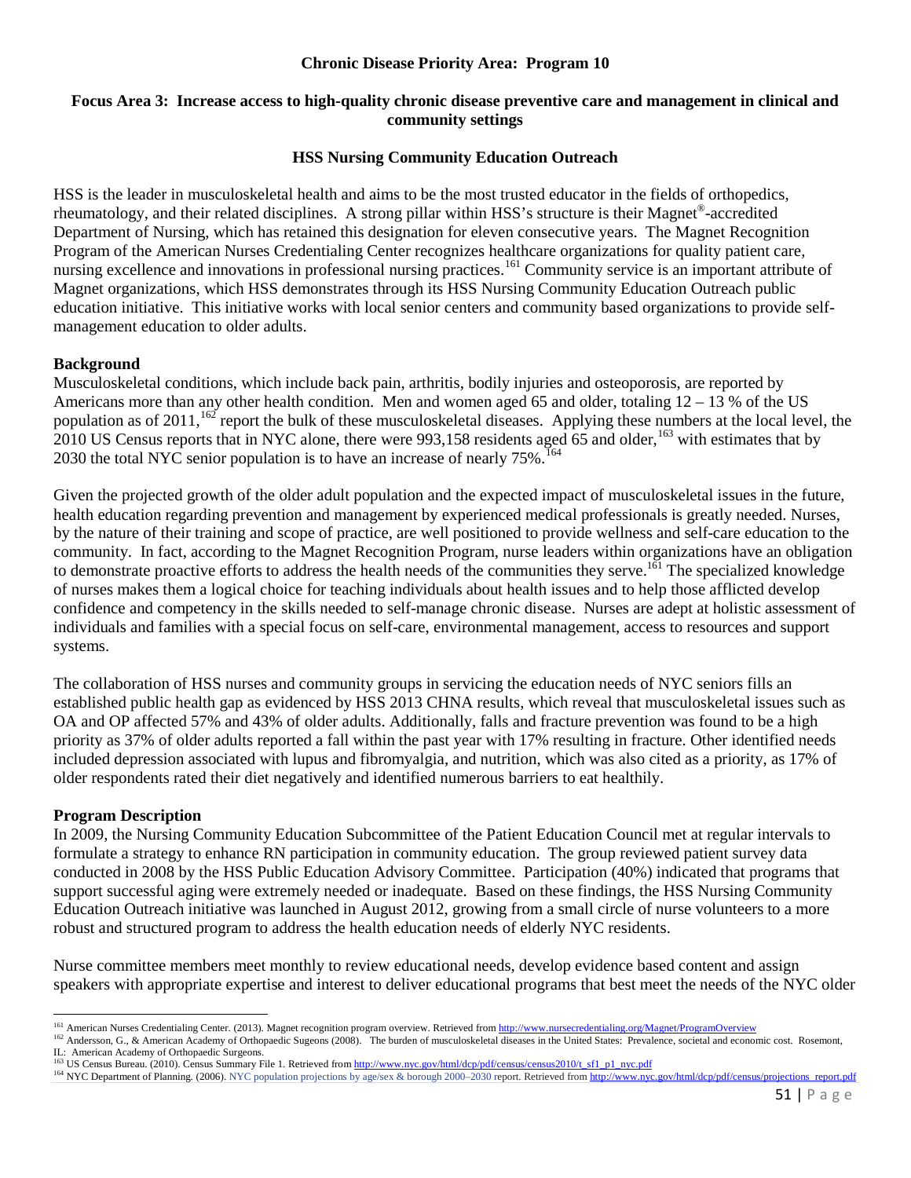**Chronic Disease Priority Area: Program 10**

**Focus Area 3: Increase access to high-quality chronic disease preventive care and management in clinical and community settings**

**HSS Nursing Community Education Outreach**

HSS is the leader in musculoskeletal health and aims to be the most trusted educator in the fields of orthopedics, rheumatology, and their related disciplines. A strong pillar within HSS's structure is their Magnet®-accredited Department of Nursing, which has retained this designation for eleven consecutive years. The Magnet Recognition Program of the American Nurses Credentialing Center recognizes healthcare organizations for quality patient care, nursing excellence and innovations in professional nursing practices.[161] Community service is an important attribute of Magnet organizations, which HSS demonstrates through its HSS Nursing Community Education Outreach public education initiative. This initiative works with local senior centers and community based organizations to provide self-management education to older adults.

**Background**

Musculoskeletal conditions, which include back pain, arthritis, bodily injuries and osteoporosis, are reported by Americans more than any other health condition. Men and women aged 65 and older, totaling 12 – 13 % of the US population as of 2011,[162] report the bulk of these musculoskeletal diseases. Applying these numbers at the local level, the 2010 US Census reports that in NYC alone, there were 993,158 residents aged 65 and older,[163] with estimates that by 2030 the total NYC senior population is to have an increase of nearly 75%.[164]

Given the projected growth of the older adult population and the expected impact of musculoskeletal issues in the future, health education regarding prevention and management by experienced medical professionals is greatly needed. Nurses, by the nature of their training and scope of practice, are well positioned to provide wellness and self-care education to the community. In fact, according to the Magnet Recognition Program, nurse leaders within organizations have an obligation to demonstrate proactive efforts to address the health needs of the communities they serve.[161] The specialized knowledge of nurses makes them a logical choice for teaching individuals about health issues and to help those afflicted develop confidence and competency in the skills needed to self-manage chronic disease. Nurses are adept at holistic assessment of individuals and families with a special focus on self-care, environmental management, access to resources and support systems.

The collaboration of HSS nurses and community groups in servicing the education needs of NYC seniors fills an established public health gap as evidenced by HSS 2013 CHNA results, which reveal that musculoskeletal issues such as OA and OP affected 57% and 43% of older adults. Additionally, falls and fracture prevention was found to be a high priority as 37% of older adults reported a fall within the past year with 17% resulting in fracture. Other identified needs included depression associated with lupus and fibromyalgia, and nutrition, which was also cited as a priority, as 17% of older respondents rated their diet negatively and identified numerous barriers to eat healthily.

**Program Description**

In 2009, the Nursing Community Education Subcommittee of the Patient Education Council met at regular intervals to formulate a strategy to enhance RN participation in community education. The group reviewed patient survey data conducted in 2008 by the HSS Public Education Advisory Committee. Participation (40%) indicated that programs that support successful aging were extremely needed or inadequate. Based on these findings, the HSS Nursing Community Education Outreach initiative was launched in August 2012, growing from a small circle of nurse volunteers to a more robust and structured program to address the health education needs of elderly NYC residents.

Nurse committee members meet monthly to review educational needs, develop evidence based content and assign speakers with appropriate expertise and interest to deliver educational programs that best meet the needs of the NYC older

---

[161] American Nurses Credentialing Center. (2013). Magnet recognition program overview. Retrieved from http://www.nursecredentialing.org/Magnet/ProgramOverview

[162] Andersson, G., & American Academy of Orthopaedic Sugeons (2008). The burden of musculoskeletal diseases in the United States: Prevalence, societal and economic cost. Rosemont, IL: American Academy of Orthopaedic Surgeons.

[163] US Census Bureau. (2010). Census Summary File 1. Retrieved from http://www.nyc.gov/html/dcp/pdf/census/census2010/t_sf1_p1_nyc.pdf

[164] NYC Department of Planning. (2006). NYC population projections by age/sex & borough 2000–2030 report. Retrieved from http://www.nyc.gov/html/dcp/pdf/census/projections_report.pdf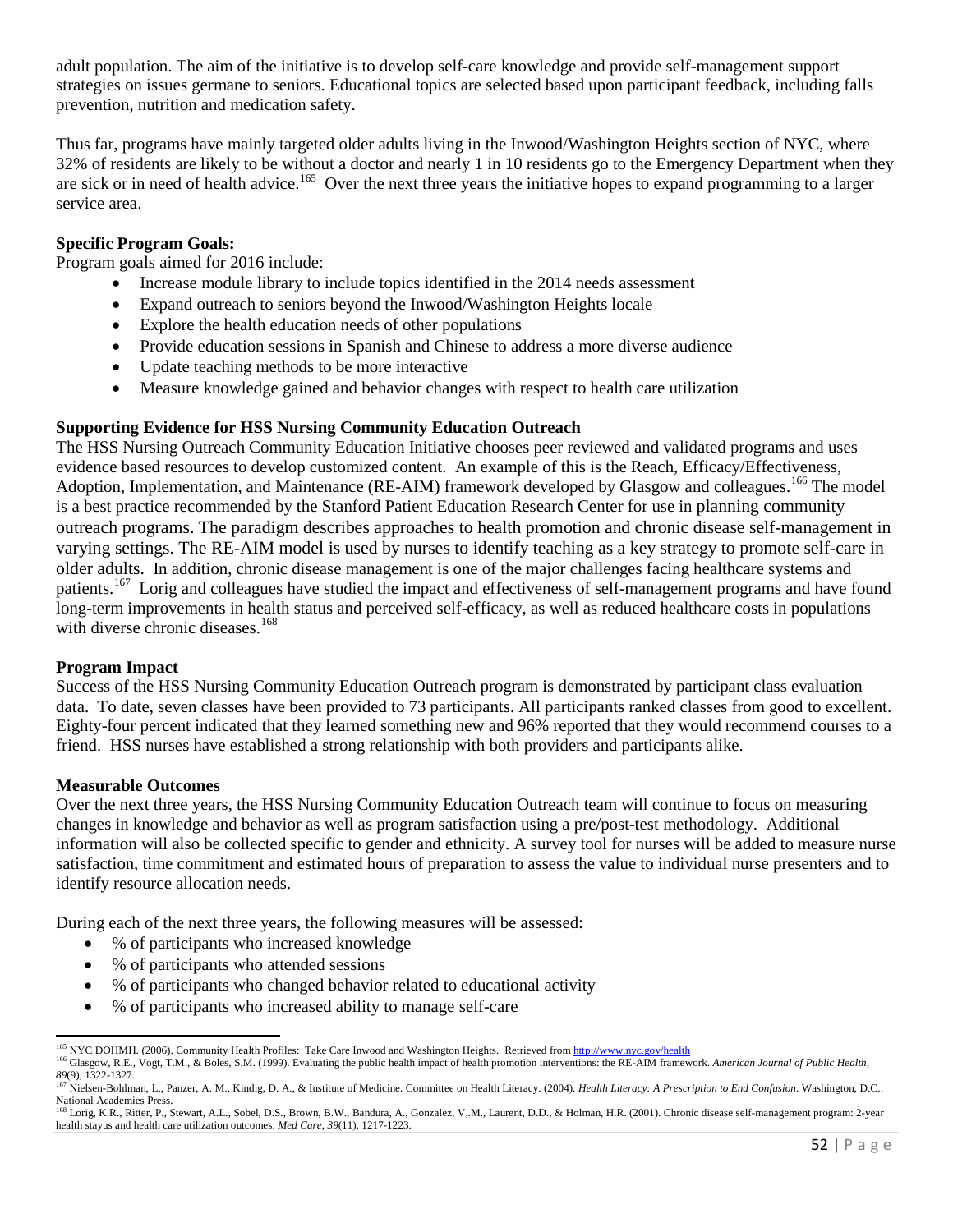adult population. The aim of the initiative is to develop self-care knowledge and provide self-management support strategies on issues germane to seniors. Educational topics are selected based upon participant feedback, including falls prevention, nutrition and medication safety.

Thus far, programs have mainly targeted older adults living in the Inwood/Washington Heights section of NYC, where 32% of residents are likely to be without a doctor and nearly 1 in 10 residents go to the Emergency Department when they are sick or in need of health advice.[165] Over the next three years the initiative hopes to expand programming to a larger service area.

**Specific Program Goals:**

Program goals aimed for 2016 include:

- Increase module library to include topics identified in the 2014 needs assessment
- Expand outreach to seniors beyond the Inwood/Washington Heights locale
- Explore the health education needs of other populations
- Provide education sessions in Spanish and Chinese to address a more diverse audience
- Update teaching methods to be more interactive
- Measure knowledge gained and behavior changes with respect to health care utilization

**Supporting Evidence for HSS Nursing Community Education Outreach**

The HSS Nursing Outreach Community Education Initiative chooses peer reviewed and validated programs and uses evidence based resources to develop customized content. An example of this is the Reach, Efficacy/Effectiveness, Adoption, Implementation, and Maintenance (RE-AIM) framework developed by Glasgow and colleagues.[166] The model is a best practice recommended by the Stanford Patient Education Research Center for use in planning community outreach programs. The paradigm describes approaches to health promotion and chronic disease self-management in varying settings. The RE-AIM model is used by nurses to identify teaching as a key strategy to promote self-care in older adults. In addition, chronic disease management is one of the major challenges facing healthcare systems and patients.[167] Lorig and colleagues have studied the impact and effectiveness of self-management programs and have found long-term improvements in health status and perceived self-efficacy, as well as reduced healthcare costs in populations with diverse chronic diseases.[168]

**Program Impact**

Success of the HSS Nursing Community Education Outreach program is demonstrated by participant class evaluation data. To date, seven classes have been provided to 73 participants. All participants ranked classes from good to excellent. Eighty-four percent indicated that they learned something new and 96% reported that they would recommend courses to a friend. HSS nurses have established a strong relationship with both providers and participants alike.

**Measurable Outcomes**

Over the next three years, the HSS Nursing Community Education Outreach team will continue to focus on measuring changes in knowledge and behavior as well as program satisfaction using a pre/post-test methodology. Additional information will also be collected specific to gender and ethnicity. A survey tool for nurses will be added to measure nurse satisfaction, time commitment and estimated hours of preparation to assess the value to individual nurse presenters and to identify resource allocation needs.

During each of the next three years, the following measures will be assessed:

- % of participants who increased knowledge
- % of participants who attended sessions
- % of participants who changed behavior related to educational activity
- % of participants who increased ability to manage self-care

---

[165] NYC DOHMH. (2006). Community Health Profiles: Take Care Inwood and Washington Heights. Retrieved from http://www.nyc.gov/health

[166] Glasgow, R.E., Vogt, T.M., & Boles, S.M. (1999). Evaluating the public health impact of health promotion interventions: the RE-AIM framework. *American Journal of Public Health, 89*(9), 1322-1327.

[167] Nielsen-Bohlman, L., Panzer, A. M., Kindig, D. A., & Institute of Medicine. Committee on Health Literacy. (2004). *Health Literacy: A Prescription to End Confusion*. Washington, D.C.: National Academies Press.

[168] Lorig, K.R., Ritter, P., Stewart, A.L., Sobel, D.S., Brown, B.W., Bandura, A., Gonzalez, V,.M., Laurent, D.D., & Holman, H.R. (2001). Chronic disease self-management program: 2-year health stayus and health care utilization outcomes. *Med Care, 39*(11), 1217-1223.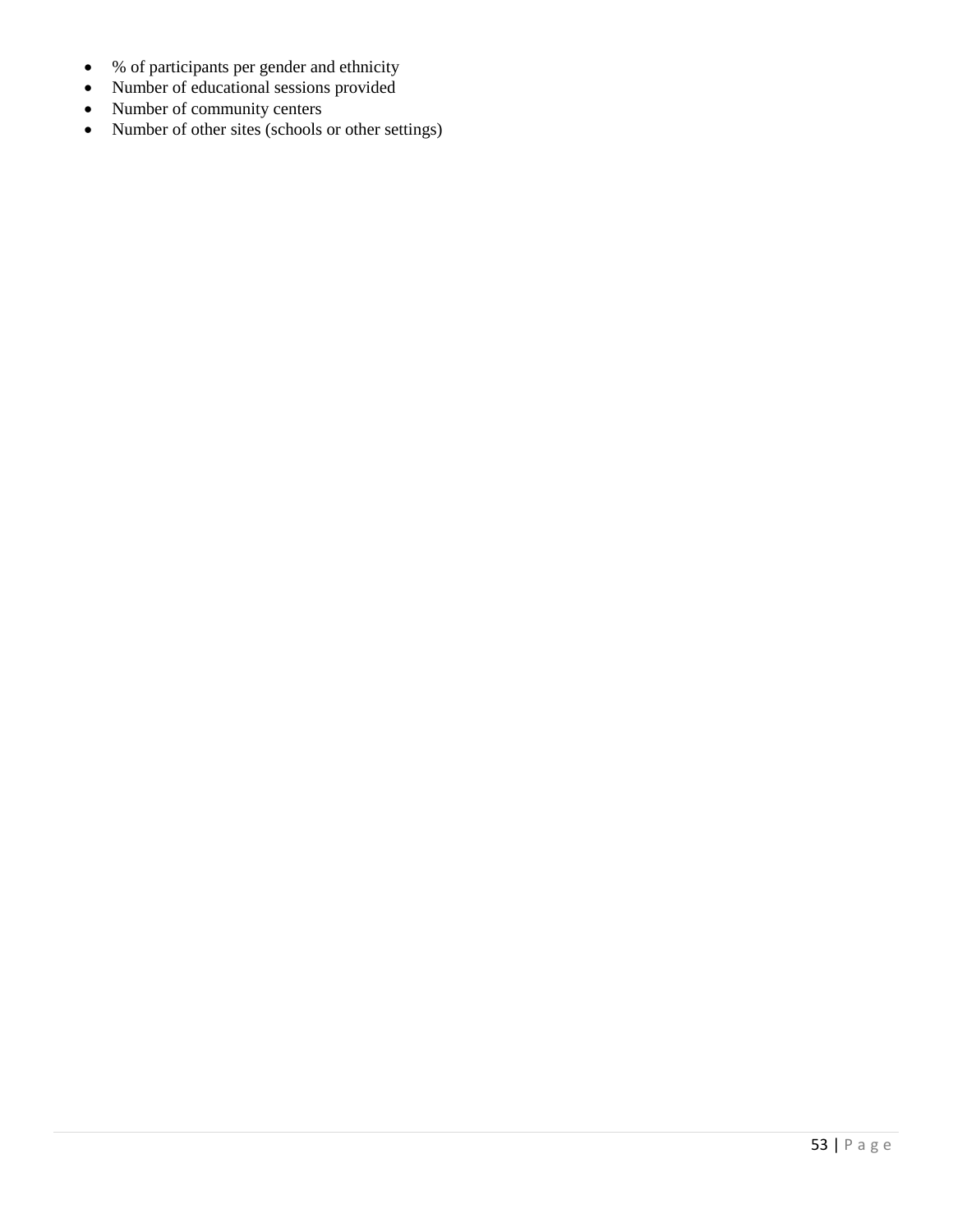- % of participants per gender and ethnicity
- Number of educational sessions provided
- Number of community centers
- Number of other sites (schools or other settings)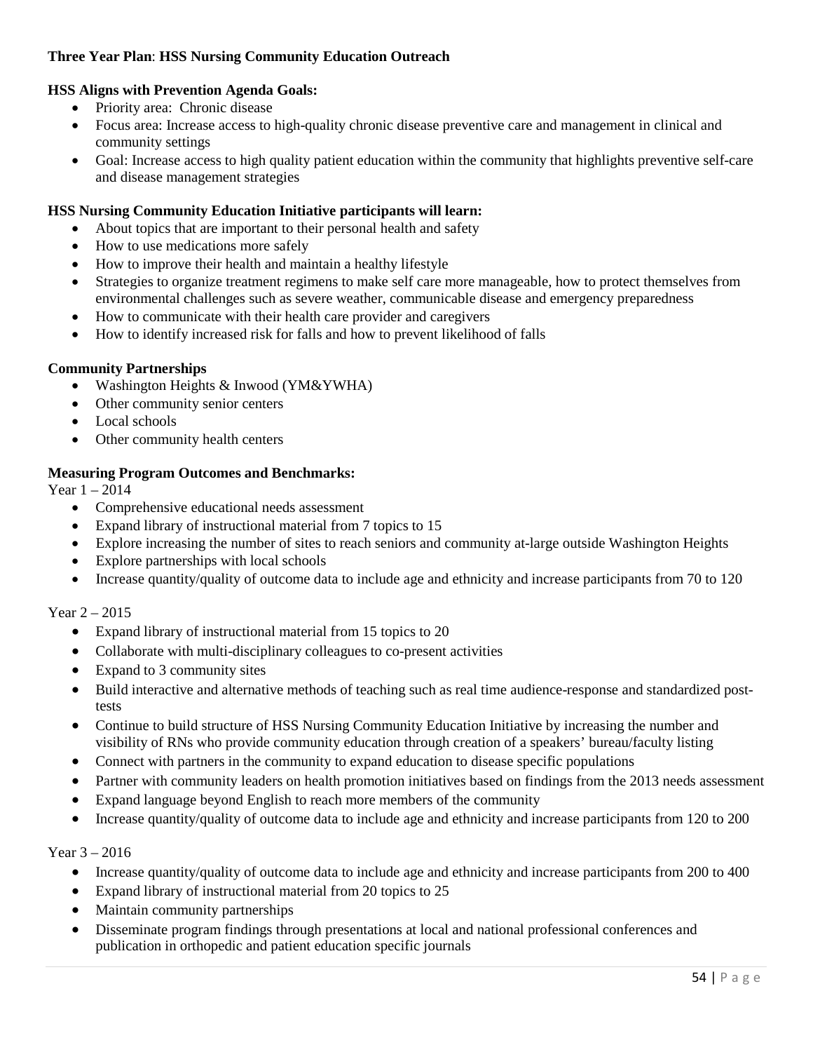**Three Year Plan**: **HSS Nursing Community Education Outreach**

**HSS Aligns with Prevention Agenda Goals:**

- Priority area: Chronic disease
- Focus area: Increase access to high-quality chronic disease preventive care and management in clinical and community settings
- Goal: Increase access to high quality patient education within the community that highlights preventive self-care and disease management strategies

**HSS Nursing Community Education Initiative participants will learn:**

- About topics that are important to their personal health and safety
- How to use medications more safely
- How to improve their health and maintain a healthy lifestyle
- Strategies to organize treatment regimens to make self care more manageable, how to protect themselves from environmental challenges such as severe weather, communicable disease and emergency preparedness
- How to communicate with their health care provider and caregivers
- How to identify increased risk for falls and how to prevent likelihood of falls

**Community Partnerships**

- Washington Heights & Inwood (YM&YWHA)
- Other community senior centers
- Local schools
- Other community health centers

**Measuring Program Outcomes and Benchmarks:**

Year 1 – 2014

- Comprehensive educational needs assessment
- Expand library of instructional material from 7 topics to 15
- Explore increasing the number of sites to reach seniors and community at-large outside Washington Heights
- Explore partnerships with local schools
- Increase quantity/quality of outcome data to include age and ethnicity and increase participants from 70 to 120

Year 2 – 2015

- Expand library of instructional material from 15 topics to 20
- Collaborate with multi-disciplinary colleagues to co-present activities
- Expand to 3 community sites
- Build interactive and alternative methods of teaching such as real time audience-response and standardized post-tests
- Continue to build structure of HSS Nursing Community Education Initiative by increasing the number and visibility of RNs who provide community education through creation of a speakers' bureau/faculty listing
- Connect with partners in the community to expand education to disease specific populations
- Partner with community leaders on health promotion initiatives based on findings from the 2013 needs assessment
- Expand language beyond English to reach more members of the community
- Increase quantity/quality of outcome data to include age and ethnicity and increase participants from 120 to 200

Year 3 – 2016

- Increase quantity/quality of outcome data to include age and ethnicity and increase participants from 200 to 400
- Expand library of instructional material from 20 topics to 25
- Maintain community partnerships
- Disseminate program findings through presentations at local and national professional conferences and publication in orthopedic and patient education specific journals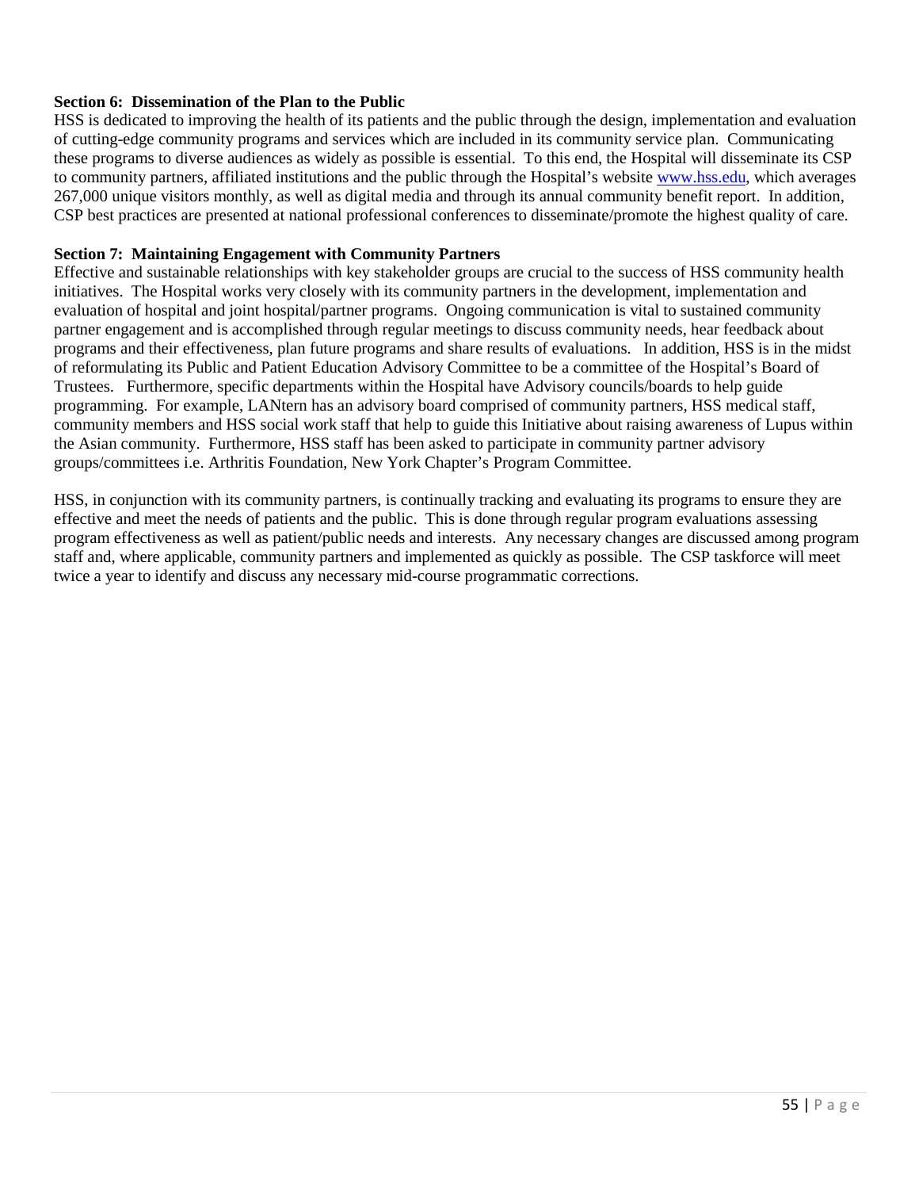**Section 6: Dissemination of the Plan to the Public**

HSS is dedicated to improving the health of its patients and the public through the design, implementation and evaluation of cutting-edge community programs and services which are included in its community service plan. Communicating these programs to diverse audiences as widely as possible is essential. To this end, the Hospital will disseminate its CSP to community partners, affiliated institutions and the public through the Hospital's website [www.hss.edu](http://www.hss.edu), which averages 267,000 unique visitors monthly, as well as digital media and through its annual community benefit report. In addition, CSP best practices are presented at national professional conferences to disseminate/promote the highest quality of care.

**Section 7: Maintaining Engagement with Community Partners**

Effective and sustainable relationships with key stakeholder groups are crucial to the success of HSS community health initiatives. The Hospital works very closely with its community partners in the development, implementation and evaluation of hospital and joint hospital/partner programs. Ongoing communication is vital to sustained community partner engagement and is accomplished through regular meetings to discuss community needs, hear feedback about programs and their effectiveness, plan future programs and share results of evaluations. In addition, HSS is in the midst of reformulating its Public and Patient Education Advisory Committee to be a committee of the Hospital's Board of Trustees. Furthermore, specific departments within the Hospital have Advisory councils/boards to help guide programming. For example, LANtern has an advisory board comprised of community partners, HSS medical staff, community members and HSS social work staff that help to guide this Initiative about raising awareness of Lupus within the Asian community. Furthermore, HSS staff has been asked to participate in community partner advisory groups/committees i.e. Arthritis Foundation, New York Chapter's Program Committee.

HSS, in conjunction with its community partners, is continually tracking and evaluating its programs to ensure they are effective and meet the needs of patients and the public. This is done through regular program evaluations assessing program effectiveness as well as patient/public needs and interests. Any necessary changes are discussed among program staff and, where applicable, community partners and implemented as quickly as possible. The CSP taskforce will meet twice a year to identify and discuss any necessary mid-course programmatic corrections.